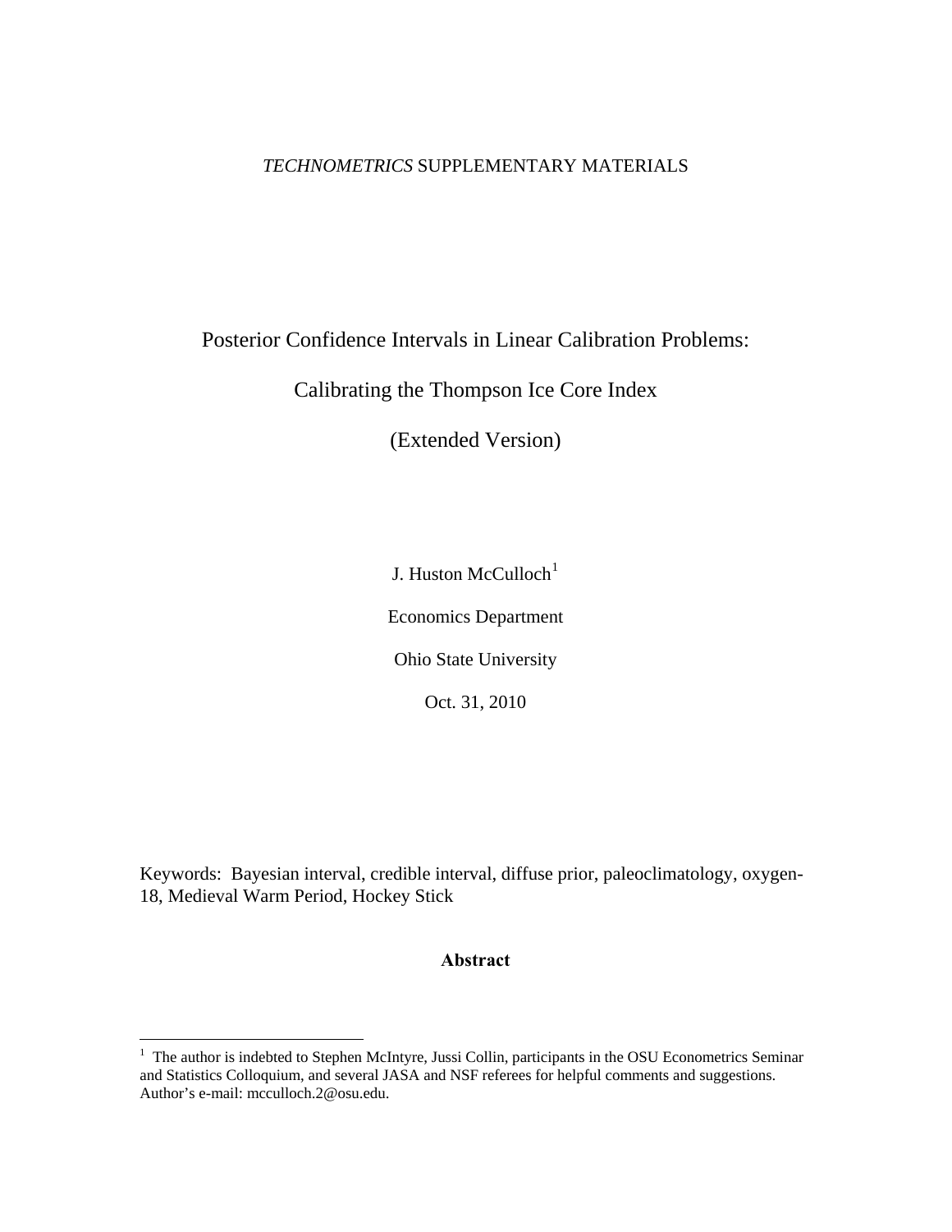*TECHNOMETRICS* SUPPLEMENTARY MATERIALS

# Posterior Confidence Intervals in Linear Calibration Problems:

# Calibrating the Thompson Ice Core Index

# (Extended Version)

J. Huston McCulloch[1]

Economics Department

Ohio State University

Oct. 31, 2010

Keywords: Bayesian interval, credible interval, diffuse prior, paleoclimatology, oxygen-18, Medieval Warm Period, Hockey Stick

**Abstract**

[1] The author is indebted to Stephen McIntyre, Jussi Collin, participants in the OSU Econometrics Seminar and Statistics Colloquium, and several JASA and NSF referees for helpful comments and suggestions. Author's e-mail: mcculloch.2@osu.edu.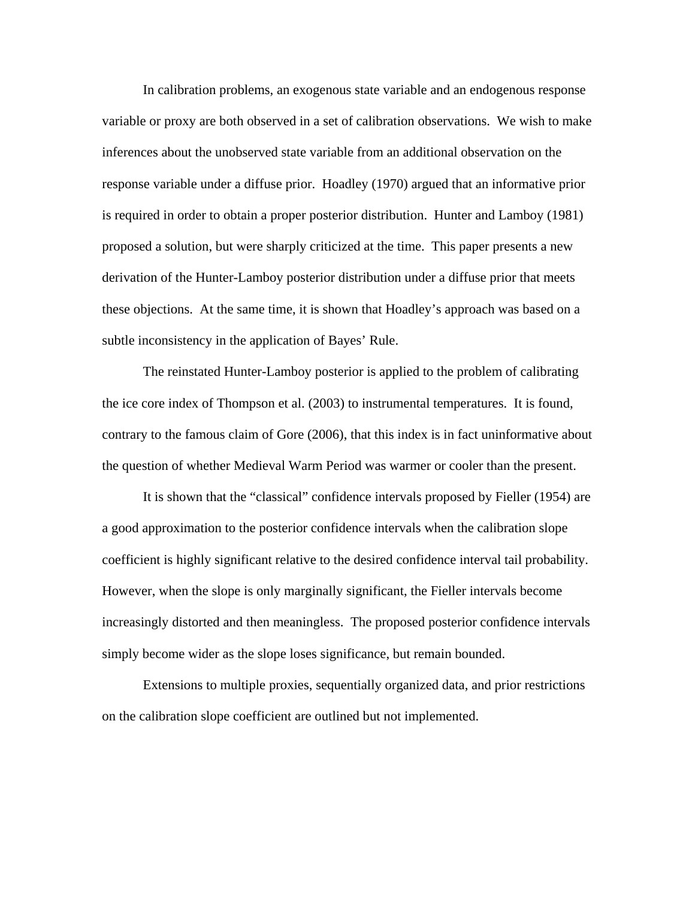In calibration problems, an exogenous state variable and an endogenous response variable or proxy are both observed in a set of calibration observations. We wish to make inferences about the unobserved state variable from an additional observation on the response variable under a diffuse prior. Hoadley (1970) argued that an informative prior is required in order to obtain a proper posterior distribution. Hunter and Lamboy (1981) proposed a solution, but were sharply criticized at the time. This paper presents a new derivation of the Hunter-Lamboy posterior distribution under a diffuse prior that meets these objections. At the same time, it is shown that Hoadley's approach was based on a subtle inconsistency in the application of Bayes' Rule.

The reinstated Hunter-Lamboy posterior is applied to the problem of calibrating the ice core index of Thompson et al. (2003) to instrumental temperatures. It is found, contrary to the famous claim of Gore (2006), that this index is in fact uninformative about the question of whether Medieval Warm Period was warmer or cooler than the present.

It is shown that the "classical" confidence intervals proposed by Fieller (1954) are a good approximation to the posterior confidence intervals when the calibration slope coefficient is highly significant relative to the desired confidence interval tail probability. However, when the slope is only marginally significant, the Fieller intervals become increasingly distorted and then meaningless. The proposed posterior confidence intervals simply become wider as the slope loses significance, but remain bounded.

Extensions to multiple proxies, sequentially organized data, and prior restrictions on the calibration slope coefficient are outlined but not implemented.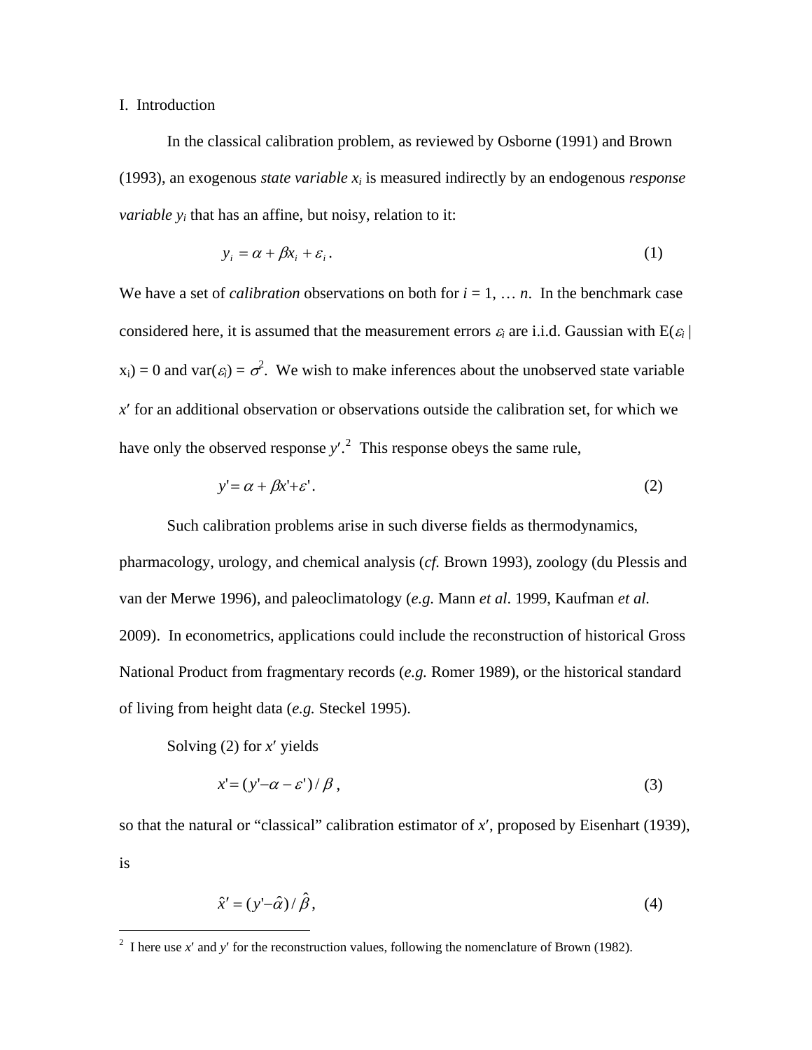## I. Introduction

In the classical calibration problem, as reviewed by Osborne (1991) and Brown (1993), an exogenous *state variable* $x_i$ is measured indirectly by an endogenous *response variable* $y_i$ that has an affine, but noisy, relation to it:

$$y_i = \alpha + \beta x_i + \varepsilon_i \,. \tag{1}$$

We have a set of *calibration* observations on both for $i = 1, \ldots n$. In the benchmark case considered here, it is assumed that the measurement errors $\varepsilon_i$ are i.i.d. Gaussian with $E(\varepsilon_i \mid x_i) = 0$ and $\mathrm{var}(\varepsilon_i) = \sigma^2$. We wish to make inferences about the unobserved state variable $x'$ for an additional observation or observations outside the calibration set, for which we have only the observed response $y'$.[2] This response obeys the same rule,

$$y' = \alpha + \beta x' + \varepsilon' \,. \tag{2}$$

Such calibration problems arise in such diverse fields as thermodynamics, pharmacology, urology, and chemical analysis (*cf.* Brown 1993), zoology (du Plessis and van der Merwe 1996), and paleoclimatology (*e.g.* Mann *et al*. 1999, Kaufman *et al.* 2009). In econometrics, applications could include the reconstruction of historical Gross National Product from fragmentary records (*e.g.* Romer 1989), or the historical standard of living from height data (*e.g.* Steckel 1995).

Solving (2) for $x'$ yields

$$x' = (y' - \alpha - \varepsilon')/\beta \,, \tag{3}$$

so that the natural or "classical" calibration estimator of $x'$, proposed by Eisenhart (1939), is

$$\hat{x}' = (y' - \hat{\alpha})/\hat{\beta} \,, \tag{4}$$

---

[2] I here use $x'$ and $y'$ for the reconstruction values, following the nomenclature of Brown (1982).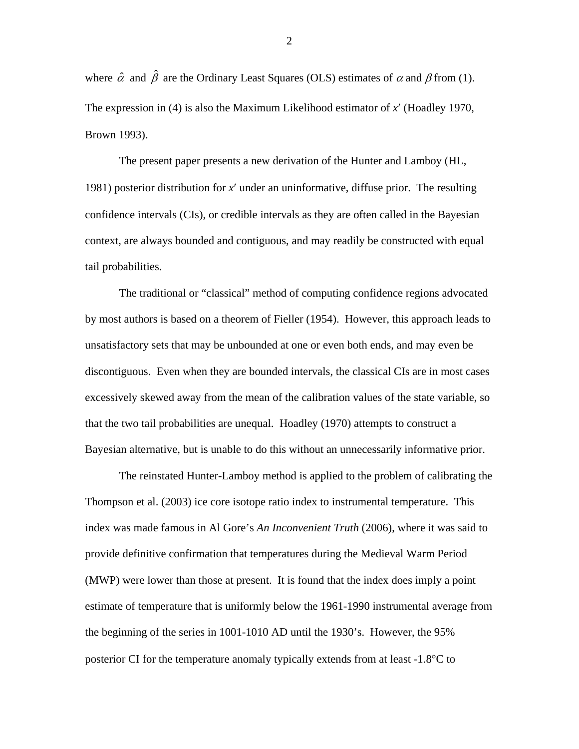where $\hat{\alpha}$ and $\hat{\beta}$ are the Ordinary Least Squares (OLS) estimates of $\alpha$ and $\beta$ from (1). The expression in (4) is also the Maximum Likelihood estimator of $x'$ (Hoadley 1970, Brown 1993).

The present paper presents a new derivation of the Hunter and Lamboy (HL, 1981) posterior distribution for $x'$ under an uninformative, diffuse prior. The resulting confidence intervals (CIs), or credible intervals as they are often called in the Bayesian context, are always bounded and contiguous, and may readily be constructed with equal tail probabilities.

The traditional or "classical" method of computing confidence regions advocated by most authors is based on a theorem of Fieller (1954). However, this approach leads to unsatisfactory sets that may be unbounded at one or even both ends, and may even be discontiguous. Even when they are bounded intervals, the classical CIs are in most cases excessively skewed away from the mean of the calibration values of the state variable, so that the two tail probabilities are unequal. Hoadley (1970) attempts to construct a Bayesian alternative, but is unable to do this without an unnecessarily informative prior.

The reinstated Hunter-Lamboy method is applied to the problem of calibrating the Thompson et al. (2003) ice core isotope ratio index to instrumental temperature. This index was made famous in Al Gore's *An Inconvenient Truth* (2006), where it was said to provide definitive confirmation that temperatures during the Medieval Warm Period (MWP) were lower than those at present. It is found that the index does imply a point estimate of temperature that is uniformly below the 1961-1990 instrumental average from the beginning of the series in 1001-1010 AD until the 1930's. However, the 95% posterior CI for the temperature anomaly typically extends from at least -1.8°C to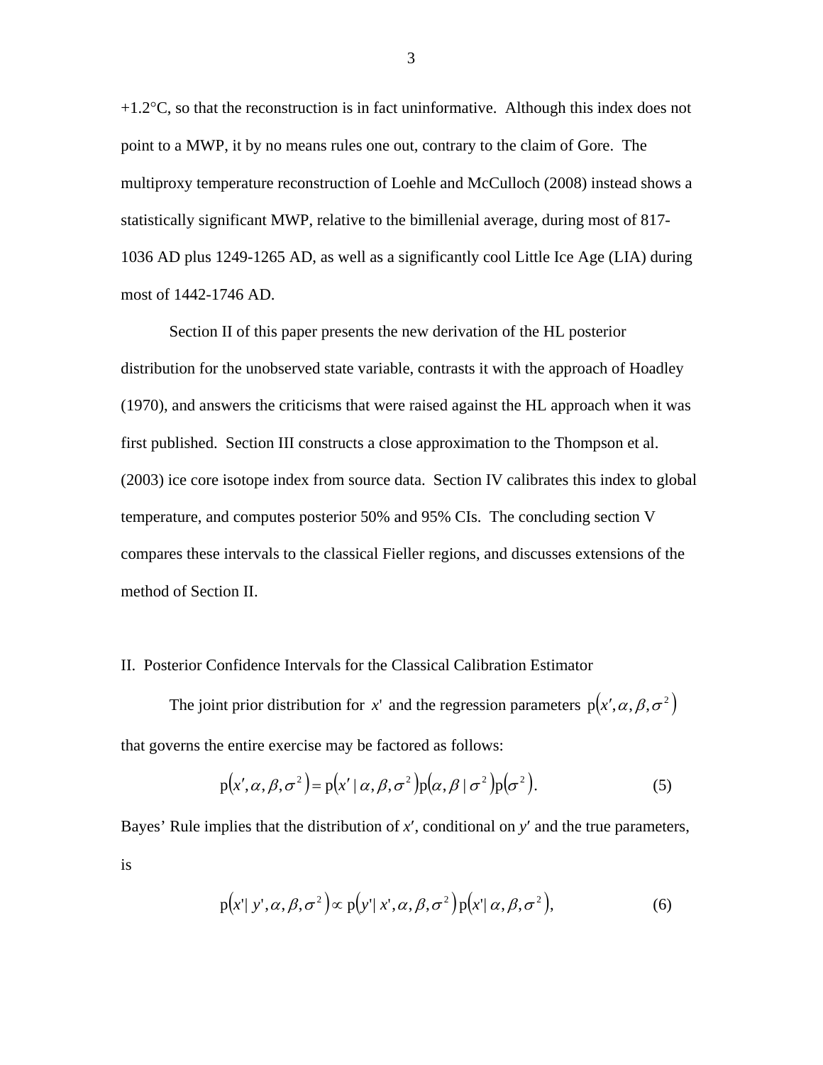+1.2°C, so that the reconstruction is in fact uninformative. Although this index does not point to a MWP, it by no means rules one out, contrary to the claim of Gore. The multiproxy temperature reconstruction of Loehle and McCulloch (2008) instead shows a statistically significant MWP, relative to the bimillenial average, during most of 817-1036 AD plus 1249-1265 AD, as well as a significantly cool Little Ice Age (LIA) during most of 1442-1746 AD.

Section II of this paper presents the new derivation of the HL posterior distribution for the unobserved state variable, contrasts it with the approach of Hoadley (1970), and answers the criticisms that were raised against the HL approach when it was first published. Section III constructs a close approximation to the Thompson et al. (2003) ice core isotope index from source data. Section IV calibrates this index to global temperature, and computes posterior 50% and 95% CIs. The concluding section V compares these intervals to the classical Fieller regions, and discusses extensions of the method of Section II.

## II. Posterior Confidence Intervals for the Classical Calibration Estimator

The joint prior distribution for $x'$ and the regression parameters $\mathrm{p}(x', \alpha, \beta, \sigma^2)$ that governs the entire exercise may be factored as follows:

$$\mathrm{p}(x', \alpha, \beta, \sigma^2) = \mathrm{p}(x' \mid \alpha, \beta, \sigma^2)\mathrm{p}(\alpha, \beta \mid \sigma^2)\mathrm{p}(\sigma^2). \tag{5}$$

Bayes' Rule implies that the distribution of $x'$, conditional on $y'$ and the true parameters, is

$$\mathrm{p}(x' \mid y', \alpha, \beta, \sigma^2) \propto \mathrm{p}(y' \mid x', \alpha, \beta, \sigma^2)\,\mathrm{p}(x' \mid \alpha, \beta, \sigma^2), \tag{6}$$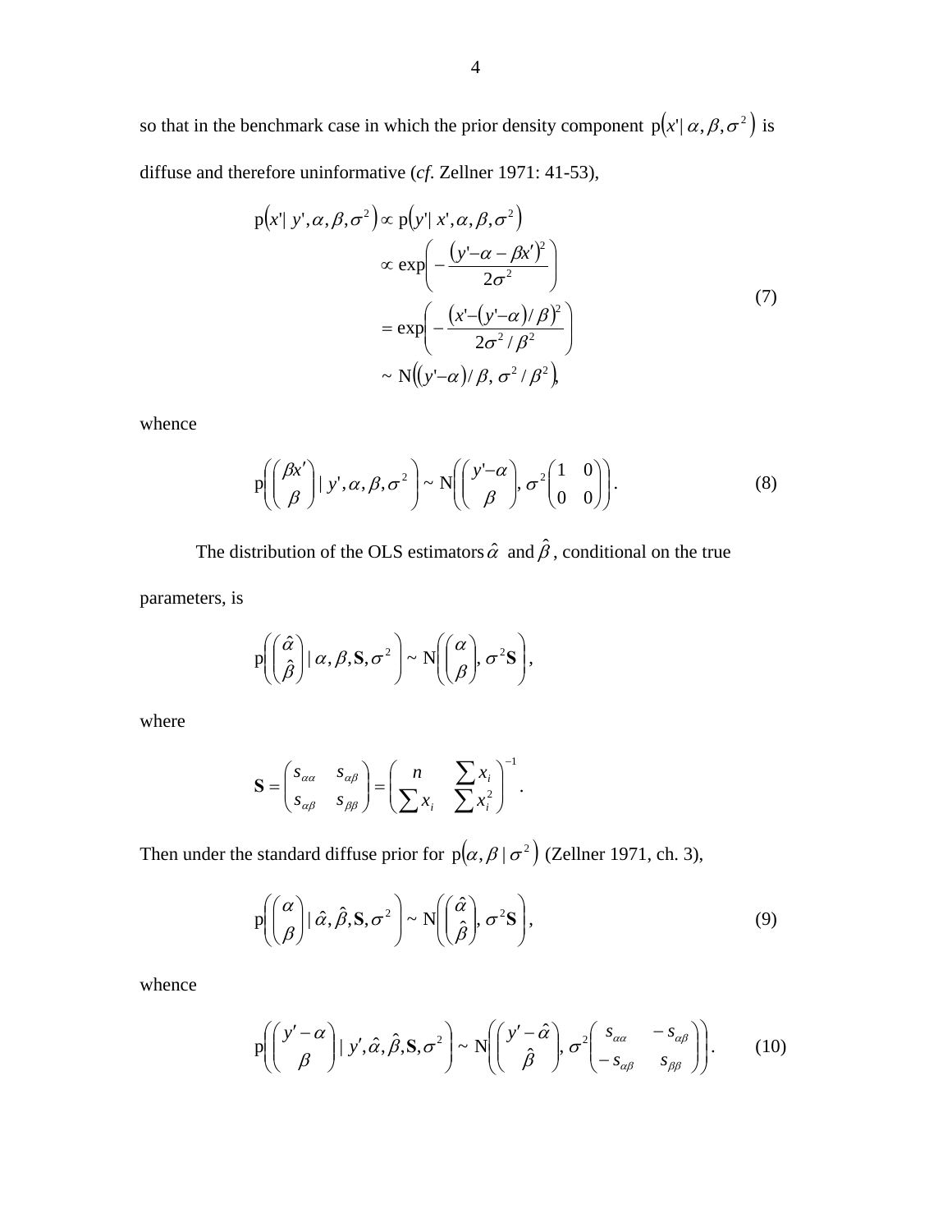so that in the benchmark case in which the prior density component $\mathrm{p}\left(x' \mid \alpha, \beta, \sigma^2\right)$ is diffuse and therefore uninformative (*cf*. Zellner 1971: 41-53),

$$
\begin{aligned}
\mathrm{p}\left(x' \mid y', \alpha, \beta, \sigma^2\right) &\propto \mathrm{p}\left(y' \mid x', \alpha, \beta, \sigma^2\right) \\
&\propto \exp\left(-\frac{\left(y' - \alpha - \beta x'\right)^2}{2\sigma^2}\right) \\
&= \exp\left(-\frac{\left(x' - \left(y' - \alpha\right)/\beta\right)^2}{2\sigma^2/\beta^2}\right) \\
&\sim \mathrm{N}\left(\left(y' - \alpha\right)/\beta,\ \sigma^2/\beta^2\right),
\end{aligned}
\tag{7}
$$

whence

$$
\mathrm{p}\left(\begin{pmatrix} \beta x' \\ \beta \end{pmatrix} \mid y', \alpha, \beta, \sigma^2\right) \sim \mathrm{N}\left(\begin{pmatrix} y' - \alpha \\ \beta \end{pmatrix}, \sigma^2 \begin{pmatrix} 1 & 0 \\ 0 & 0 \end{pmatrix}\right). \tag{8}
$$

The distribution of the OLS estimators $\hat{\alpha}$ and $\hat{\beta}$, conditional on the true parameters, is

$$
\mathrm{p}\left(\begin{pmatrix} \hat{\alpha} \\ \hat{\beta} \end{pmatrix} \mid \alpha, \beta, \mathbf{S}, \sigma^2\right) \sim \mathrm{N}\left(\begin{pmatrix} \alpha \\ \beta \end{pmatrix}, \sigma^2 \mathbf{S}\right),
$$

where

$$
\mathbf{S} = \begin{pmatrix} s_{\alpha\alpha} & s_{\alpha\beta} \\ s_{\alpha\beta} & s_{\beta\beta} \end{pmatrix} = \begin{pmatrix} n & \sum x_i \\ \sum x_i & \sum x_i^2 \end{pmatrix}^{-1}.
$$

Then under the standard diffuse prior for $\mathrm{p}\left(\alpha, \beta \mid \sigma^2\right)$ (Zellner 1971, ch. 3),

$$
\mathrm{p}\left(\begin{pmatrix} \alpha \\ \beta \end{pmatrix} \mid \hat{\alpha}, \hat{\beta}, \mathbf{S}, \sigma^2\right) \sim \mathrm{N}\left(\begin{pmatrix} \hat{\alpha} \\ \hat{\beta} \end{pmatrix}, \sigma^2 \mathbf{S}\right), \tag{9}
$$

whence

$$
\mathrm{p}\left(\begin{pmatrix} y' - \alpha \\ \beta \end{pmatrix} \mid y', \hat{\alpha}, \hat{\beta}, \mathbf{S}, \sigma^2\right) \sim \mathrm{N}\left(\begin{pmatrix} y' - \hat{\alpha} \\ \hat{\beta} \end{pmatrix}, \sigma^2 \begin{pmatrix} s_{\alpha\alpha} & -s_{\alpha\beta} \\ -s_{\alpha\beta} & s_{\beta\beta} \end{pmatrix}\right). \tag{10}
$$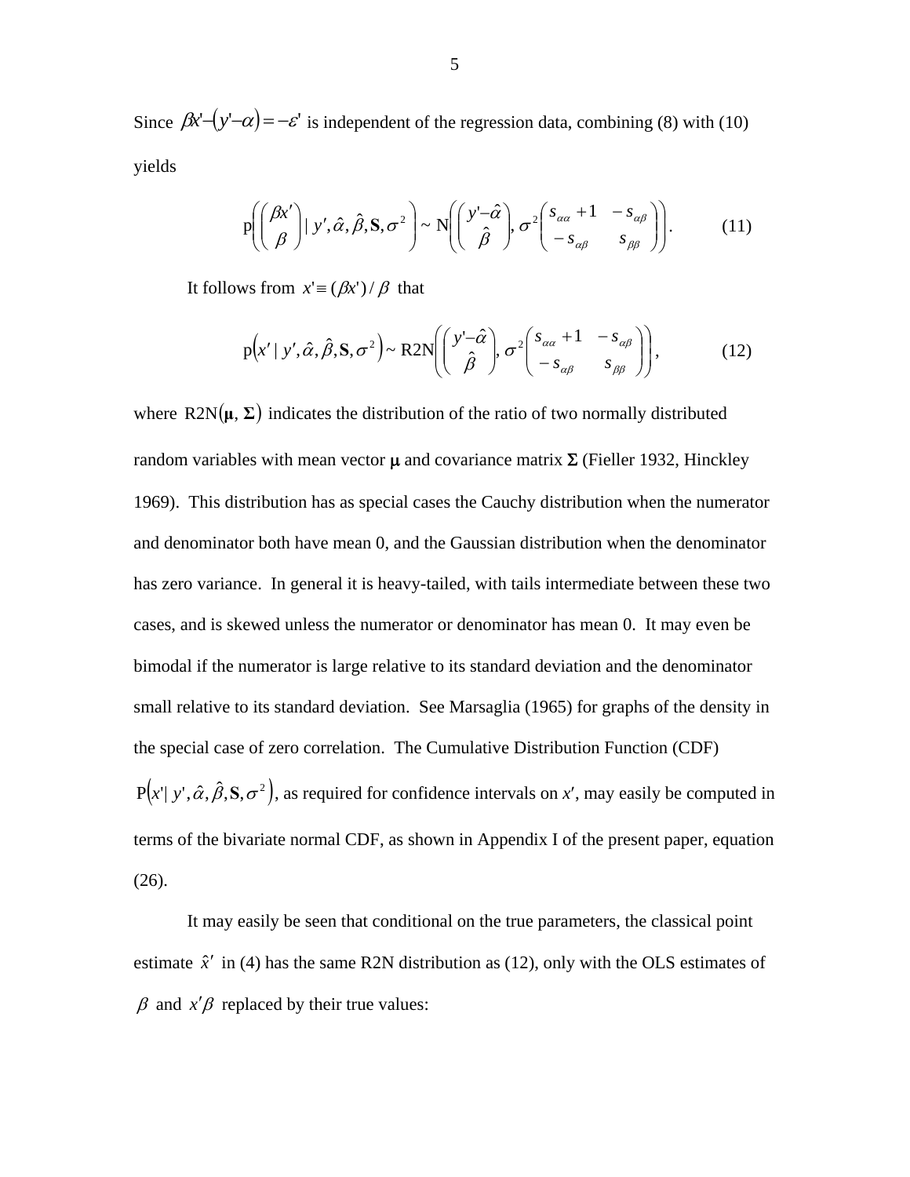Since $\beta x' - (y' - \alpha) = -\varepsilon'$ is independent of the regression data, combining (8) with (10) yields

$$\mathrm{p}\left( \begin{pmatrix} \beta x' \\ \beta \end{pmatrix} \mid y', \hat{\alpha}, \hat{\beta}, \mathbf{S}, \sigma^2 \right) \sim \mathrm{N}\left( \begin{pmatrix} y' - \hat{\alpha} \\ \hat{\beta} \end{pmatrix}, \sigma^2 \begin{pmatrix} s_{\alpha\alpha} + 1 & -s_{\alpha\beta} \\ -s_{\alpha\beta} & s_{\beta\beta} \end{pmatrix} \right). \tag{11}$$

It follows from $x' \equiv (\beta x')/\beta$ that

$$\mathrm{p}\left( x' \mid y', \hat{\alpha}, \hat{\beta}, \mathbf{S}, \sigma^2 \right) \sim \mathrm{R2N}\left( \begin{pmatrix} y' - \hat{\alpha} \\ \hat{\beta} \end{pmatrix}, \sigma^2 \begin{pmatrix} s_{\alpha\alpha} + 1 & -s_{\alpha\beta} \\ -s_{\alpha\beta} & s_{\beta\beta} \end{pmatrix} \right), \tag{12}$$

where $\mathrm{R2N}(\boldsymbol{\mu}, \boldsymbol{\Sigma})$ indicates the distribution of the ratio of two normally distributed random variables with mean vector $\boldsymbol{\mu}$ and covariance matrix $\boldsymbol{\Sigma}$ (Fieller 1932, Hinckley 1969). This distribution has as special cases the Cauchy distribution when the numerator and denominator both have mean 0, and the Gaussian distribution when the denominator has zero variance. In general it is heavy-tailed, with tails intermediate between these two cases, and is skewed unless the numerator or denominator has mean 0. It may even be bimodal if the numerator is large relative to its standard deviation and the denominator small relative to its standard deviation. See Marsaglia (1965) for graphs of the density in the special case of zero correlation. The Cumulative Distribution Function (CDF) $\mathrm{P}\left( x' \mid y', \hat{\alpha}, \hat{\beta}, \mathbf{S}, \sigma^2 \right)$, as required for confidence intervals on $x'$, may easily be computed in terms of the bivariate normal CDF, as shown in Appendix I of the present paper, equation (26).

It may easily be seen that conditional on the true parameters, the classical point estimate $\hat{x}'$ in (4) has the same R2N distribution as (12), only with the OLS estimates of $\beta$ and $x'\beta$ replaced by their true values: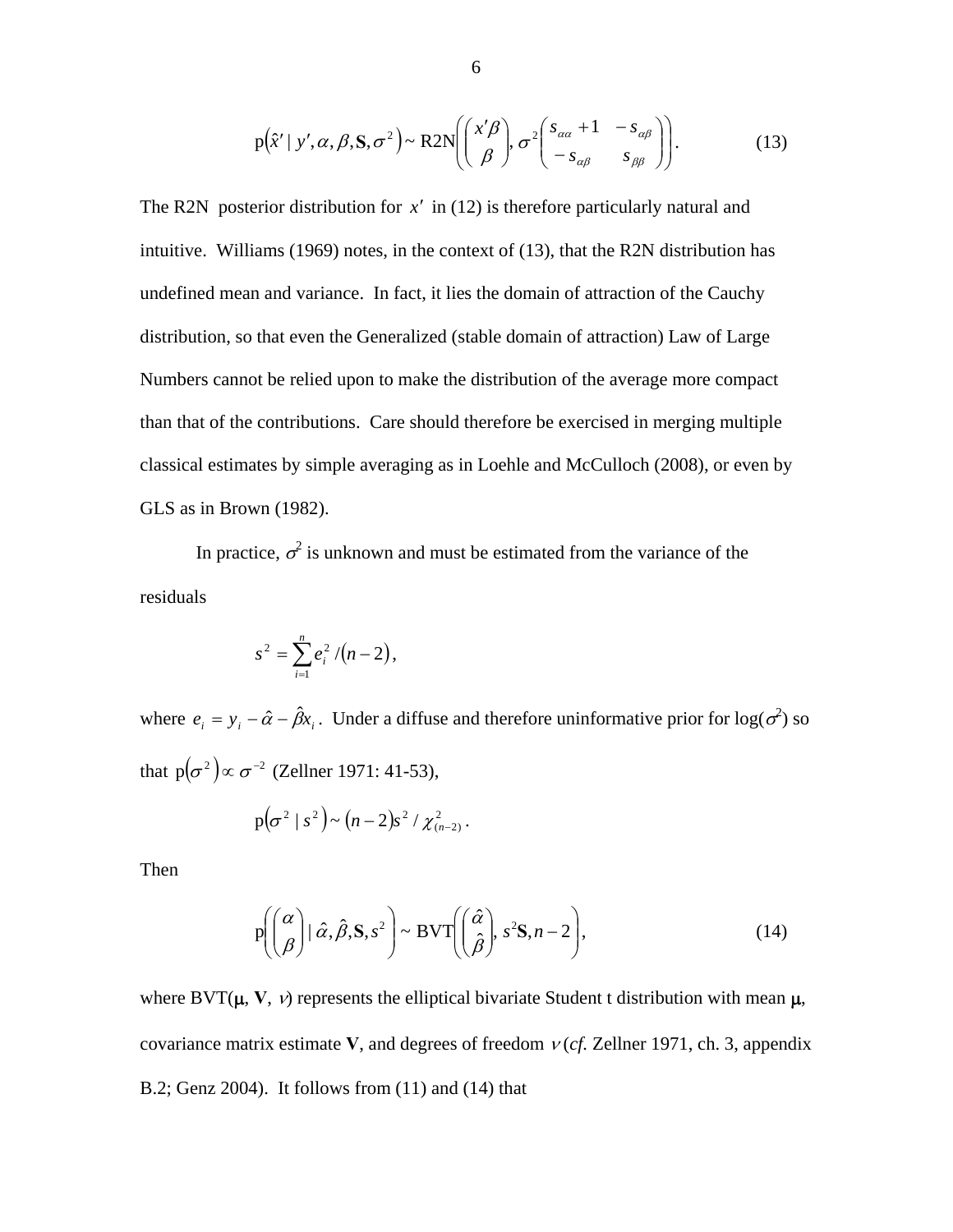$$\mathrm{p}\left(\hat{x}' \mid y', \alpha, \beta, \mathbf{S}, \sigma^2\right) \sim \mathrm{R2N}\left(\begin{pmatrix} x'\beta \\ \beta \end{pmatrix}, \sigma^2 \begin{pmatrix} s_{\alpha\alpha} + 1 & -s_{\alpha\beta} \\ -s_{\alpha\beta} & s_{\beta\beta} \end{pmatrix}\right). \tag{13}$$

The R2N posterior distribution for $x'$ in (12) is therefore particularly natural and intuitive. Williams (1969) notes, in the context of (13), that the R2N distribution has undefined mean and variance. In fact, it lies the domain of attraction of the Cauchy distribution, so that even the Generalized (stable domain of attraction) Law of Large Numbers cannot be relied upon to make the distribution of the average more compact than that of the contributions. Care should therefore be exercised in merging multiple classical estimates by simple averaging as in Loehle and McCulloch (2008), or even by GLS as in Brown (1982).

In practice, $\sigma^2$ is unknown and must be estimated from the variance of the residuals

$$s^2 = \sum_{i=1}^{n} e_i^2 / (n-2),$$

where $e_i = y_i - \hat{\alpha} - \hat{\beta} x_i$. Under a diffuse and therefore uninformative prior for log($\sigma^2$) so that $\mathrm{p}\left(\sigma^2\right) \propto \sigma^{-2}$ (Zellner 1971: 41-53),

$$\mathrm{p}\left(\sigma^2 \mid s^2\right) \sim (n-2)s^2 / \chi^2_{(n-2)}.$$

Then

$$\mathrm{p}\left(\begin{pmatrix} \alpha \\ \beta \end{pmatrix} \mid \hat{\alpha}, \hat{\beta}, \mathbf{S}, s^2\right) \sim \mathrm{BVT}\left(\begin{pmatrix} \hat{\alpha} \\ \hat{\beta} \end{pmatrix}, s^2\mathbf{S}, n-2\right), \tag{14}$$

where BVT($\mu$, $\mathbf{V}$, $\nu$) represents the elliptical bivariate Student t distribution with mean $\mu$, covariance matrix estimate $\mathbf{V}$, and degrees of freedom $\nu$ (*cf.* Zellner 1971, ch. 3, appendix B.2; Genz 2004). It follows from (11) and (14) that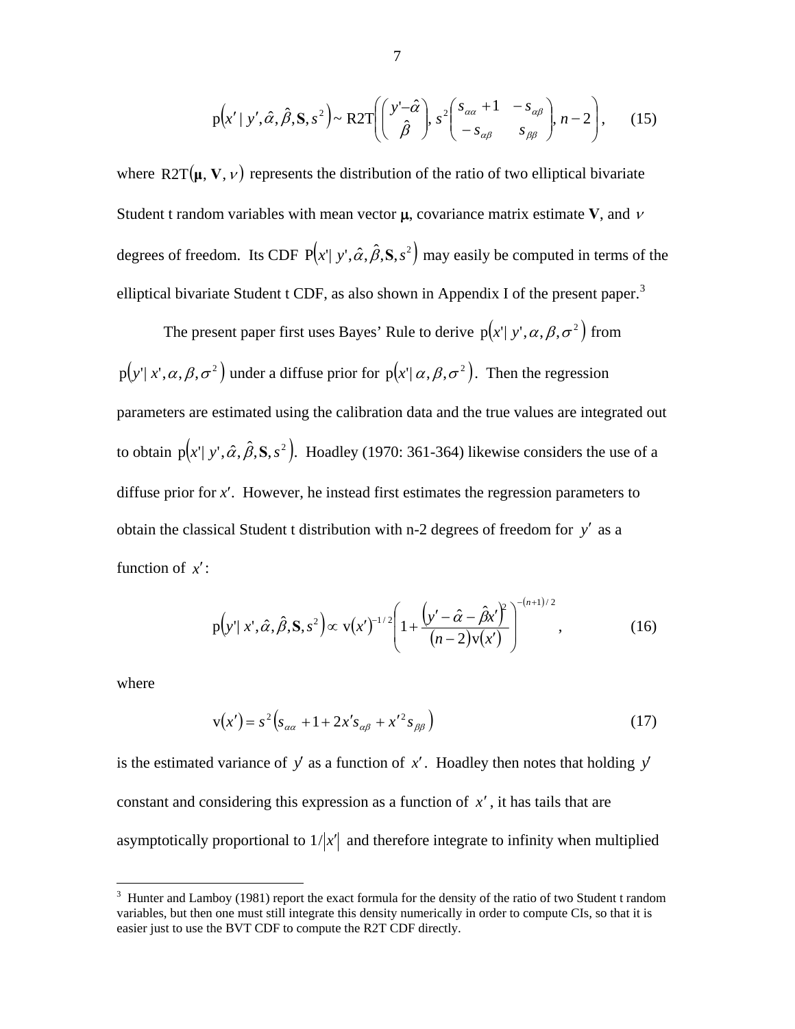$$\mathrm{p}\left(x' \mid y', \hat{\alpha}, \hat{\beta}, \mathbf{S}, s^2\right) \sim \mathrm{R2T}\left( \begin{pmatrix} y' - \hat{\alpha} \\ \hat{\beta} \end{pmatrix}, s^2 \begin{pmatrix} s_{\alpha\alpha} + 1 & -s_{\alpha\beta} \\ -s_{\alpha\beta} & s_{\beta\beta} \end{pmatrix}, n-2 \right), \qquad (15)$$

where $\mathrm{R2T}(\boldsymbol{\mu}, \mathbf{V}, \nu)$ represents the distribution of the ratio of two elliptical bivariate Student t random variables with mean vector $\boldsymbol{\mu}$, covariance matrix estimate $\mathbf{V}$, and $\nu$ degrees of freedom. Its CDF $\mathrm{P}\left(x' \mid y', \hat{\alpha}, \hat{\beta}, \mathbf{S}, s^2\right)$ may easily be computed in terms of the elliptical bivariate Student t CDF, as also shown in Appendix I of the present paper.[3]

The present paper first uses Bayes' Rule to derive $\mathrm{p}\left(x' \mid y', \alpha, \beta, \sigma^2\right)$ from $\mathrm{p}\left(y' \mid x', \alpha, \beta, \sigma^2\right)$ under a diffuse prior for $\mathrm{p}\left(x' \mid \alpha, \beta, \sigma^2\right)$. Then the regression parameters are estimated using the calibration data and the true values are integrated out to obtain $\mathrm{p}\left(x' \mid y', \hat{\alpha}, \hat{\beta}, \mathbf{S}, s^2\right)$. Hoadley (1970: 361-364) likewise considers the use of a diffuse prior for $x'$. However, he instead first estimates the regression parameters to obtain the classical Student t distribution with n-2 degrees of freedom for $y'$ as a function of $x'$:

$$\mathrm{p}\left(y' \mid x', \hat{\alpha}, \hat{\beta}, \mathbf{S}, s^2\right) \propto \mathrm{v}(x')^{-1/2} \left( 1 + \frac{\left(y' - \hat{\alpha} - \hat{\beta} x'\right)^2}{(n-2)\mathrm{v}(x')} \right)^{-(n+1)/2}, \qquad (16)$$

where

$$\mathrm{v}(x') = s^2 \left( s_{\alpha\alpha} + 1 + 2x' s_{\alpha\beta} + x'^2 s_{\beta\beta} \right) \qquad (17)$$

is the estimated variance of $y'$ as a function of $x'$. Hoadley then notes that holding $y'$ constant and considering this expression as a function of $x'$, it has tails that are asymptotically proportional to $1/|x'|$ and therefore integrate to infinity when multiplied

[3] Hunter and Lamboy (1981) report the exact formula for the density of the ratio of two Student t random variables, but then one must still integrate this density numerically in order to compute CIs, so that it is easier just to use the BVT CDF to compute the R2T CDF directly.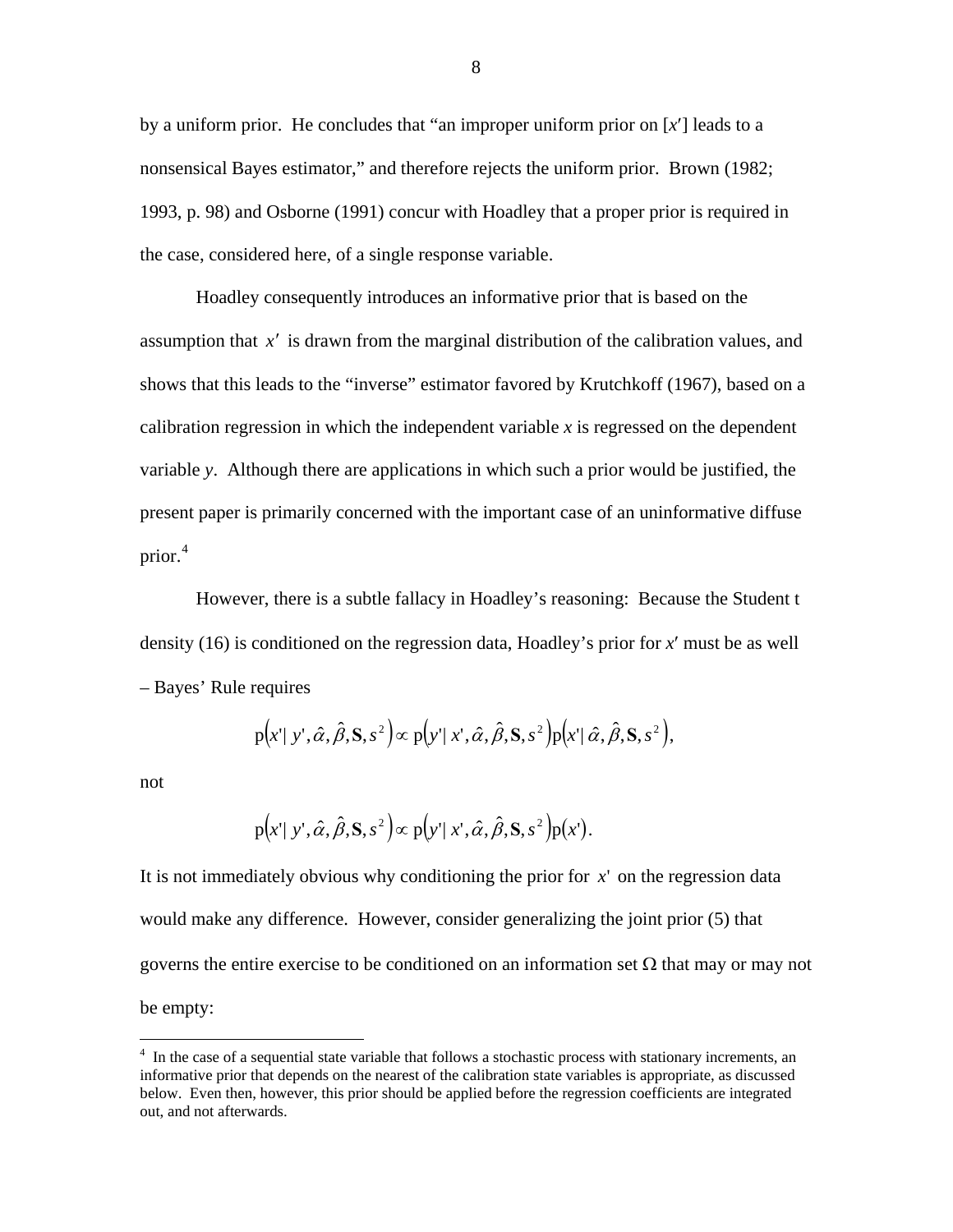by a uniform prior. He concludes that "an improper uniform prior on [$x'$] leads to a nonsensical Bayes estimator," and therefore rejects the uniform prior. Brown (1982; 1993, p. 98) and Osborne (1991) concur with Hoadley that a proper prior is required in the case, considered here, of a single response variable.

Hoadley consequently introduces an informative prior that is based on the assumption that $x'$ is drawn from the marginal distribution of the calibration values, and shows that this leads to the "inverse" estimator favored by Krutchkoff (1967), based on a calibration regression in which the independent variable $x$ is regressed on the dependent variable $y$. Although there are applications in which such a prior would be justified, the present paper is primarily concerned with the important case of an uninformative diffuse prior.[4]

However, there is a subtle fallacy in Hoadley's reasoning: Because the Student t density (16) is conditioned on the regression data, Hoadley's prior for $x'$ must be as well – Bayes' Rule requires

$$p\left(x' \mid y', \hat{\alpha}, \hat{\beta}, \mathbf{S}, s^2\right) \propto p\left(y' \mid x', \hat{\alpha}, \hat{\beta}, \mathbf{S}, s^2\right) p\left(x' \mid \hat{\alpha}, \hat{\beta}, \mathbf{S}, s^2\right),$$

not

$$p\left(x' \mid y', \hat{\alpha}, \hat{\beta}, \mathbf{S}, s^2\right) \propto p\left(y' \mid x', \hat{\alpha}, \hat{\beta}, \mathbf{S}, s^2\right) p(x').$$

It is not immediately obvious why conditioning the prior for $x'$ on the regression data would make any difference. However, consider generalizing the joint prior (5) that governs the entire exercise to be conditioned on an information set $\Omega$ that may or may not be empty:

[4] In the case of a sequential state variable that follows a stochastic process with stationary increments, an informative prior that depends on the nearest of the calibration state variables is appropriate, as discussed below. Even then, however, this prior should be applied before the regression coefficients are integrated out, and not afterwards.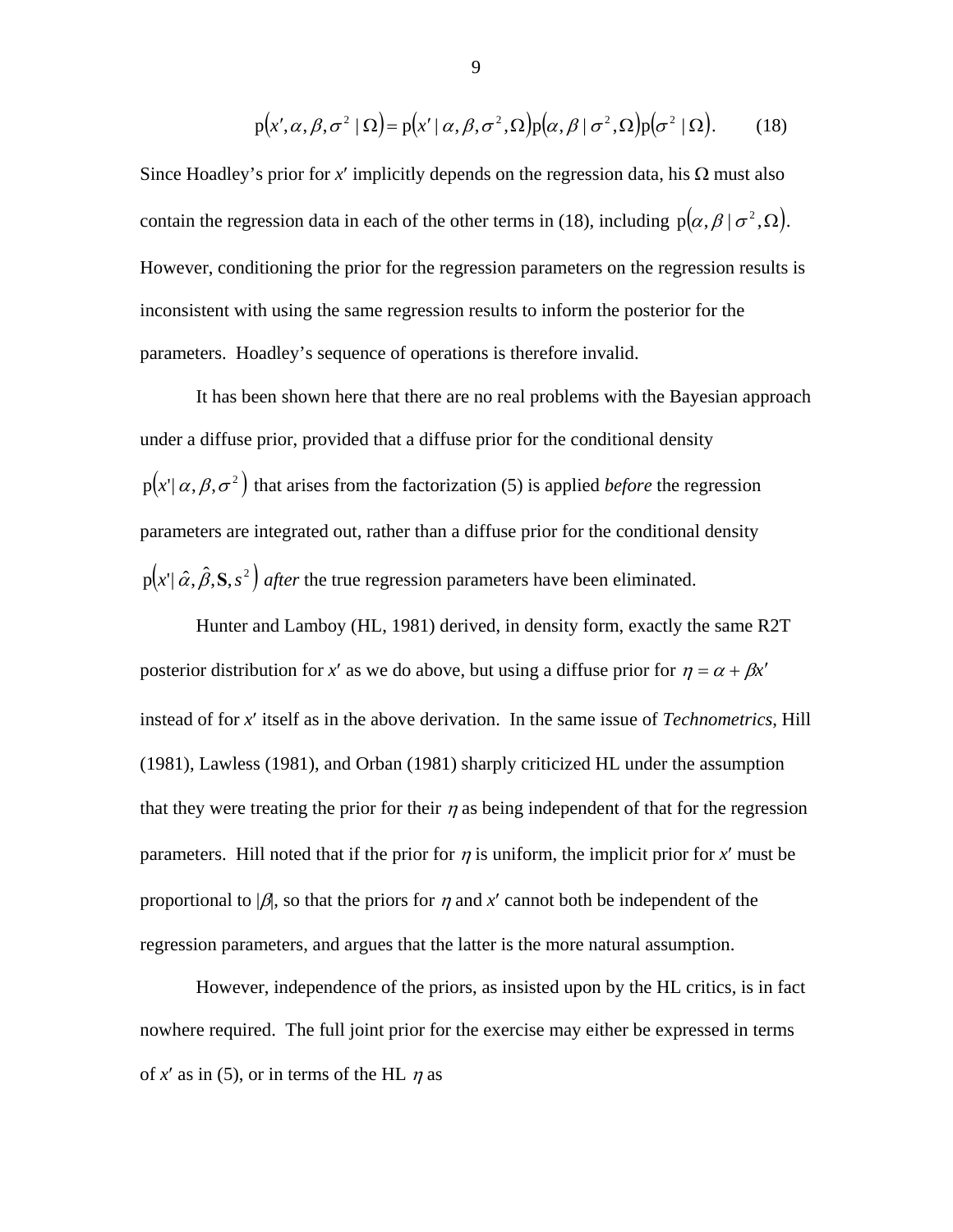$$\mathrm{p}(x', \alpha, \beta, \sigma^2 \mid \Omega) = \mathrm{p}(x' \mid \alpha, \beta, \sigma^2, \Omega)\mathrm{p}(\alpha, \beta \mid \sigma^2, \Omega)\mathrm{p}(\sigma^2 \mid \Omega). \qquad (18)$$

Since Hoadley's prior for $x'$ implicitly depends on the regression data, his $\Omega$ must also contain the regression data in each of the other terms in (18), including $\mathrm{p}(\alpha, \beta \mid \sigma^2, \Omega)$. However, conditioning the prior for the regression parameters on the regression results is inconsistent with using the same regression results to inform the posterior for the parameters. Hoadley's sequence of operations is therefore invalid.

It has been shown here that there are no real problems with the Bayesian approach under a diffuse prior, provided that a diffuse prior for the conditional density $\mathrm{p}(x' \mid \alpha, \beta, \sigma^2)$ that arises from the factorization (5) is applied *before* the regression parameters are integrated out, rather than a diffuse prior for the conditional density $\mathrm{p}(x' \mid \hat{\alpha}, \hat{\beta}, \mathbf{S}, s^2)$ *after* the true regression parameters have been eliminated.

Hunter and Lamboy (HL, 1981) derived, in density form, exactly the same R2T posterior distribution for $x'$ as we do above, but using a diffuse prior for $\eta = \alpha + \beta x'$ instead of for $x'$ itself as in the above derivation. In the same issue of *Technometrics*, Hill (1981), Lawless (1981), and Orban (1981) sharply criticized HL under the assumption that they were treating the prior for their $\eta$ as being independent of that for the regression parameters. Hill noted that if the prior for $\eta$ is uniform, the implicit prior for $x'$ must be proportional to $|\beta|$, so that the priors for $\eta$ and $x'$ cannot both be independent of the regression parameters, and argues that the latter is the more natural assumption.

However, independence of the priors, as insisted upon by the HL critics, is in fact nowhere required. The full joint prior for the exercise may either be expressed in terms of $x'$ as in (5), or in terms of the HL $\eta$ as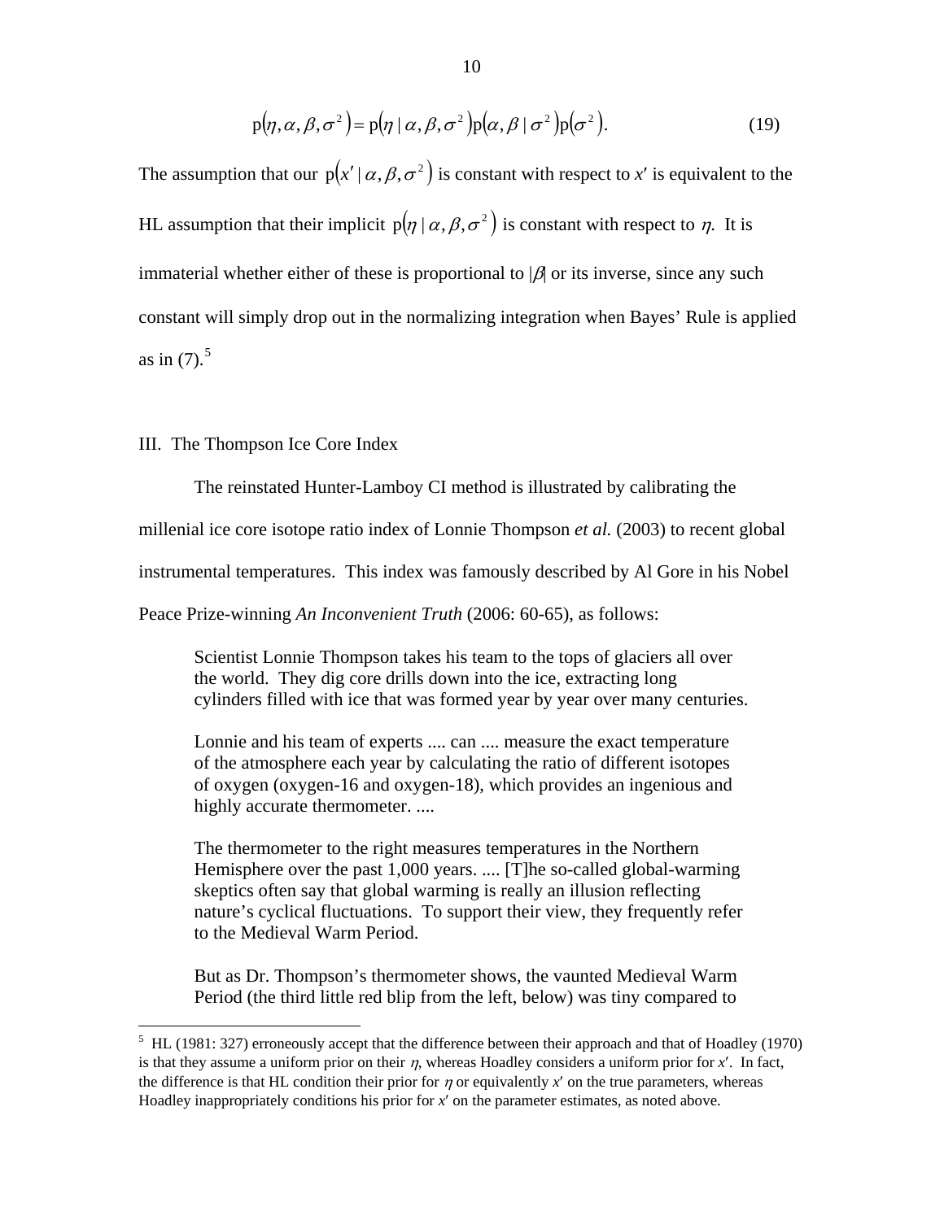$$p(\eta, \alpha, \beta, \sigma^2) = p(\eta \mid \alpha, \beta, \sigma^2) p(\alpha, \beta \mid \sigma^2) p(\sigma^2). \tag{19}$$

The assumption that our $p(x' \mid \alpha, \beta, \sigma^2)$ is constant with respect to $x'$ is equivalent to the HL assumption that their implicit $p(\eta \mid \alpha, \beta, \sigma^2)$ is constant with respect to $\eta$. It is immaterial whether either of these is proportional to $|\beta|$ or its inverse, since any such constant will simply drop out in the normalizing integration when Bayes' Rule is applied as in (7).[5]

## III. The Thompson Ice Core Index

The reinstated Hunter-Lamboy CI method is illustrated by calibrating the millenial ice core isotope ratio index of Lonnie Thompson *et al.* (2003) to recent global instrumental temperatures. This index was famously described by Al Gore in his Nobel Peace Prize-winning *An Inconvenient Truth* (2006: 60-65), as follows:

> Scientist Lonnie Thompson takes his team to the tops of glaciers all over the world. They dig core drills down into the ice, extracting long cylinders filled with ice that was formed year by year over many centuries.
>
> Lonnie and his team of experts .... can .... measure the exact temperature of the atmosphere each year by calculating the ratio of different isotopes of oxygen (oxygen-16 and oxygen-18), which provides an ingenious and highly accurate thermometer. ....
>
> The thermometer to the right measures temperatures in the Northern Hemisphere over the past 1,000 years. .... [T]he so-called global-warming skeptics often say that global warming is really an illusion reflecting nature's cyclical fluctuations. To support their view, they frequently refer to the Medieval Warm Period.
>
> But as Dr. Thompson's thermometer shows, the vaunted Medieval Warm Period (the third little red blip from the left, below) was tiny compared to

---

[5] HL (1981: 327) erroneously accept that the difference between their approach and that of Hoadley (1970) is that they assume a uniform prior on their $\eta$, whereas Hoadley considers a uniform prior for $x'$. In fact, the difference is that HL condition their prior for $\eta$ or equivalently $x'$ on the true parameters, whereas Hoadley inappropriately conditions his prior for $x'$ on the parameter estimates, as noted above.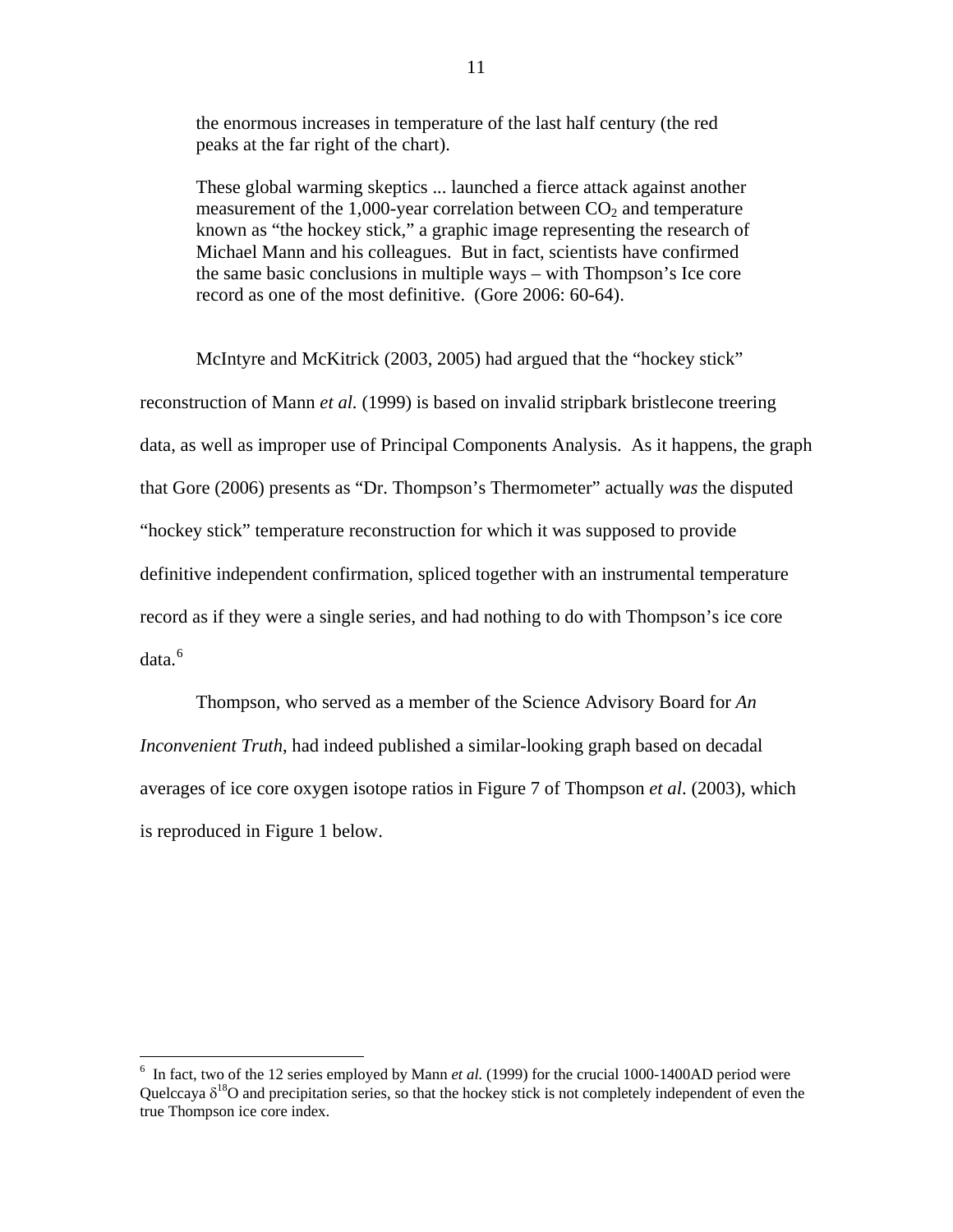> the enormous increases in temperature of the last half century (the red peaks at the far right of the chart).
>
> These global warming skeptics ... launched a fierce attack against another measurement of the 1,000-year correlation between $CO_2$ and temperature known as "the hockey stick," a graphic image representing the research of Michael Mann and his colleagues. But in fact, scientists have confirmed the same basic conclusions in multiple ways – with Thompson's Ice core record as one of the most definitive. (Gore 2006: 60-64).

McIntyre and McKitrick (2003, 2005) had argued that the "hockey stick" reconstruction of Mann *et al.* (1999) is based on invalid stripbark bristlecone treering data, as well as improper use of Principal Components Analysis. As it happens, the graph that Gore (2006) presents as "Dr. Thompson's Thermometer" actually *was* the disputed "hockey stick" temperature reconstruction for which it was supposed to provide definitive independent confirmation, spliced together with an instrumental temperature record as if they were a single series, and had nothing to do with Thompson's ice core data.[6]

Thompson, who served as a member of the Science Advisory Board for *An Inconvenient Truth*, had indeed published a similar-looking graph based on decadal averages of ice core oxygen isotope ratios in Figure 7 of Thompson *et al.* (2003), which is reproduced in Figure 1 below.

---

[6] In fact, two of the 12 series employed by Mann *et al.* (1999) for the crucial 1000-1400AD period were Quelccaya $\delta^{18}O$ and precipitation series, so that the hockey stick is not completely independent of even the true Thompson ice core index.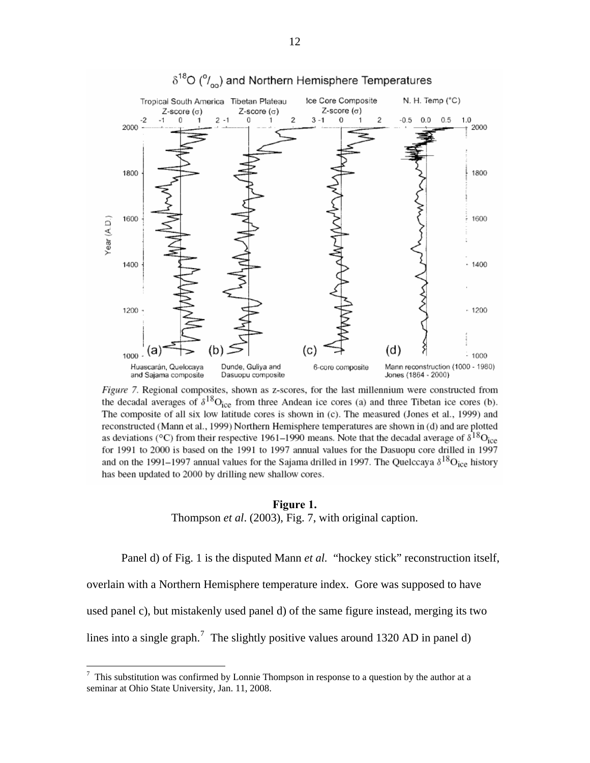*Figure 7.* Regional composites, shown as z-scores, for the last millennium were constructed from the decadal averages of $\delta^{18}O_{ice}$ from three Andean ice cores (a) and three Tibetan ice cores (b). The composite of all six low latitude cores is shown in (c). The measured (Jones et al., 1999) and reconstructed (Mann et al., 1999) Northern Hemisphere temperatures are shown in (d) and are plotted as deviations (°C) from their respective 1961–1990 means. Note that the decadal average of $\delta^{18}O_{ice}$ for 1991 to 2000 is based on the 1991 to 1997 annual values for the Dasuopu core drilled in 1997 and on the 1991–1997 annual values for the Sajama drilled in 1997. The Quelccaya $\delta^{18}O_{ice}$ history has been updated to 2000 by drilling new shallow cores.

**Figure 1.**

Thompson *et al*. (2003), Fig. 7, with original caption.

Panel d) of Fig. 1 is the disputed Mann *et al.* "hockey stick" reconstruction itself, overlain with a Northern Hemisphere temperature index. Gore was supposed to have used panel c), but mistakenly used panel d) of the same figure instead, merging its two lines into a single graph.[7] The slightly positive values around 1320 AD in panel d)

[7] This substitution was confirmed by Lonnie Thompson in response to a question by the author at a seminar at Ohio State University, Jan. 11, 2008.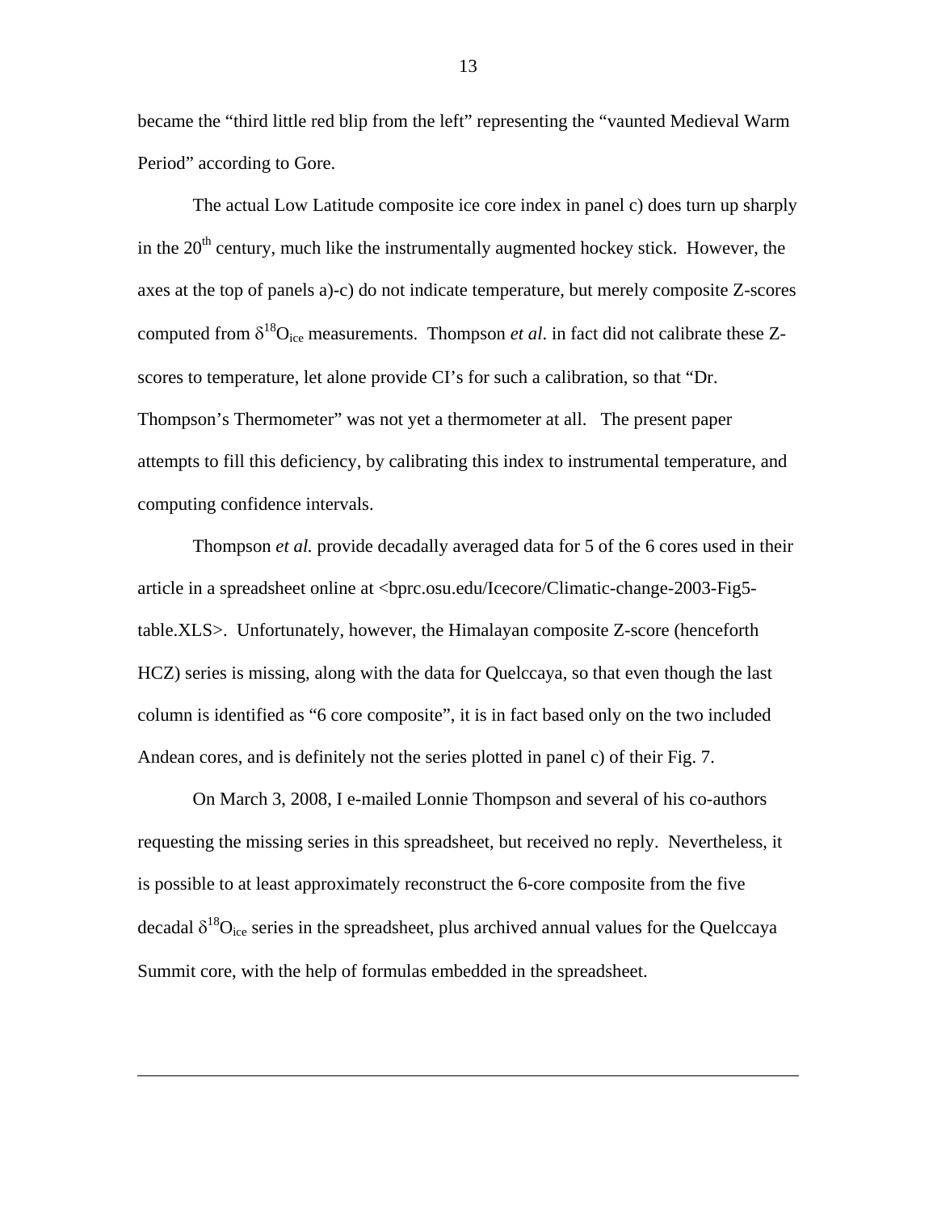became the "third little red blip from the left" representing the "vaunted Medieval Warm Period" according to Gore.

The actual Low Latitude composite ice core index in panel c) does turn up sharply in the $20^{th}$ century, much like the instrumentally augmented hockey stick. However, the axes at the top of panels a)-c) do not indicate temperature, but merely composite Z-scores computed from $\delta^{18}O_{ice}$ measurements. Thompson *et al*. in fact did not calibrate these Z-scores to temperature, let alone provide CI's for such a calibration, so that "Dr. Thompson's Thermometer" was not yet a thermometer at all. The present paper attempts to fill this deficiency, by calibrating this index to instrumental temperature, and computing confidence intervals.

Thompson *et al.* provide decadally averaged data for 5 of the 6 cores used in their article in a spreadsheet online at <bprc.osu.edu/Icecore/Climatic-change-2003-Fig5-table.XLS>. Unfortunately, however, the Himalayan composite Z-score (henceforth HCZ) series is missing, along with the data for Quelccaya, so that even though the last column is identified as "6 core composite", it is in fact based only on the two included Andean cores, and is definitely not the series plotted in panel c) of their Fig. 7.

On March 3, 2008, I e-mailed Lonnie Thompson and several of his co-authors requesting the missing series in this spreadsheet, but received no reply. Nevertheless, it is possible to at least approximately reconstruct the 6-core composite from the five decadal $\delta^{18}O_{ice}$ series in the spreadsheet, plus archived annual values for the Quelccaya Summit core, with the help of formulas embedded in the spreadsheet.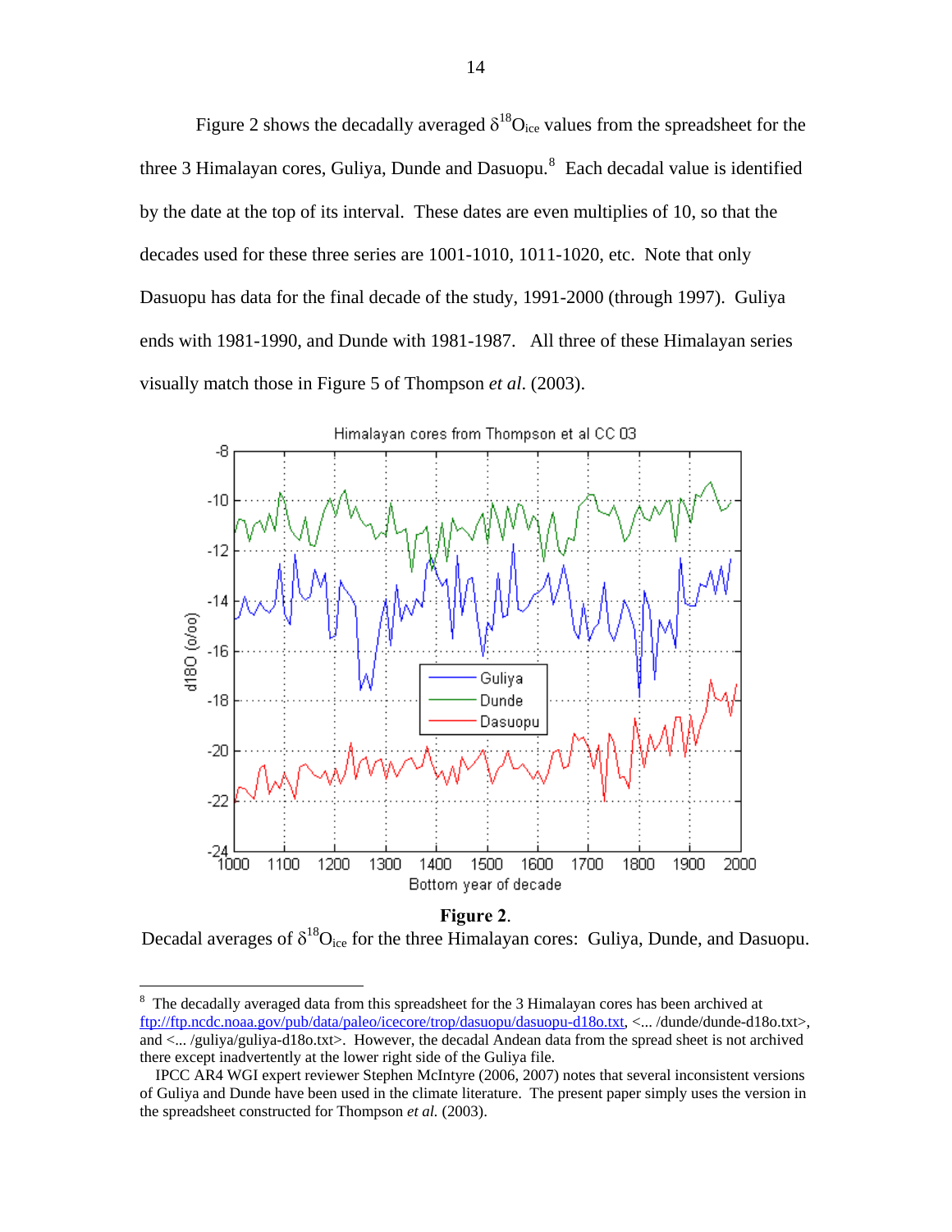Figure 2 shows the decadally averaged $\delta^{18}O_{ice}$ values from the spreadsheet for the three 3 Himalayan cores, Guliya, Dunde and Dasuopu.[8] Each decadal value is identified by the date at the top of its interval. These dates are even multiples of 10, so that the decades used for these three series are 1001-1010, 1011-1020, etc. Note that only Dasuopu has data for the final decade of the study, 1991-2000 (through 1997). Guliya ends with 1981-1990, and Dunde with 1981-1987. All three of these Himalayan series visually match those in Figure 5 of Thompson *et al*. (2003).

**Figure 2**.

Decadal averages of $\delta^{18}O_{ice}$ for the three Himalayan cores: Guliya, Dunde, and Dasuopu.

---

[8] The decadally averaged data from this spreadsheet for the 3 Himalayan cores has been archived at ftp://ftp.ncdc.noaa.gov/pub/data/paleo/icecore/trop/dasuopu/dasuopu-d18o.txt, <... /dunde/dunde-d18o.txt>, and <... /guliya/guliya-d18o.txt>. However, the decadal Andean data from the spread sheet is not archived there except inadvertently at the lower right side of the Guliya file.

IPCC AR4 WGI expert reviewer Stephen McIntyre (2006, 2007) notes that several inconsistent versions of Guliya and Dunde have been used in the climate literature. The present paper simply uses the version in the spreadsheet constructed for Thompson *et al.* (2003).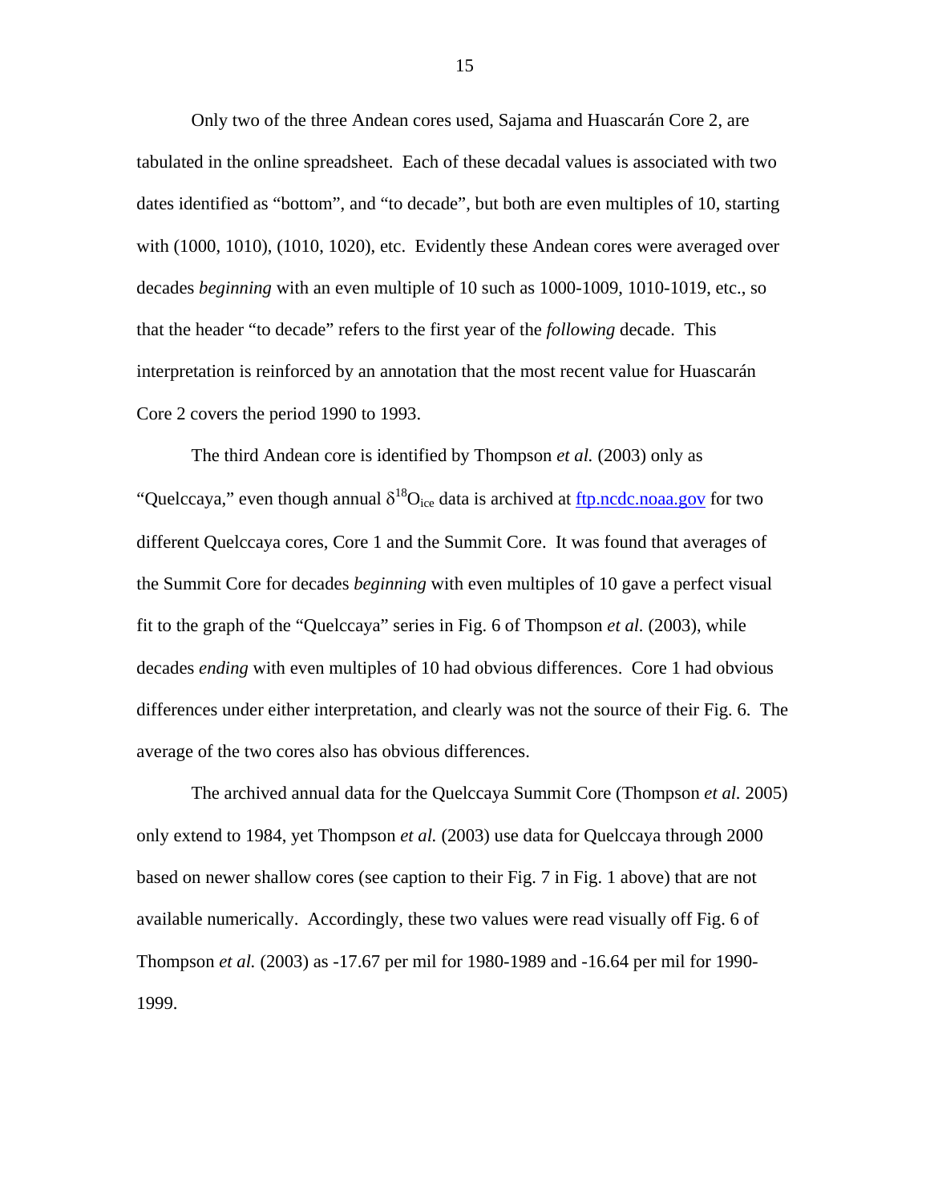Only two of the three Andean cores used, Sajama and Huascarán Core 2, are tabulated in the online spreadsheet. Each of these decadal values is associated with two dates identified as "bottom", and "to decade", but both are even multiples of 10, starting with (1000, 1010), (1010, 1020), etc. Evidently these Andean cores were averaged over decades *beginning* with an even multiple of 10 such as 1000-1009, 1010-1019, etc., so that the header "to decade" refers to the first year of the *following* decade. This interpretation is reinforced by an annotation that the most recent value for Huascarán Core 2 covers the period 1990 to 1993.

The third Andean core is identified by Thompson *et al.* (2003) only as "Quelccaya," even though annual $\delta^{18}O_{ice}$ data is archived at [ftp.ncdc.noaa.gov](ftp://ftp.ncdc.noaa.gov) for two different Quelccaya cores, Core 1 and the Summit Core. It was found that averages of the Summit Core for decades *beginning* with even multiples of 10 gave a perfect visual fit to the graph of the "Quelccaya" series in Fig. 6 of Thompson *et al.* (2003), while decades *ending* with even multiples of 10 had obvious differences. Core 1 had obvious differences under either interpretation, and clearly was not the source of their Fig. 6. The average of the two cores also has obvious differences.

The archived annual data for the Quelccaya Summit Core (Thompson *et al.* 2005) only extend to 1984, yet Thompson *et al.* (2003) use data for Quelccaya through 2000 based on newer shallow cores (see caption to their Fig. 7 in Fig. 1 above) that are not available numerically. Accordingly, these two values were read visually off Fig. 6 of Thompson *et al.* (2003) as -17.67 per mil for 1980-1989 and -16.64 per mil for 1990-1999.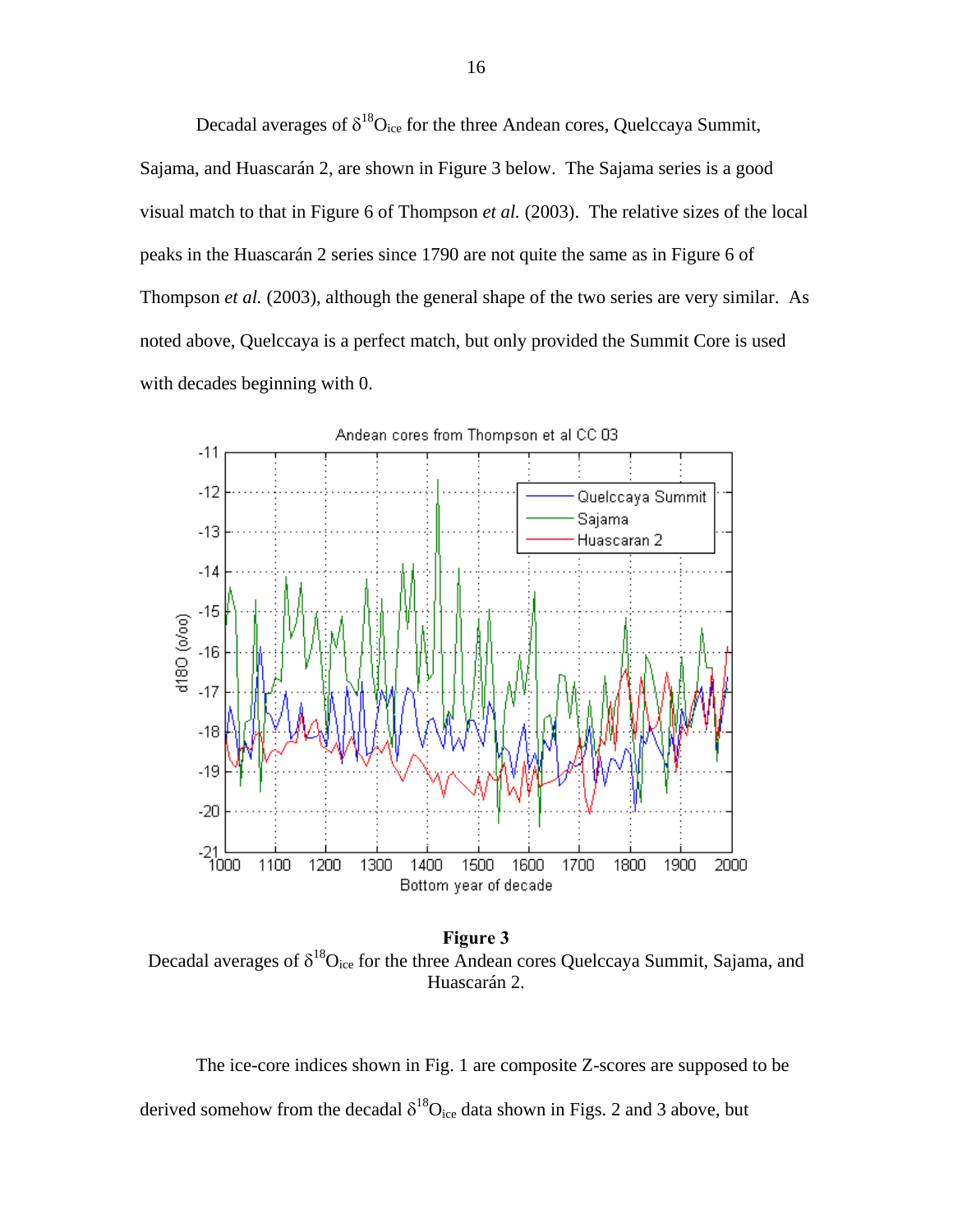Decadal averages of $\delta^{18}O_{ice}$ for the three Andean cores, Quelccaya Summit, Sajama, and Huascarán 2, are shown in Figure 3 below. The Sajama series is a good visual match to that in Figure 6 of Thompson *et al.* (2003). The relative sizes of the local peaks in the Huascarán 2 series since 1790 are not quite the same as in Figure 6 of Thompson *et al.* (2003), although the general shape of the two series are very similar. As noted above, Quelccaya is a perfect match, but only provided the Summit Core is used with decades beginning with 0.

**Figure 3**

Decadal averages of $\delta^{18}O_{ice}$ for the three Andean cores Quelccaya Summit, Sajama, and Huascarán 2.

The ice-core indices shown in Fig. 1 are composite Z-scores are supposed to be derived somehow from the decadal $\delta^{18}O_{ice}$ data shown in Figs. 2 and 3 above, but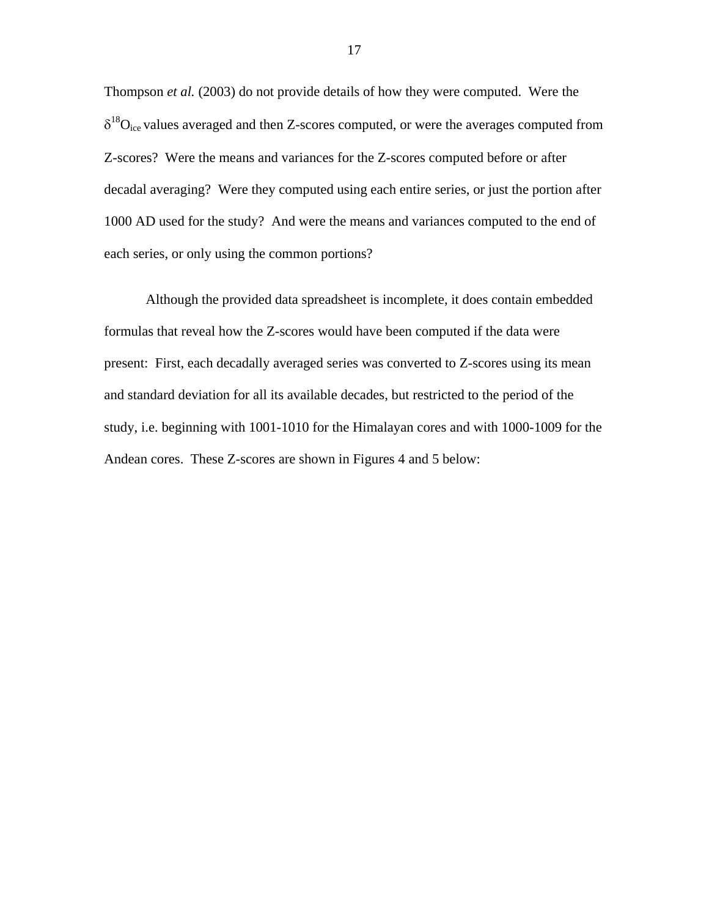Thompson *et al.* (2003) do not provide details of how they were computed. Were the $\delta^{18}O_{ice}$ values averaged and then Z-scores computed, or were the averages computed from Z-scores? Were the means and variances for the Z-scores computed before or after decadal averaging? Were they computed using each entire series, or just the portion after 1000 AD used for the study? And were the means and variances computed to the end of each series, or only using the common portions?

Although the provided data spreadsheet is incomplete, it does contain embedded formulas that reveal how the Z-scores would have been computed if the data were present: First, each decadally averaged series was converted to Z-scores using its mean and standard deviation for all its available decades, but restricted to the period of the study, i.e. beginning with 1001-1010 for the Himalayan cores and with 1000-1009 for the Andean cores. These Z-scores are shown in Figures 4 and 5 below: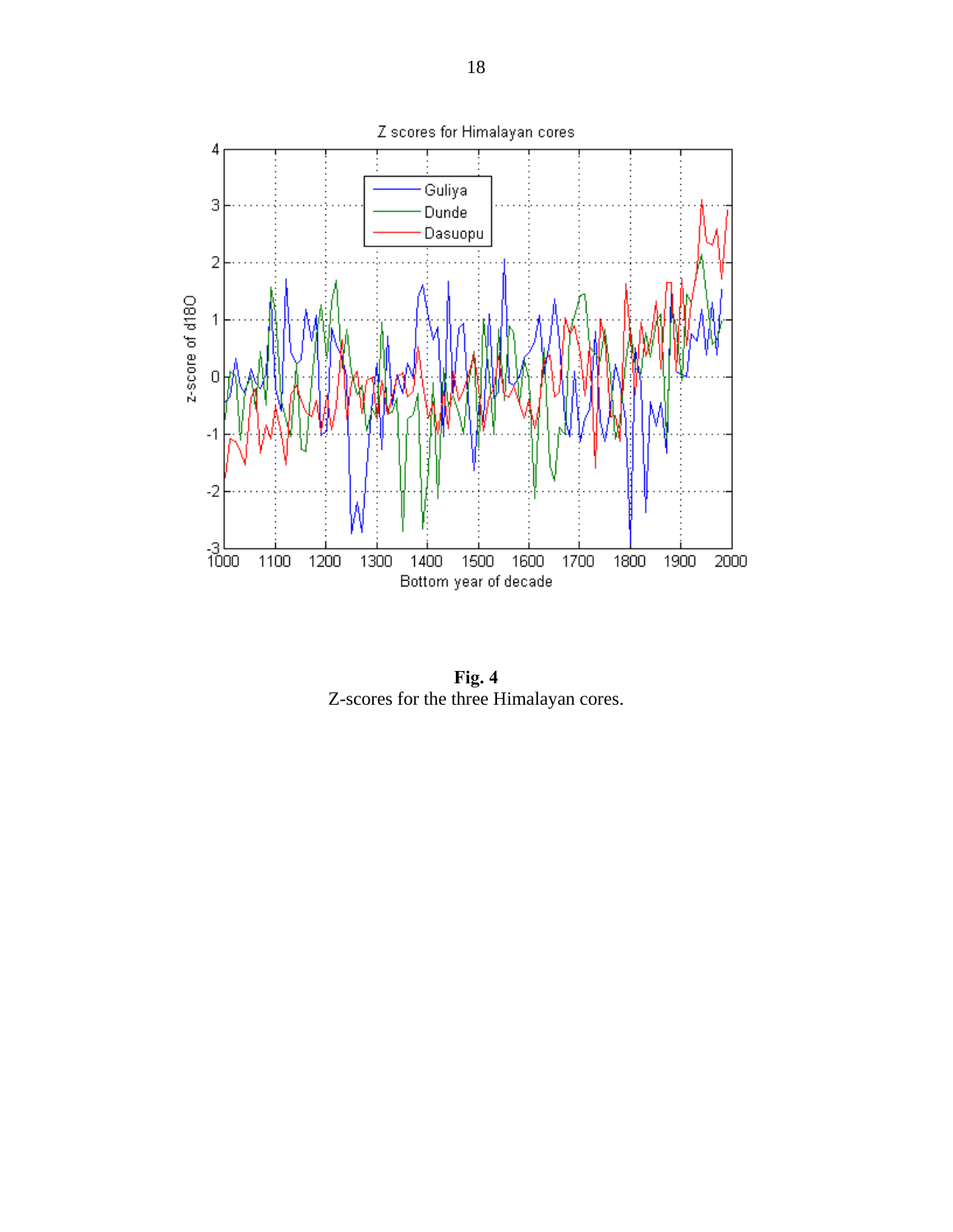**Fig. 4**
Z-scores for the three Himalayan cores.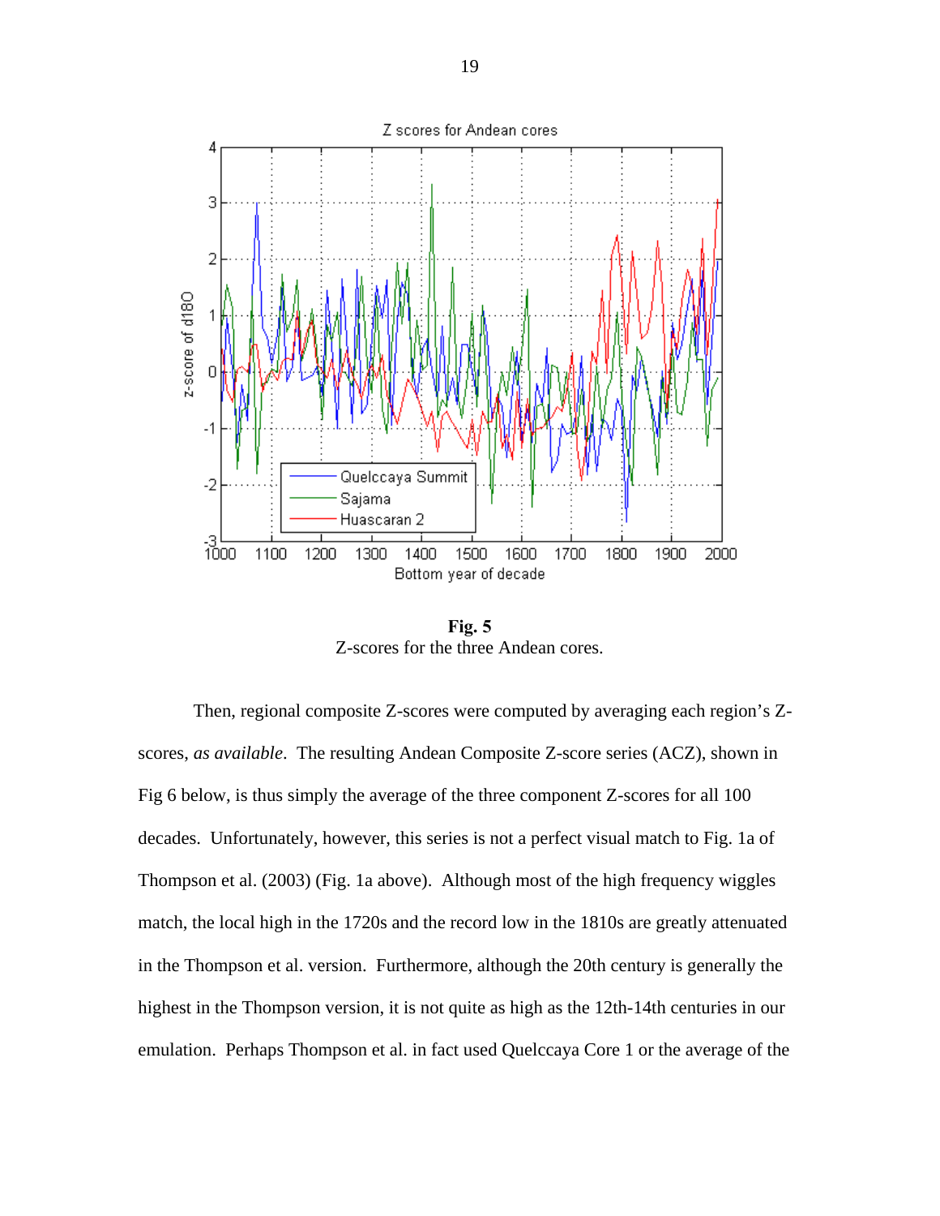**Fig. 5**
Z-scores for the three Andean cores.

Then, regional composite Z-scores were computed by averaging each region's Z-scores, *as available*. The resulting Andean Composite Z-score series (ACZ), shown in Fig 6 below, is thus simply the average of the three component Z-scores for all 100 decades. Unfortunately, however, this series is not a perfect visual match to Fig. 1a of Thompson et al. (2003) (Fig. 1a above). Although most of the high frequency wiggles match, the local high in the 1720s and the record low in the 1810s are greatly attenuated in the Thompson et al. version. Furthermore, although the 20th century is generally the highest in the Thompson version, it is not quite as high as the 12th-14th centuries in our emulation. Perhaps Thompson et al. in fact used Quelccaya Core 1 or the average of the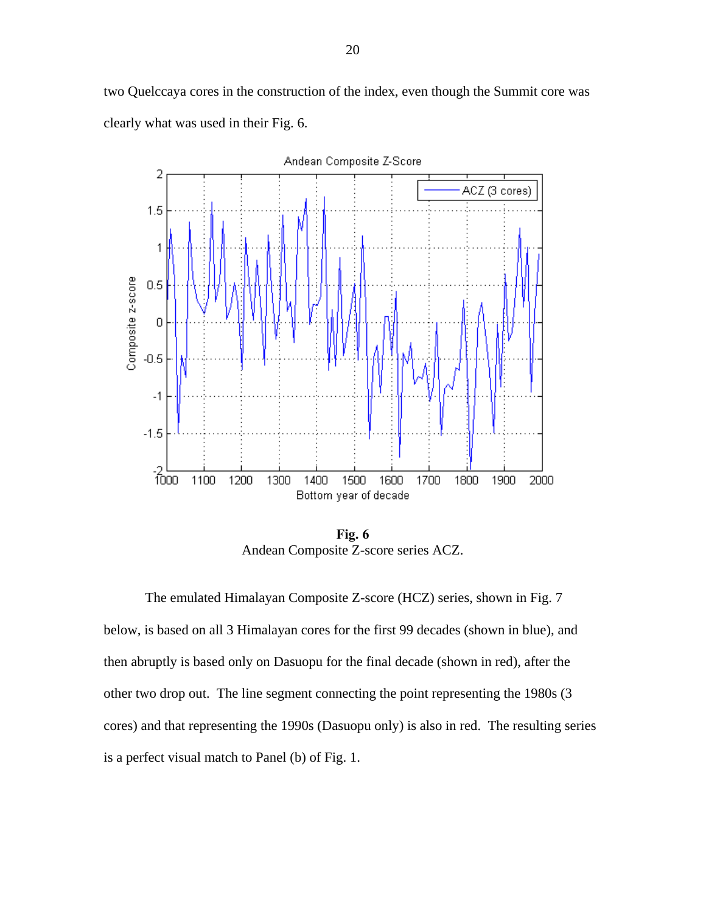two Quelccaya cores in the construction of the index, even though the Summit core was clearly what was used in their Fig. 6.

**Fig. 6**
Andean Composite Z-score series ACZ.

The emulated Himalayan Composite Z-score (HCZ) series, shown in Fig. 7 below, is based on all 3 Himalayan cores for the first 99 decades (shown in blue), and then abruptly is based only on Dasuopu for the final decade (shown in red), after the other two drop out. The line segment connecting the point representing the 1980s (3 cores) and that representing the 1990s (Dasuopu only) is also in red. The resulting series is a perfect visual match to Panel (b) of Fig. 1.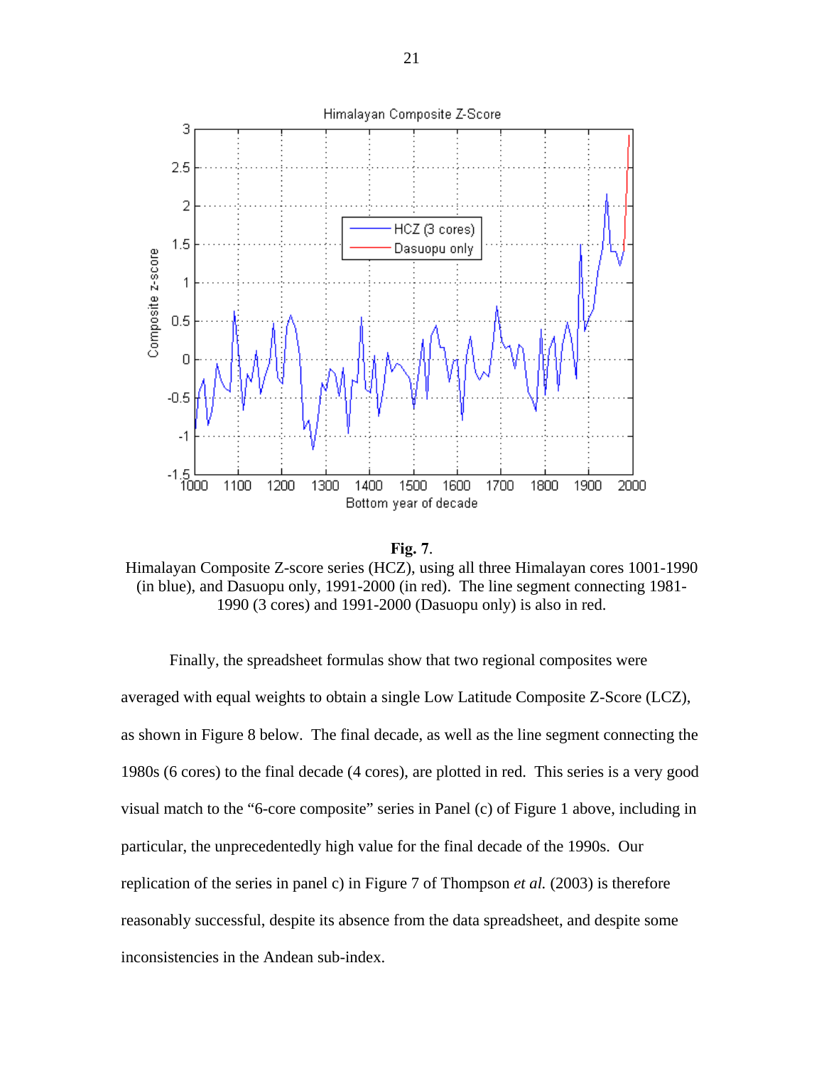**Fig. 7**.
Himalayan Composite Z-score series (HCZ), using all three Himalayan cores 1001-1990 (in blue), and Dasuopu only, 1991-2000 (in red). The line segment connecting 1981-1990 (3 cores) and 1991-2000 (Dasuopu only) is also in red.

Finally, the spreadsheet formulas show that two regional composites were averaged with equal weights to obtain a single Low Latitude Composite Z-Score (LCZ), as shown in Figure 8 below. The final decade, as well as the line segment connecting the 1980s (6 cores) to the final decade (4 cores), are plotted in red. This series is a very good visual match to the "6-core composite" series in Panel (c) of Figure 1 above, including in particular, the unprecedentedly high value for the final decade of the 1990s. Our replication of the series in panel c) in Figure 7 of Thompson *et al.* (2003) is therefore reasonably successful, despite its absence from the data spreadsheet, and despite some inconsistencies in the Andean sub-index.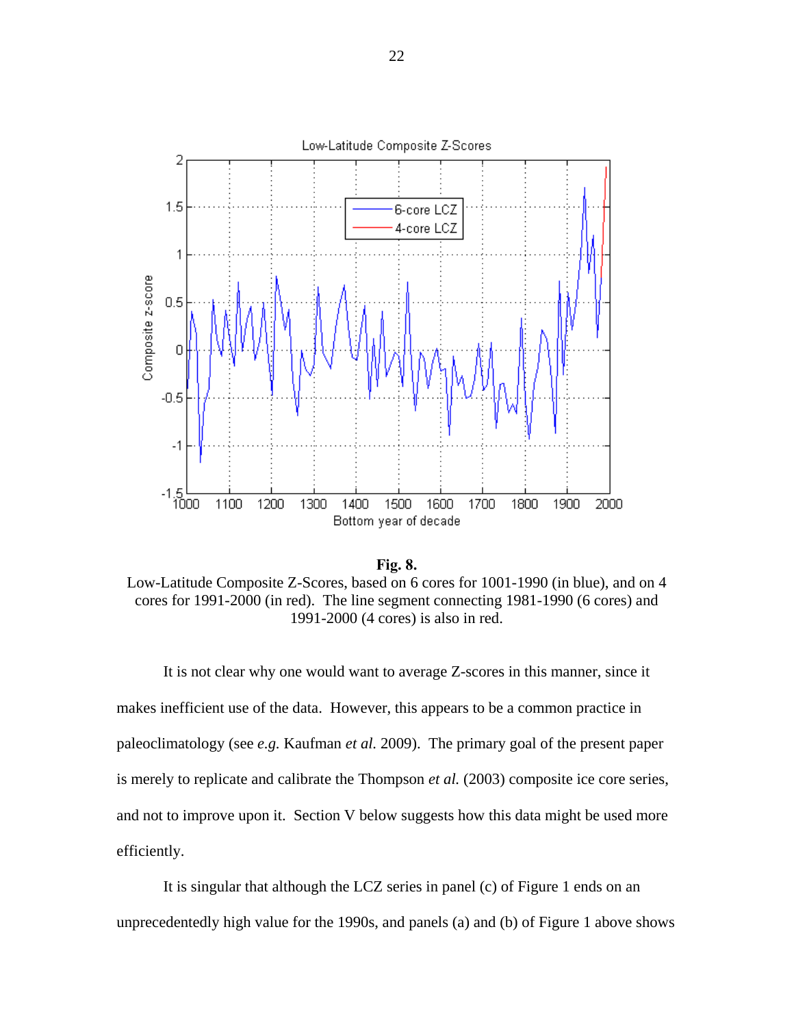**Fig. 8.**
Low-Latitude Composite Z-Scores, based on 6 cores for 1001-1990 (in blue), and on 4 cores for 1991-2000 (in red). The line segment connecting 1981-1990 (6 cores) and 1991-2000 (4 cores) is also in red.

It is not clear why one would want to average Z-scores in this manner, since it makes inefficient use of the data. However, this appears to be a common practice in paleoclimatology (see *e.g.* Kaufman *et al.* 2009). The primary goal of the present paper is merely to replicate and calibrate the Thompson *et al.* (2003) composite ice core series, and not to improve upon it. Section V below suggests how this data might be used more efficiently.

It is singular that although the LCZ series in panel (c) of Figure 1 ends on an unprecedentedly high value for the 1990s, and panels (a) and (b) of Figure 1 above shows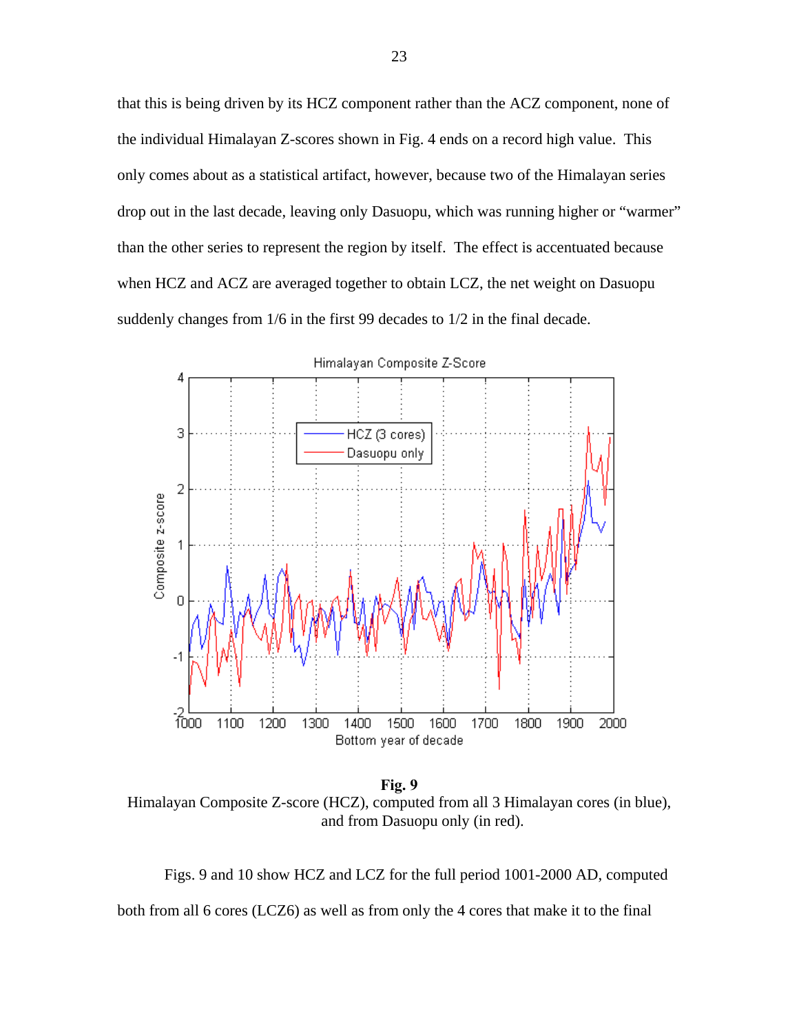that this is being driven by its HCZ component rather than the ACZ component, none of the individual Himalayan Z-scores shown in Fig. 4 ends on a record high value. This only comes about as a statistical artifact, however, because two of the Himalayan series drop out in the last decade, leaving only Dasuopu, which was running higher or "warmer" than the other series to represent the region by itself. The effect is accentuated because when HCZ and ACZ are averaged together to obtain LCZ, the net weight on Dasuopu suddenly changes from 1/6 in the first 99 decades to 1/2 in the final decade.

**Fig. 9**
Himalayan Composite Z-score (HCZ), computed from all 3 Himalayan cores (in blue), and from Dasuopu only (in red).

Figs. 9 and 10 show HCZ and LCZ for the full period 1001-2000 AD, computed both from all 6 cores (LCZ6) as well as from only the 4 cores that make it to the final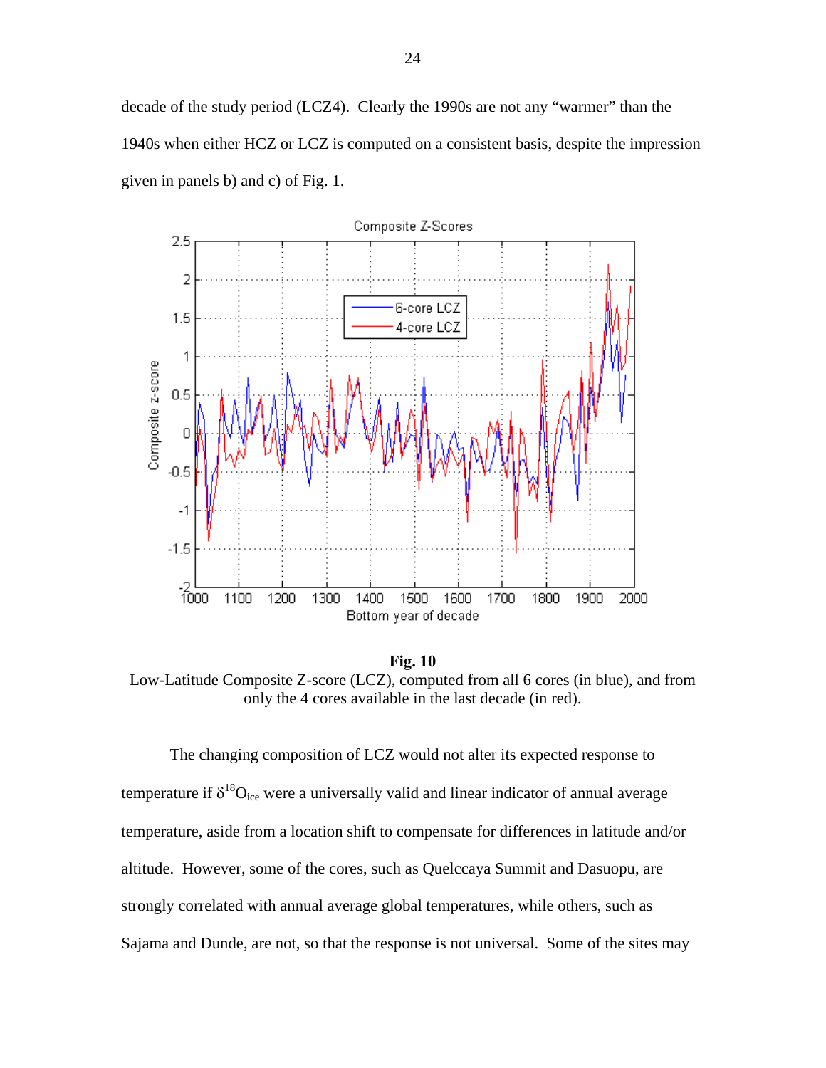decade of the study period (LCZ4). Clearly the 1990s are not any "warmer" than the 1940s when either HCZ or LCZ is computed on a consistent basis, despite the impression given in panels b) and c) of Fig. 1.

**Fig. 10**
Low-Latitude Composite Z-score (LCZ), computed from all 6 cores (in blue), and from only the 4 cores available in the last decade (in red).

The changing composition of LCZ would not alter its expected response to temperature if $\delta^{18}O_{ice}$ were a universally valid and linear indicator of annual average temperature, aside from a location shift to compensate for differences in latitude and/or altitude. However, some of the cores, such as Quelccaya Summit and Dasuopu, are strongly correlated with annual average global temperatures, while others, such as Sajama and Dunde, are not, so that the response is not universal. Some of the sites may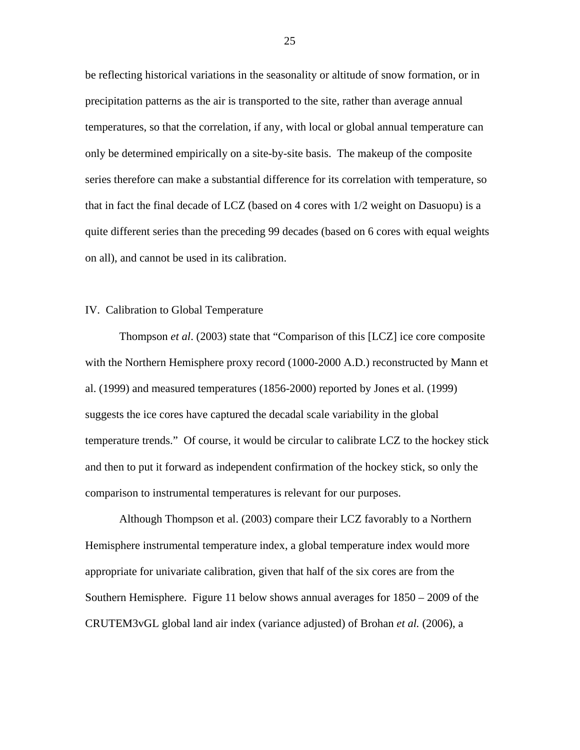be reflecting historical variations in the seasonality or altitude of snow formation, or in precipitation patterns as the air is transported to the site, rather than average annual temperatures, so that the correlation, if any, with local or global annual temperature can only be determined empirically on a site-by-site basis. The makeup of the composite series therefore can make a substantial difference for its correlation with temperature, so that in fact the final decade of LCZ (based on 4 cores with 1/2 weight on Dasuopu) is a quite different series than the preceding 99 decades (based on 6 cores with equal weights on all), and cannot be used in its calibration.

## IV. Calibration to Global Temperature

Thompson *et al*. (2003) state that "Comparison of this [LCZ] ice core composite with the Northern Hemisphere proxy record (1000-2000 A.D.) reconstructed by Mann et al. (1999) and measured temperatures (1856-2000) reported by Jones et al. (1999) suggests the ice cores have captured the decadal scale variability in the global temperature trends." Of course, it would be circular to calibrate LCZ to the hockey stick and then to put it forward as independent confirmation of the hockey stick, so only the comparison to instrumental temperatures is relevant for our purposes.

Although Thompson et al. (2003) compare their LCZ favorably to a Northern Hemisphere instrumental temperature index, a global temperature index would more appropriate for univariate calibration, given that half of the six cores are from the Southern Hemisphere. Figure 11 below shows annual averages for 1850 – 2009 of the CRUTEM3vGL global land air index (variance adjusted) of Brohan *et al.* (2006), a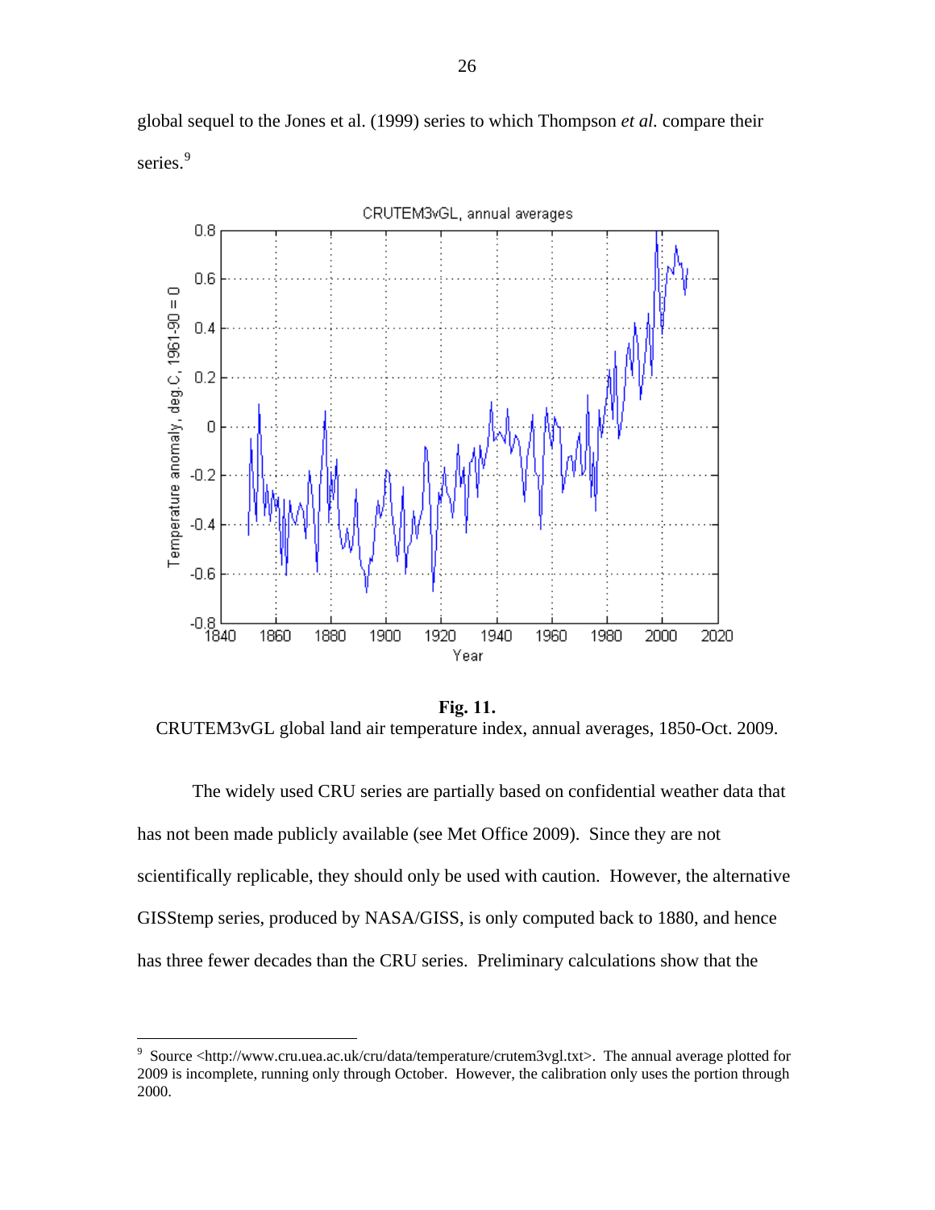global sequel to the Jones et al. (1999) series to which Thompson *et al.* compare their series.[9]

**Fig. 11.**
CRUTEM3vGL global land air temperature index, annual averages, 1850-Oct. 2009.

The widely used CRU series are partially based on confidential weather data that has not been made publicly available (see Met Office 2009). Since they are not scientifically replicable, they should only be used with caution. However, the alternative GISStemp series, produced by NASA/GISS, is only computed back to 1880, and hence has three fewer decades than the CRU series. Preliminary calculations show that the

---

[9] Source <http://www.cru.uea.ac.uk/cru/data/temperature/crutem3vgl.txt>. The annual average plotted for 2009 is incomplete, running only through October. However, the calibration only uses the portion through 2000.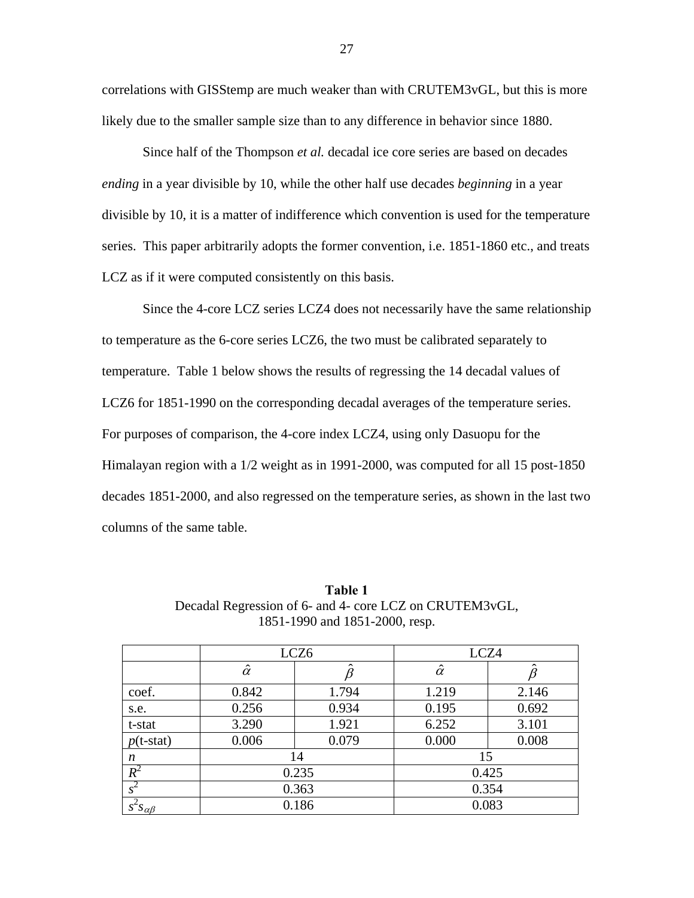correlations with GISStemp are much weaker than with CRUTEM3vGL, but this is more likely due to the smaller sample size than to any difference in behavior since 1880.

Since half of the Thompson *et al.* decadal ice core series are based on decades *ending* in a year divisible by 10, while the other half use decades *beginning* in a year divisible by 10, it is a matter of indifference which convention is used for the temperature series. This paper arbitrarily adopts the former convention, i.e. 1851-1860 etc., and treats LCZ as if it were computed consistently on this basis.

Since the 4-core LCZ series LCZ4 does not necessarily have the same relationship to temperature as the 6-core series LCZ6, the two must be calibrated separately to temperature. Table 1 below shows the results of regressing the 14 decadal values of LCZ6 for 1851-1990 on the corresponding decadal averages of the temperature series. For purposes of comparison, the 4-core index LCZ4, using only Dasuopu for the Himalayan region with a 1/2 weight as in 1991-2000, was computed for all 15 post-1850 decades 1851-2000, and also regressed on the temperature series, as shown in the last two columns of the same table.

**Table 1**
Decadal Regression of 6- and 4- core LCZ on CRUTEM3vGL, 1851-1990 and 1851-2000, resp.

| | LCZ6 | | LCZ4 | |
|---|---|---|---|---|
| | $\hat{\alpha}$ | $\hat{\beta}$ | $\hat{\alpha}$ | $\hat{\beta}$ |
| coef. | 0.842 | 1.794 | 1.219 | 2.146 |
| s.e. | 0.256 | 0.934 | 0.195 | 0.692 |
| t-stat | 3.290 | 1.921 | 6.252 | 3.101 |
| $p$(t-stat) | 0.006 | 0.079 | 0.000 | 0.008 |
| $n$ | 14 | | 15 | |
| $R^2$ | 0.235 | | 0.425 | |
| $s^2$ | 0.363 | | 0.354 | |
| $s^2 s_{\alpha\beta}$ | 0.186 | | 0.083 | |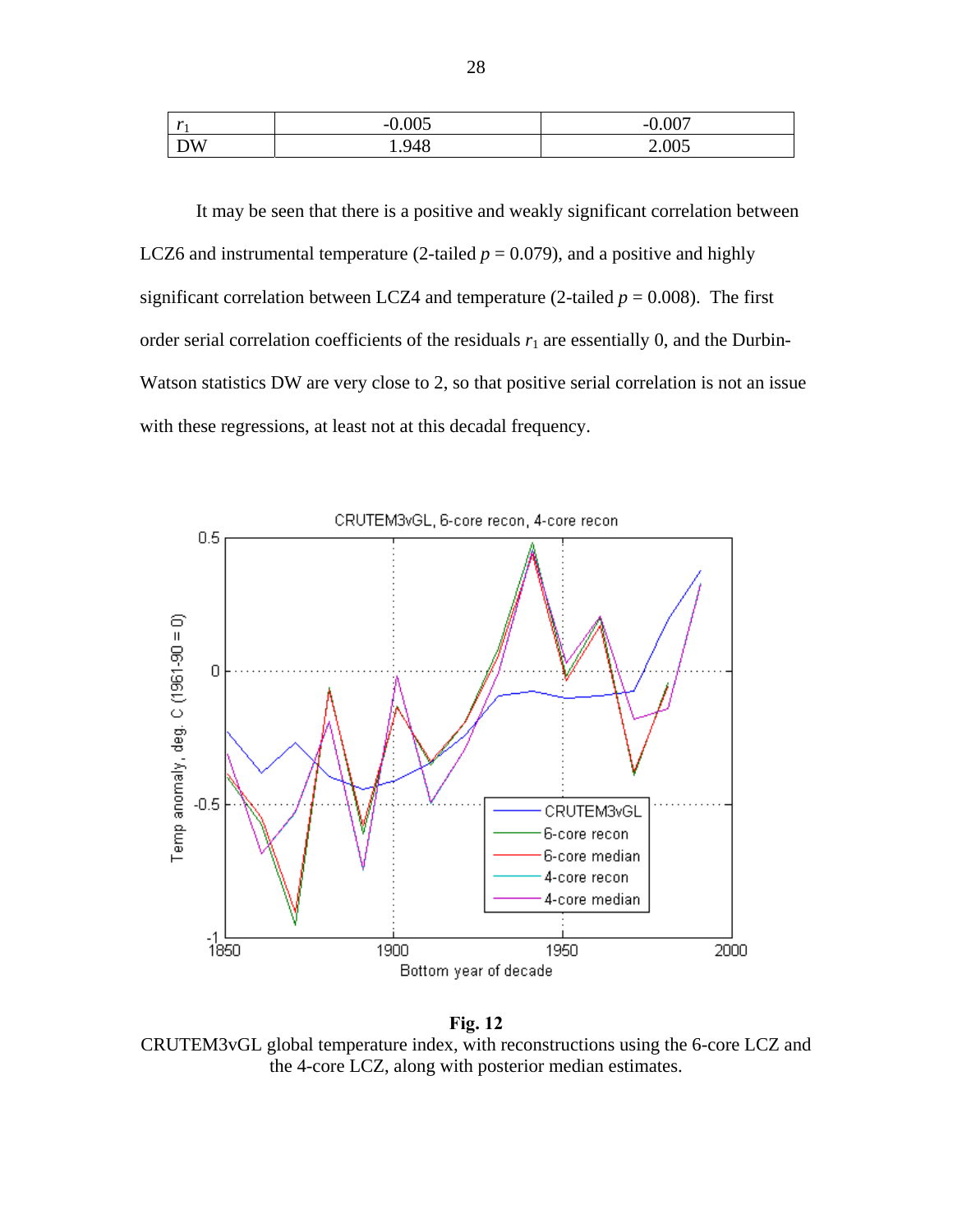| $r_1$ | -0.005 | -0.007 |
|---|---|---|
| DW | 1.948 | 2.005 |

It may be seen that there is a positive and weakly significant correlation between LCZ6 and instrumental temperature (2-tailed $p = 0.079$), and a positive and highly significant correlation between LCZ4 and temperature (2-tailed $p = 0.008$). The first order serial correlation coefficients of the residuals $r_1$ are essentially 0, and the Durbin-Watson statistics DW are very close to 2, so that positive serial correlation is not an issue with these regressions, at least not at this decadal frequency.

**Fig. 12**
CRUTEM3vGL global temperature index, with reconstructions using the 6-core LCZ and the 4-core LCZ, along with posterior median estimates.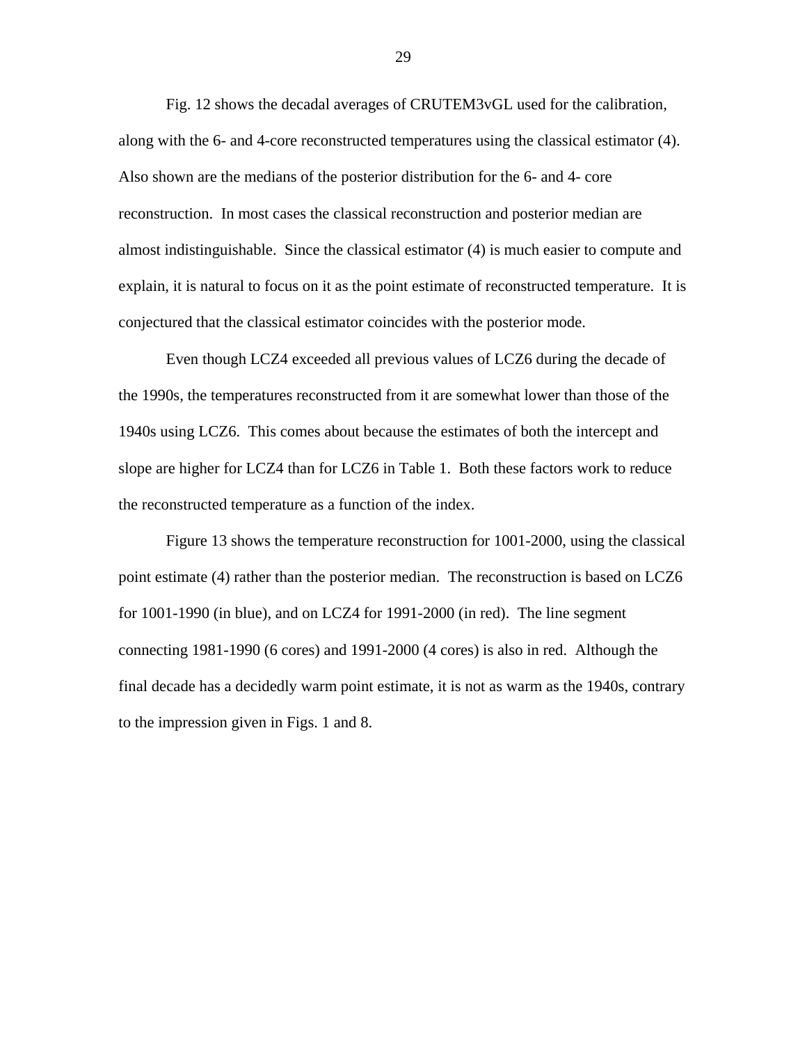Fig. 12 shows the decadal averages of CRUTEM3vGL used for the calibration, along with the 6- and 4-core reconstructed temperatures using the classical estimator (4). Also shown are the medians of the posterior distribution for the 6- and 4- core reconstruction. In most cases the classical reconstruction and posterior median are almost indistinguishable. Since the classical estimator (4) is much easier to compute and explain, it is natural to focus on it as the point estimate of reconstructed temperature. It is conjectured that the classical estimator coincides with the posterior mode.

Even though LCZ4 exceeded all previous values of LCZ6 during the decade of the 1990s, the temperatures reconstructed from it are somewhat lower than those of the 1940s using LCZ6. This comes about because the estimates of both the intercept and slope are higher for LCZ4 than for LCZ6 in Table 1. Both these factors work to reduce the reconstructed temperature as a function of the index.

Figure 13 shows the temperature reconstruction for 1001-2000, using the classical point estimate (4) rather than the posterior median. The reconstruction is based on LCZ6 for 1001-1990 (in blue), and on LCZ4 for 1991-2000 (in red). The line segment connecting 1981-1990 (6 cores) and 1991-2000 (4 cores) is also in red. Although the final decade has a decidedly warm point estimate, it is not as warm as the 1940s, contrary to the impression given in Figs. 1 and 8.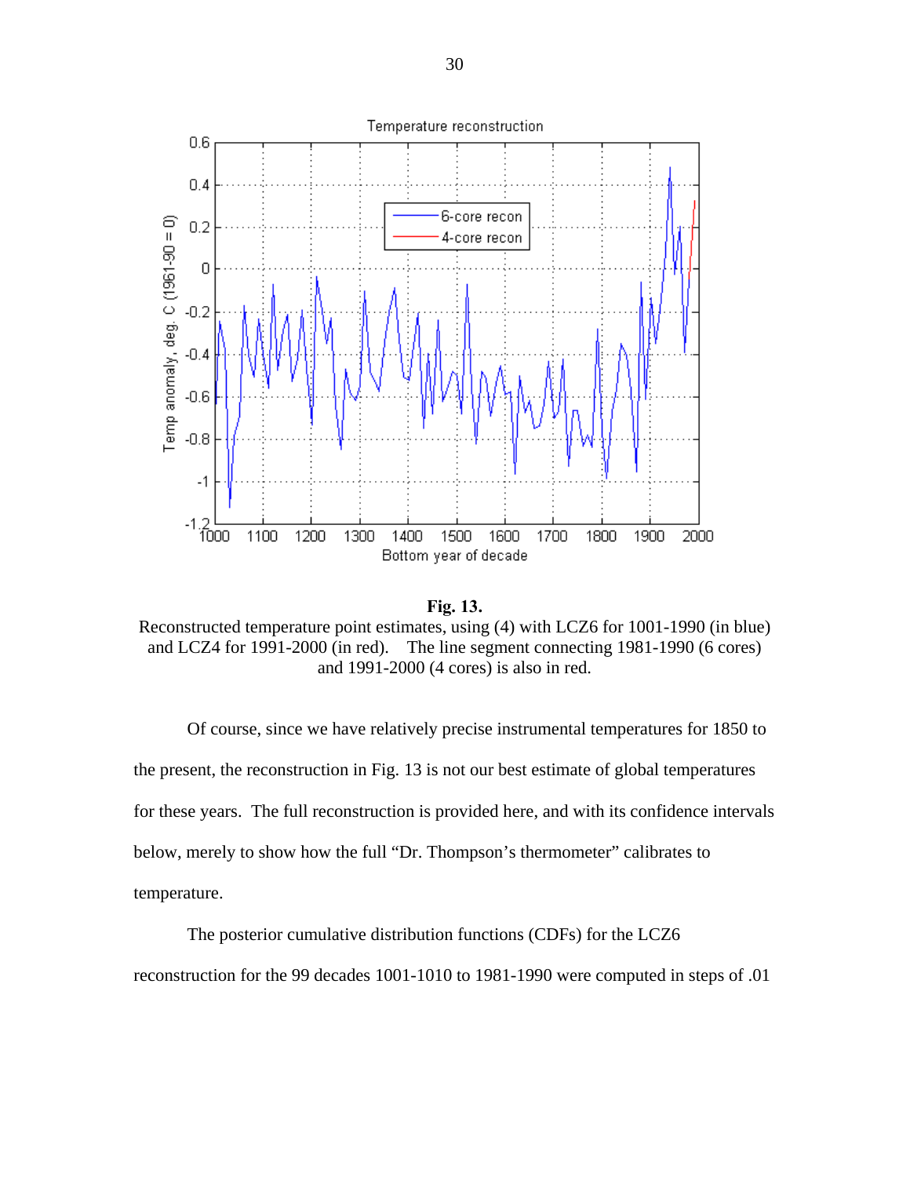**Fig. 13.**
Reconstructed temperature point estimates, using (4) with LCZ6 for 1001-1990 (in blue) and LCZ4 for 1991-2000 (in red). The line segment connecting 1981-1990 (6 cores) and 1991-2000 (4 cores) is also in red.

Of course, since we have relatively precise instrumental temperatures for 1850 to the present, the reconstruction in Fig. 13 is not our best estimate of global temperatures for these years. The full reconstruction is provided here, and with its confidence intervals below, merely to show how the full "Dr. Thompson's thermometer" calibrates to temperature.

The posterior cumulative distribution functions (CDFs) for the LCZ6 reconstruction for the 99 decades 1001-1010 to 1981-1990 were computed in steps of .01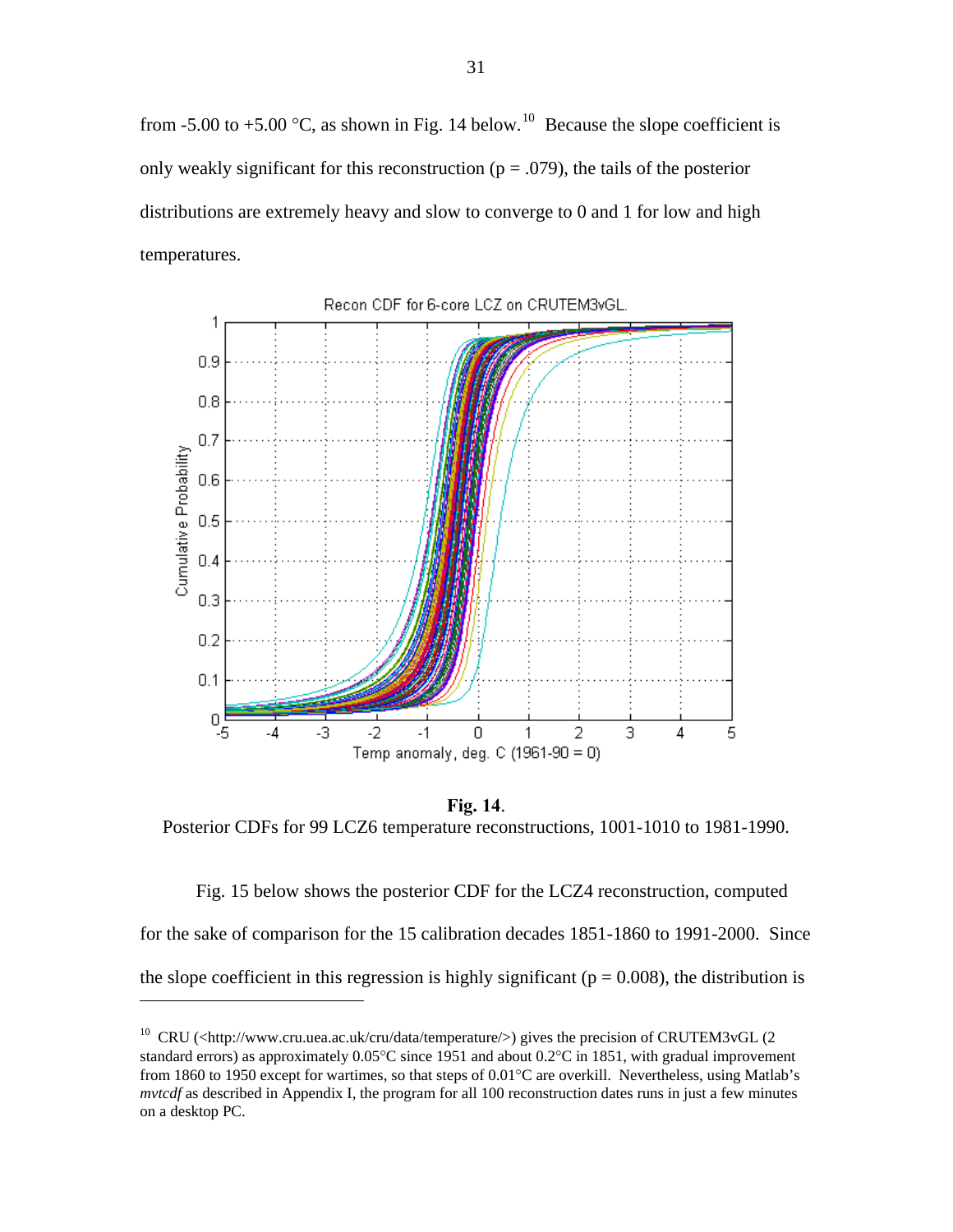from -5.00 to +5.00 °C, as shown in Fig. 14 below.[10] Because the slope coefficient is only weakly significant for this reconstruction (p = .079), the tails of the posterior distributions are extremely heavy and slow to converge to 0 and 1 for low and high temperatures.

**Fig. 14**.
Posterior CDFs for 99 LCZ6 temperature reconstructions, 1001-1010 to 1981-1990.

Fig. 15 below shows the posterior CDF for the LCZ4 reconstruction, computed for the sake of comparison for the 15 calibration decades 1851-1860 to 1991-2000. Since the slope coefficient in this regression is highly significant (p = 0.008), the distribution is

---

[10] CRU (<http://www.cru.uea.ac.uk/cru/data/temperature/>) gives the precision of CRUTEM3vGL (2 standard errors) as approximately 0.05°C since 1951 and about 0.2°C in 1851, with gradual improvement from 1860 to 1950 except for wartimes, so that steps of 0.01°C are overkill. Nevertheless, using Matlab's *mvtcdf* as described in Appendix I, the program for all 100 reconstruction dates runs in just a few minutes on a desktop PC.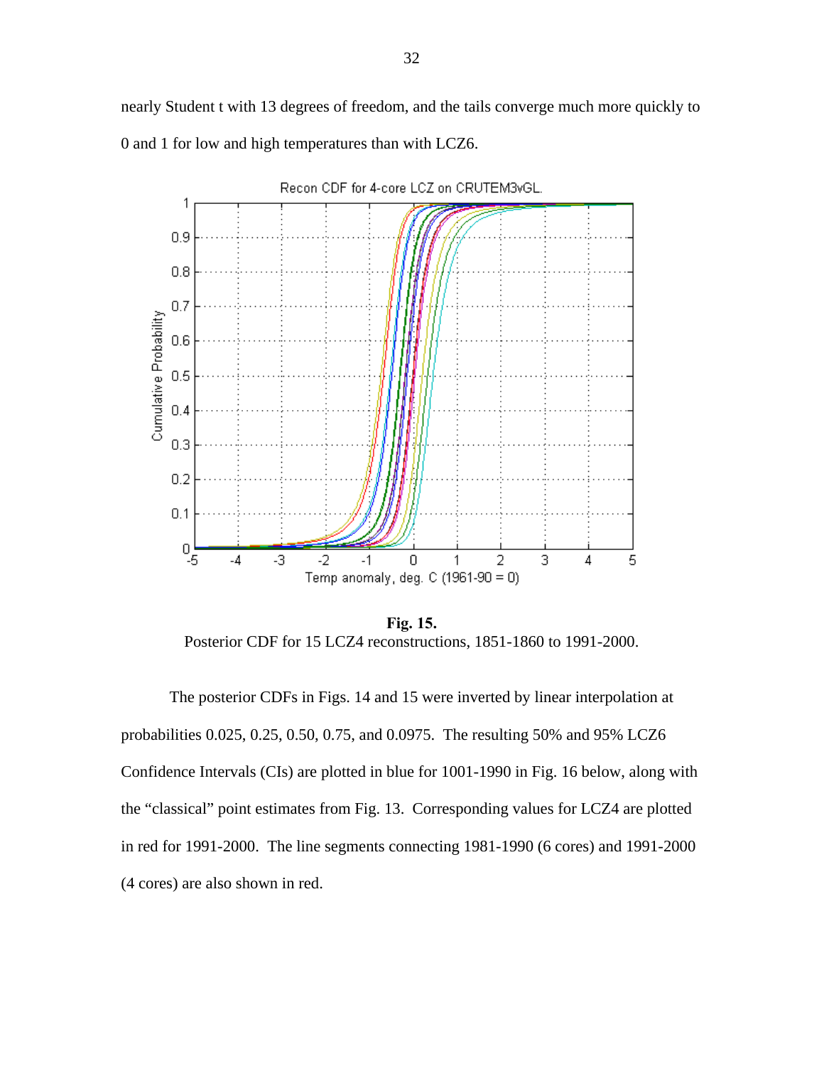nearly Student t with 13 degrees of freedom, and the tails converge much more quickly to 0 and 1 for low and high temperatures than with LCZ6.

**Fig. 15.**
Posterior CDF for 15 LCZ4 reconstructions, 1851-1860 to 1991-2000.

The posterior CDFs in Figs. 14 and 15 were inverted by linear interpolation at probabilities 0.025, 0.25, 0.50, 0.75, and 0.0975. The resulting 50% and 95% LCZ6 Confidence Intervals (CIs) are plotted in blue for 1001-1990 in Fig. 16 below, along with the "classical" point estimates from Fig. 13. Corresponding values for LCZ4 are plotted in red for 1991-2000. The line segments connecting 1981-1990 (6 cores) and 1991-2000 (4 cores) are also shown in red.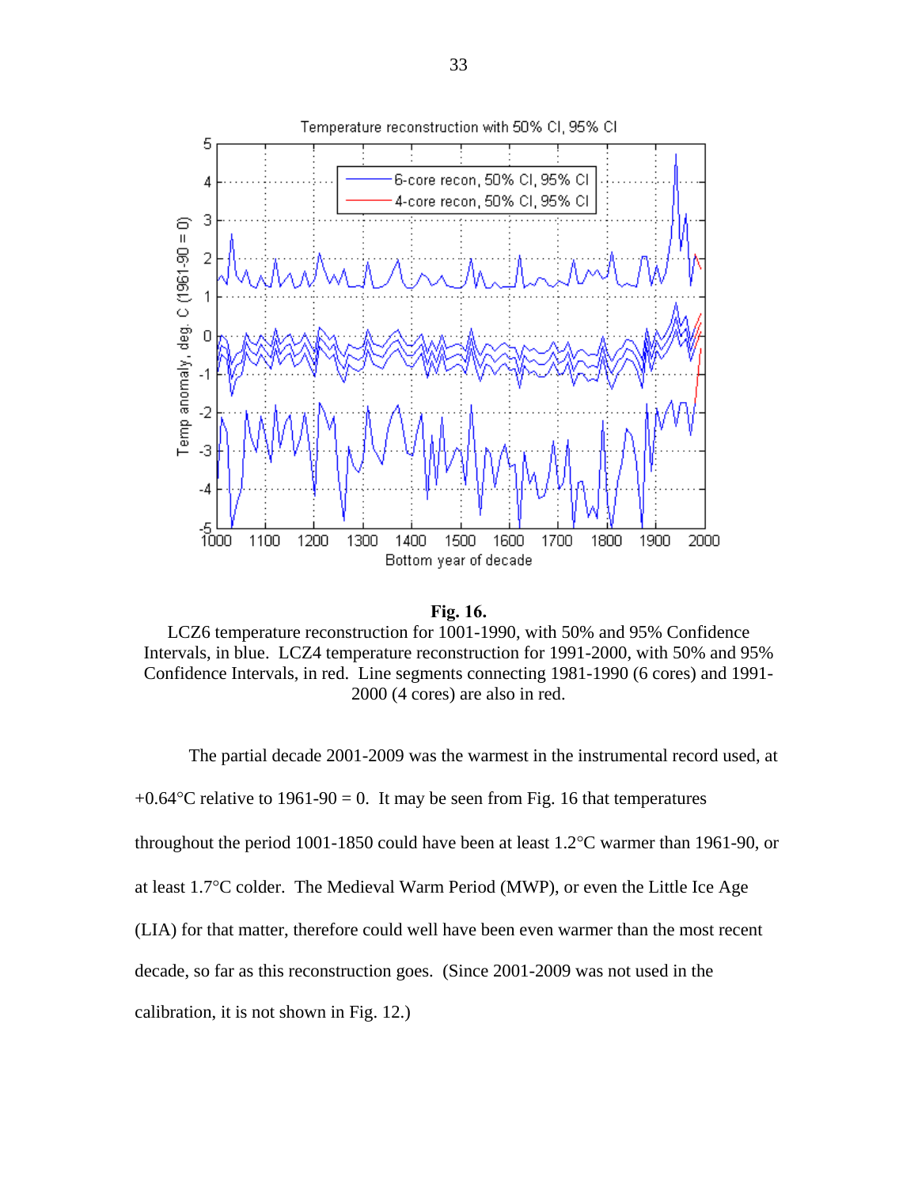**Fig. 16.**
LCZ6 temperature reconstruction for 1001-1990, with 50% and 95% Confidence Intervals, in blue. LCZ4 temperature reconstruction for 1991-2000, with 50% and 95% Confidence Intervals, in red. Line segments connecting 1981-1990 (6 cores) and 1991-2000 (4 cores) are also in red.

The partial decade 2001-2009 was the warmest in the instrumental record used, at +0.64°C relative to 1961-90 = 0. It may be seen from Fig. 16 that temperatures throughout the period 1001-1850 could have been at least 1.2°C warmer than 1961-90, or at least 1.7°C colder. The Medieval Warm Period (MWP), or even the Little Ice Age (LIA) for that matter, therefore could well have been even warmer than the most recent decade, so far as this reconstruction goes. (Since 2001-2009 was not used in the calibration, it is not shown in Fig. 12.)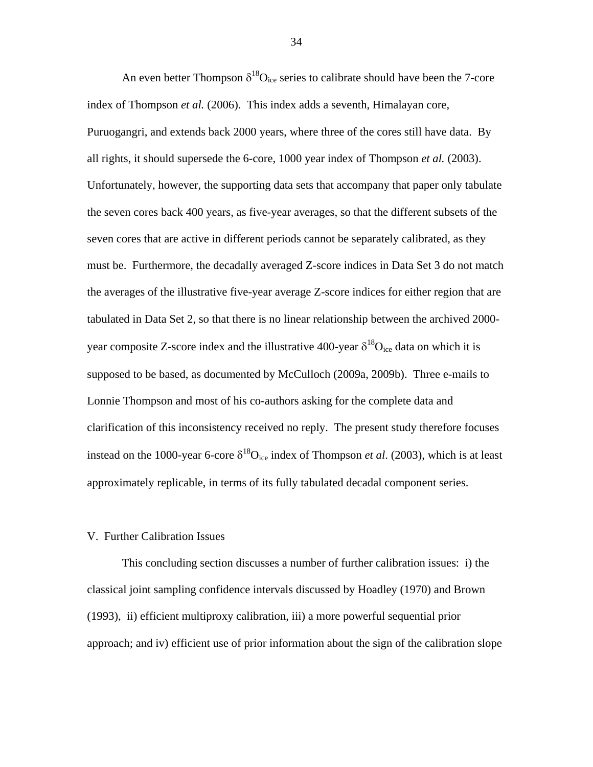An even better Thompson $\delta^{18}O_{ice}$ series to calibrate should have been the 7-core index of Thompson *et al.* (2006). This index adds a seventh, Himalayan core, Puruogangri, and extends back 2000 years, where three of the cores still have data. By all rights, it should supersede the 6-core, 1000 year index of Thompson *et al.* (2003). Unfortunately, however, the supporting data sets that accompany that paper only tabulate the seven cores back 400 years, as five-year averages, so that the different subsets of the seven cores that are active in different periods cannot be separately calibrated, as they must be. Furthermore, the decadally averaged Z-score indices in Data Set 3 do not match the averages of the illustrative five-year average Z-score indices for either region that are tabulated in Data Set 2, so that there is no linear relationship between the archived 2000-year composite Z-score index and the illustrative 400-year $\delta^{18}O_{ice}$ data on which it is supposed to be based, as documented by McCulloch (2009a, 2009b). Three e-mails to Lonnie Thompson and most of his co-authors asking for the complete data and clarification of this inconsistency received no reply. The present study therefore focuses instead on the 1000-year 6-core $\delta^{18}O_{ice}$ index of Thompson *et al*. (2003), which is at least approximately replicable, in terms of its fully tabulated decadal component series.

## V. Further Calibration Issues

This concluding section discusses a number of further calibration issues: i) the classical joint sampling confidence intervals discussed by Hoadley (1970) and Brown (1993), ii) efficient multiproxy calibration, iii) a more powerful sequential prior approach; and iv) efficient use of prior information about the sign of the calibration slope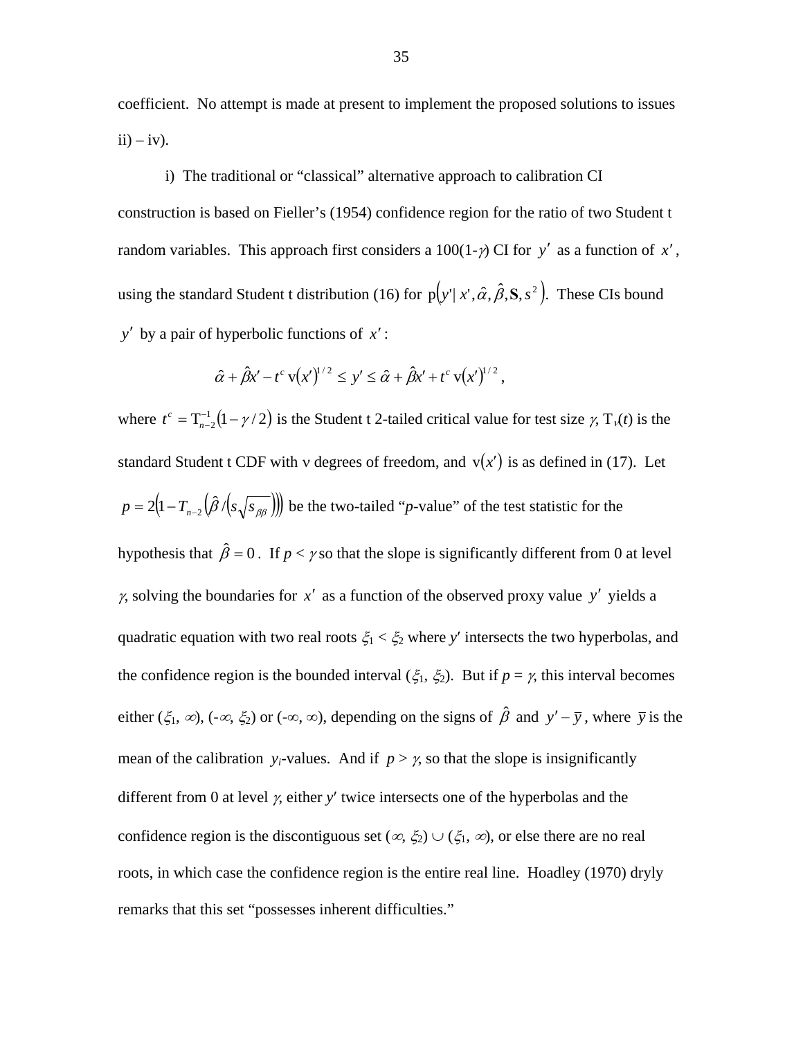coefficient. No attempt is made at present to implement the proposed solutions to issues ii) – iv).

i) The traditional or "classical" alternative approach to calibration CI construction is based on Fieller's (1954) confidence region for the ratio of two Student t random variables. This approach first considers a 100(1-$\gamma$) CI for $y'$ as a function of $x'$, using the standard Student t distribution (16) for $\mathrm{p}\left(y' | x', \hat{\alpha}, \hat{\beta}, \mathbf{S}, s^2\right)$. These CIs bound $y'$ by a pair of hyperbolic functions of $x'$:

$$\hat{\alpha} + \hat{\beta}x' - t^c \, \mathrm{v}(x')^{1/2} \leq y' \leq \hat{\alpha} + \hat{\beta}x' + t^c \, \mathrm{v}(x')^{1/2},$$

where $t^c = \mathrm{T}_{n-2}^{-1}(1 - \gamma/2)$ is the Student t 2-tailed critical value for test size $\gamma$, $\mathrm{T}_\nu(t)$ is the standard Student t CDF with $\nu$ degrees of freedom, and $\mathrm{v}(x')$ is as defined in (17). Let $p = 2\left(1 - T_{n-2}\left(\hat{\beta} / \left(s\sqrt{s_{\beta\beta}}\right)\right)\right)$ be the two-tailed "*p*-value" of the test statistic for the hypothesis that $\hat{\beta} = 0$. If $p < \gamma$ so that the slope is significantly different from 0 at level $\gamma$, solving the boundaries for $x'$ as a function of the observed proxy value $y'$ yields a quadratic equation with two real roots $\xi_1 < \xi_2$ where $y'$ intersects the two hyperbolas, and the confidence region is the bounded interval $(\xi_1, \xi_2)$. But if $p = \gamma$, this interval becomes either $(\xi_1, \infty)$, $(-\infty, \xi_2)$ or $(-\infty, \infty)$, depending on the signs of $\hat{\beta}$ and $y' - \bar{y}$, where $\bar{y}$ is the mean of the calibration $y_i$-values. And if $p > \gamma$, so that the slope is insignificantly different from 0 at level $\gamma$, either $y'$ twice intersects one of the hyperbolas and the confidence region is the discontiguous set $(\infty, \xi_2) \cup (\xi_1, \infty)$, or else there are no real roots, in which case the confidence region is the entire real line. Hoadley (1970) dryly remarks that this set "possesses inherent difficulties."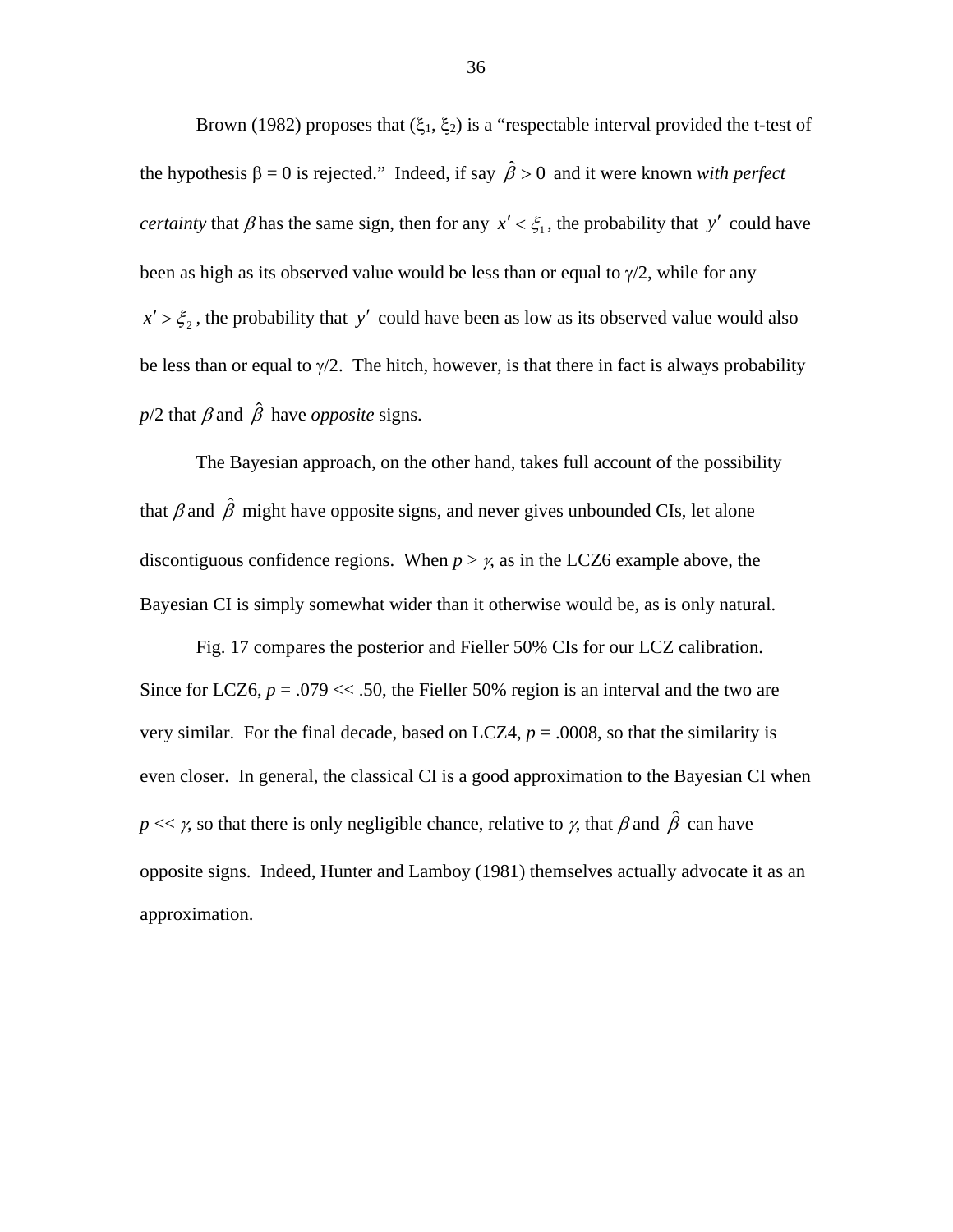Brown (1982) proposes that $(\xi_1, \xi_2)$ is a "respectable interval provided the t-test of the hypothesis $\beta = 0$ is rejected." Indeed, if say $\hat{\beta} > 0$ and it were known *with perfect certainty* that $\beta$ has the same sign, then for any $x' < \xi_1$, the probability that $y'$ could have been as high as its observed value would be less than or equal to $\gamma/2$, while for any $x' > \xi_2$, the probability that $y'$ could have been as low as its observed value would also be less than or equal to $\gamma/2$. The hitch, however, is that there in fact is always probability $p/2$ that $\beta$ and $\hat{\beta}$ have *opposite* signs.

The Bayesian approach, on the other hand, takes full account of the possibility that $\beta$ and $\hat{\beta}$ might have opposite signs, and never gives unbounded CIs, let alone discontiguous confidence regions. When $p > \gamma$, as in the LCZ6 example above, the Bayesian CI is simply somewhat wider than it otherwise would be, as is only natural.

Fig. 17 compares the posterior and Fieller 50% CIs for our LCZ calibration. Since for LCZ6, $p = .079 << .50$, the Fieller 50% region is an interval and the two are very similar. For the final decade, based on LCZ4, $p = .0008$, so that the similarity is even closer. In general, the classical CI is a good approximation to the Bayesian CI when $p << \gamma$, so that there is only negligible chance, relative to $\gamma$, that $\beta$ and $\hat{\beta}$ can have opposite signs. Indeed, Hunter and Lamboy (1981) themselves actually advocate it as an approximation.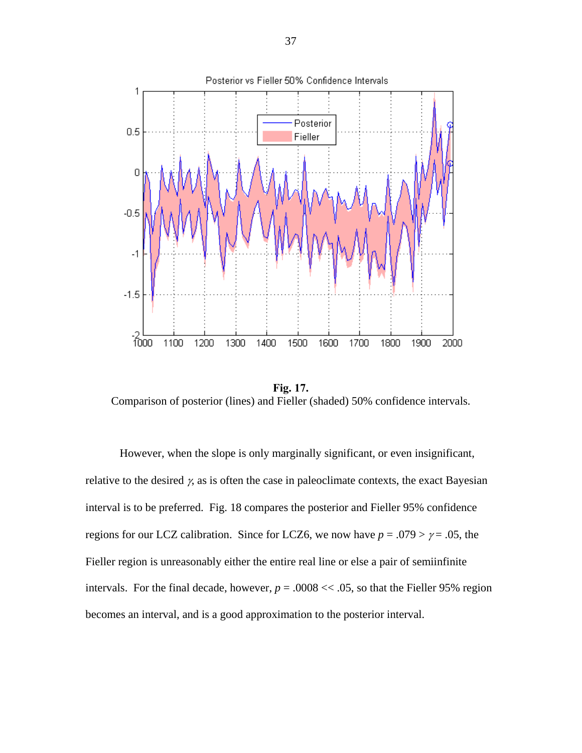**Fig. 17.**
Comparison of posterior (lines) and Fieller (shaded) 50% confidence intervals.

However, when the slope is only marginally significant, or even insignificant, relative to the desired $\gamma$, as is often the case in paleoclimate contexts, the exact Bayesian interval is to be preferred. Fig. 18 compares the posterior and Fieller 95% confidence regions for our LCZ calibration. Since for LCZ6, we now have $p = .079 > \gamma = .05$, the Fieller region is unreasonably either the entire real line or else a pair of semiinfinite intervals. For the final decade, however, $p = .0008 << .05$, so that the Fieller 95% region becomes an interval, and is a good approximation to the posterior interval.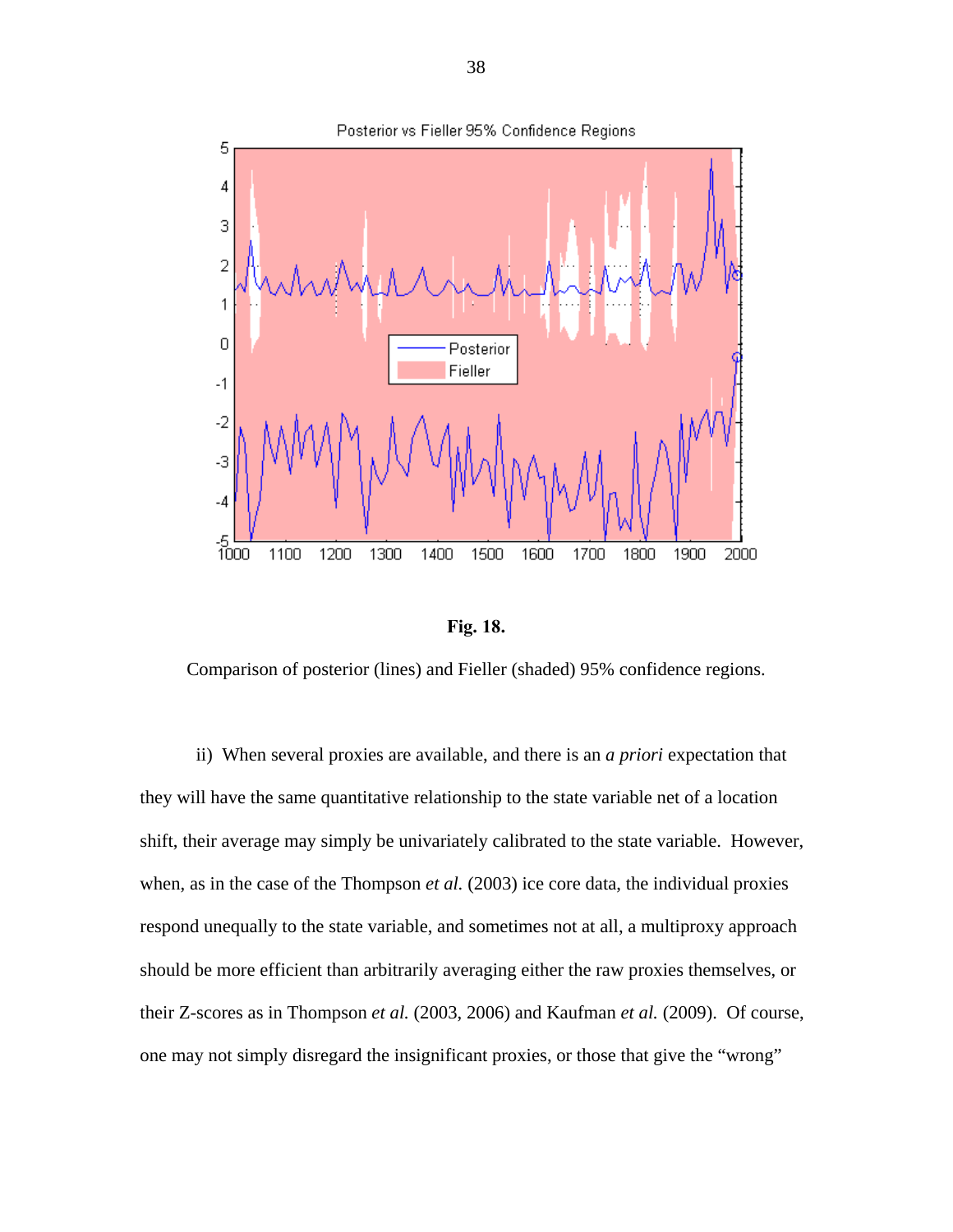**Fig. 18.**

Comparison of posterior (lines) and Fieller (shaded) 95% confidence regions.

ii) When several proxies are available, and there is an *a priori* expectation that they will have the same quantitative relationship to the state variable net of a location shift, their average may simply be univariately calibrated to the state variable. However, when, as in the case of the Thompson *et al.* (2003) ice core data, the individual proxies respond unequally to the state variable, and sometimes not at all, a multiproxy approach should be more efficient than arbitrarily averaging either the raw proxies themselves, or their Z-scores as in Thompson *et al.* (2003, 2006) and Kaufman *et al.* (2009). Of course, one may not simply disregard the insignificant proxies, or those that give the "wrong"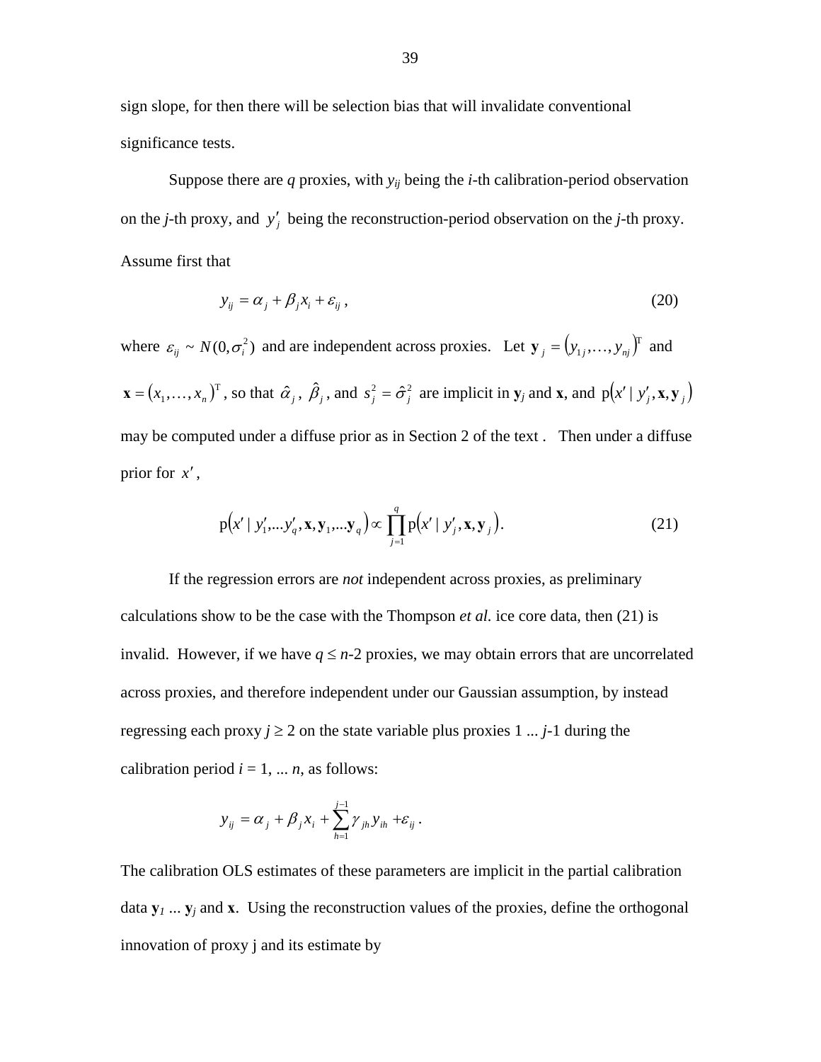sign slope, for then there will be selection bias that will invalidate conventional significance tests.

Suppose there are $q$ proxies, with $y_{ij}$ being the $i$-th calibration-period observation on the $j$-th proxy, and $y'_j$ being the reconstruction-period observation on the $j$-th proxy. Assume first that

$$y_{ij} = \alpha_j + \beta_j x_i + \varepsilon_{ij}\,, \tag{20}$$

where $\varepsilon_{ij} \sim N(0, \sigma_i^2)$ and are independent across proxies. Let $\mathbf{y}_j = (y_{1j}, \ldots, y_{nj})^{\mathrm{T}}$ and $\mathbf{x} = (x_1, \ldots, x_n)^{\mathrm{T}}$, so that $\hat{\alpha}_j$, $\hat{\beta}_j$, and $s_j^2 = \hat{\sigma}_j^2$ are implicit in $\mathbf{y}_j$ and $\mathbf{x}$, and $\mathrm{p}(x' \mid y'_j, \mathbf{x}, \mathbf{y}_j)$ may be computed under a diffuse prior as in Section 2 of the text . Then under a diffuse prior for $x'$,

$$\mathrm{p}(x' \mid y'_1, \ldots y'_q, \mathbf{x}, \mathbf{y}_1, \ldots \mathbf{y}_q) \propto \prod_{j=1}^{q} \mathrm{p}(x' \mid y'_j, \mathbf{x}, \mathbf{y}_j). \tag{21}$$

If the regression errors are *not* independent across proxies, as preliminary calculations show to be the case with the Thompson *et al.* ice core data, then (21) is invalid. However, if we have $q \leq n$-2 proxies, we may obtain errors that are uncorrelated across proxies, and therefore independent under our Gaussian assumption, by instead regressing each proxy $j \geq 2$ on the state variable plus proxies 1 ... $j$-1 during the calibration period $i$ = 1, ... $n$, as follows:

$$y_{ij} = \alpha_j + \beta_j x_i + \sum_{h=1}^{j-1} \gamma_{jh} y_{ih} + \varepsilon_{ij}\,.$$

The calibration OLS estimates of these parameters are implicit in the partial calibration data $\mathbf{y}_1 \ldots \mathbf{y}_j$ and $\mathbf{x}$. Using the reconstruction values of the proxies, define the orthogonal innovation of proxy j and its estimate by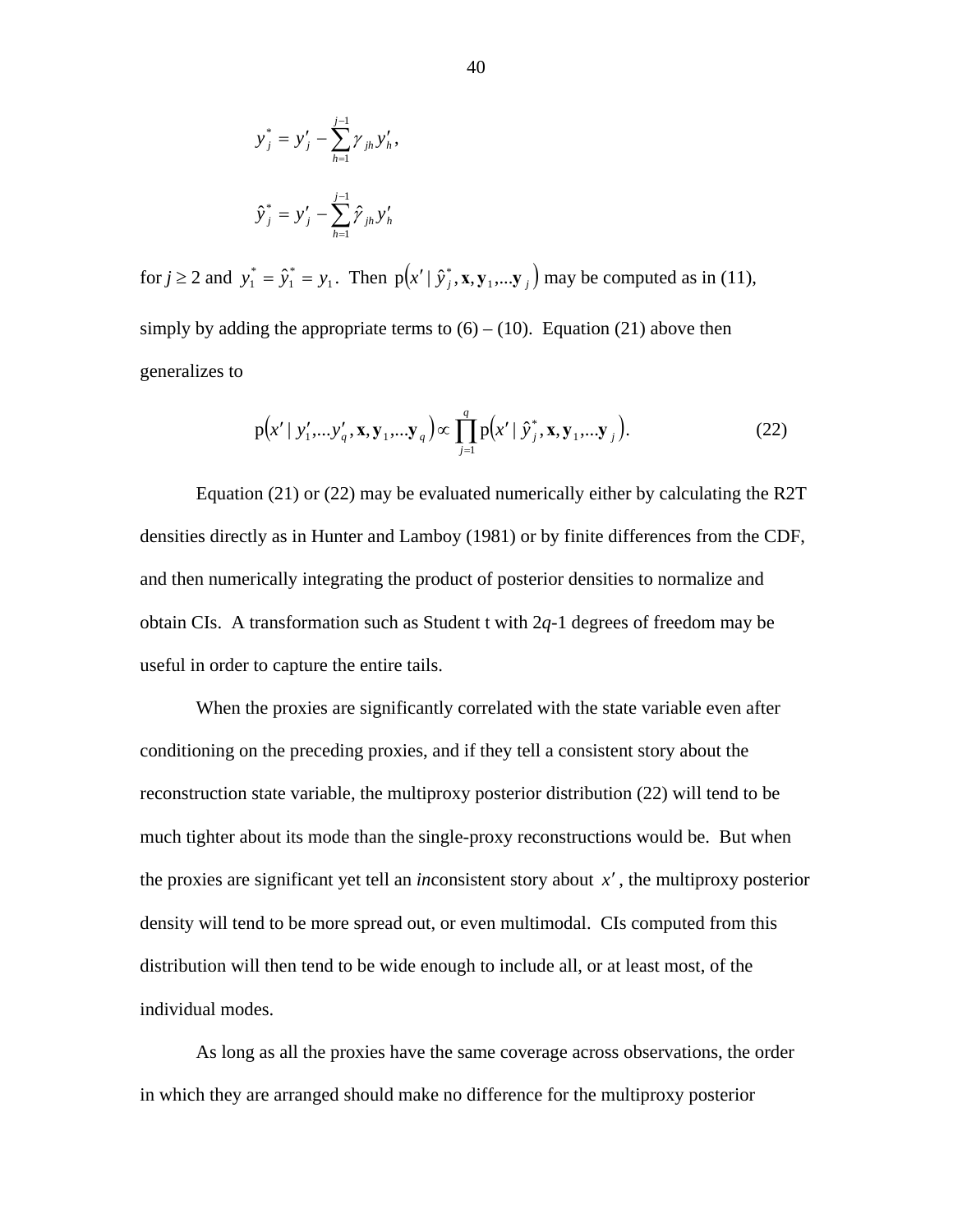$$y_j^* = y_j' - \sum_{h=1}^{j-1} \gamma_{jh} y_h',$$

$$\hat{y}_j^* = y_j' - \sum_{h=1}^{j-1} \hat{\gamma}_{jh} y_h'$$

for $j \geq 2$ and $y_1^* = \hat{y}_1^* = y_1$. Then $\mathrm{p}\left(x' \mid \hat{y}_j^*, \mathbf{x}, \mathbf{y}_1, \ldots \mathbf{y}_j\right)$ may be computed as in (11), simply by adding the appropriate terms to (6) – (10). Equation (21) above then generalizes to

$$\mathrm{p}\left(x' \mid y_1', \ldots y_q', \mathbf{x}, \mathbf{y}_1, \ldots \mathbf{y}_q\right) \propto \prod_{j=1}^{q} \mathrm{p}\left(x' \mid \hat{y}_j^*, \mathbf{x}, \mathbf{y}_1, \ldots \mathbf{y}_j\right). \tag{22}$$

Equation (21) or (22) may be evaluated numerically either by calculating the R2T densities directly as in Hunter and Lamboy (1981) or by finite differences from the CDF, and then numerically integrating the product of posterior densities to normalize and obtain CIs. A transformation such as Student t with 2$q$-1 degrees of freedom may be useful in order to capture the entire tails.

When the proxies are significantly correlated with the state variable even after conditioning on the preceding proxies, and if they tell a consistent story about the reconstruction state variable, the multiproxy posterior distribution (22) will tend to be much tighter about its mode than the single-proxy reconstructions would be. But when the proxies are significant yet tell an *in*consistent story about $x'$, the multiproxy posterior density will tend to be more spread out, or even multimodal. CIs computed from this distribution will then tend to be wide enough to include all, or at least most, of the individual modes.

As long as all the proxies have the same coverage across observations, the order in which they are arranged should make no difference for the multiproxy posterior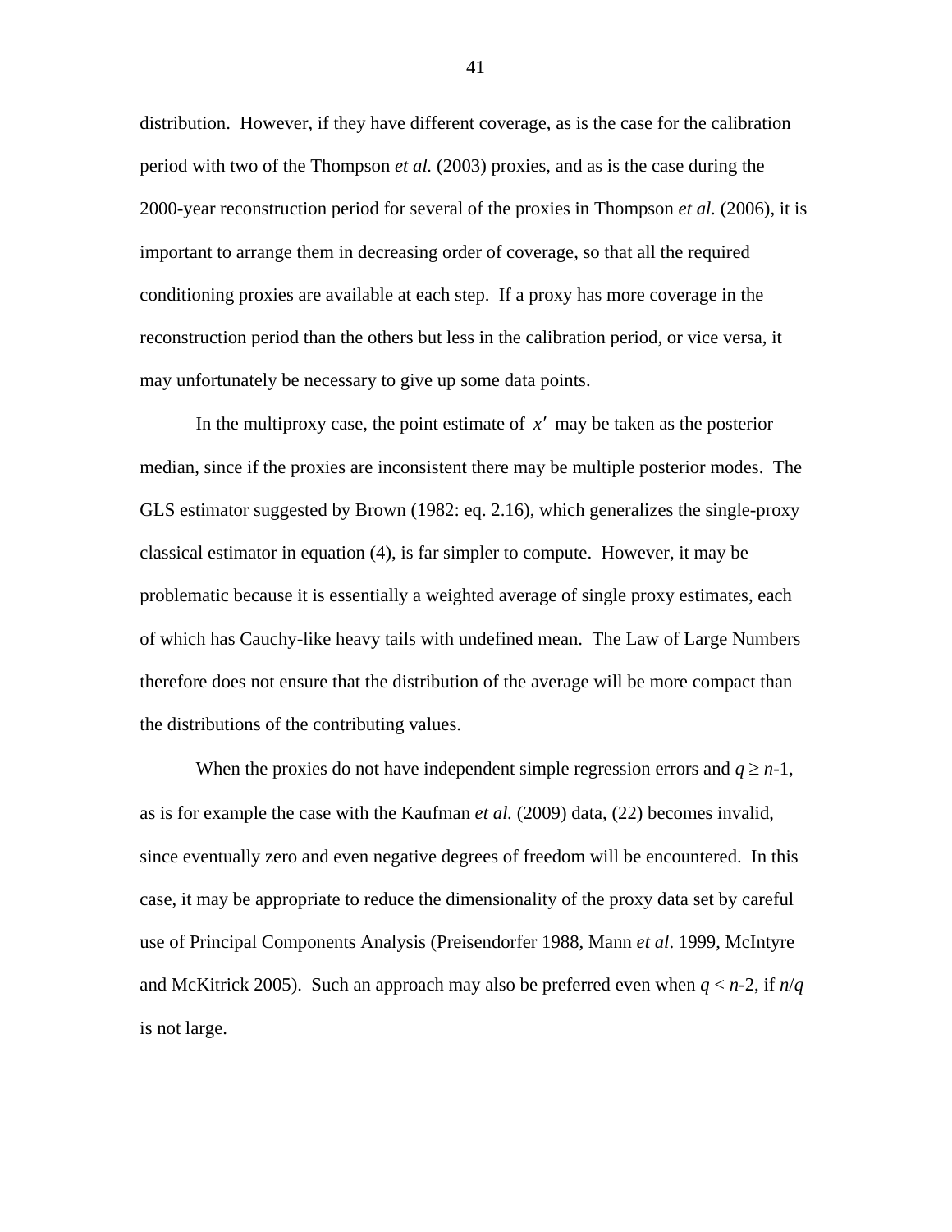distribution. However, if they have different coverage, as is the case for the calibration period with two of the Thompson *et al.* (2003) proxies, and as is the case during the 2000-year reconstruction period for several of the proxies in Thompson *et al.* (2006), it is important to arrange them in decreasing order of coverage, so that all the required conditioning proxies are available at each step. If a proxy has more coverage in the reconstruction period than the others but less in the calibration period, or vice versa, it may unfortunately be necessary to give up some data points.

In the multiproxy case, the point estimate of $x'$ may be taken as the posterior median, since if the proxies are inconsistent there may be multiple posterior modes. The GLS estimator suggested by Brown (1982: eq. 2.16), which generalizes the single-proxy classical estimator in equation (4), is far simpler to compute. However, it may be problematic because it is essentially a weighted average of single proxy estimates, each of which has Cauchy-like heavy tails with undefined mean. The Law of Large Numbers therefore does not ensure that the distribution of the average will be more compact than the distributions of the contributing values.

When the proxies do not have independent simple regression errors and $q \geq n-1$, as is for example the case with the Kaufman *et al.* (2009) data, (22) becomes invalid, since eventually zero and even negative degrees of freedom will be encountered. In this case, it may be appropriate to reduce the dimensionality of the proxy data set by careful use of Principal Components Analysis (Preisendorfer 1988, Mann *et al*. 1999, McIntyre and McKitrick 2005). Such an approach may also be preferred even when $q < n-2$, if $n/q$ is not large.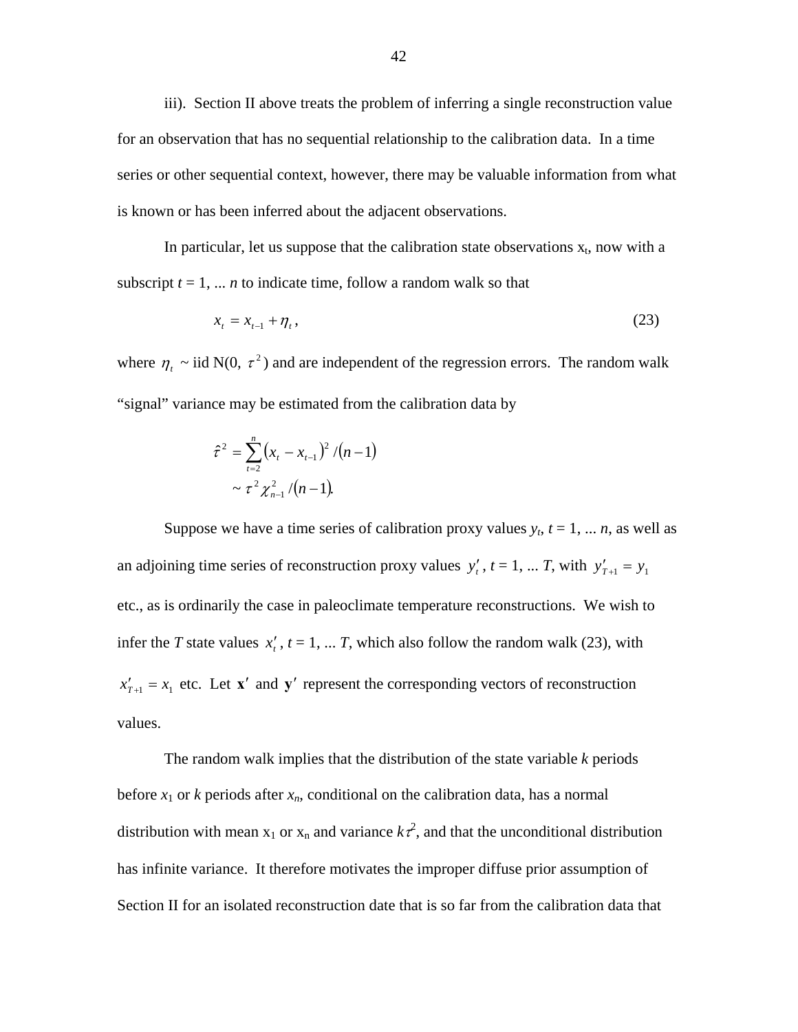iii). Section II above treats the problem of inferring a single reconstruction value for an observation that has no sequential relationship to the calibration data. In a time series or other sequential context, however, there may be valuable information from what is known or has been inferred about the adjacent observations.

In particular, let us suppose that the calibration state observations $x_t$, now with a subscript $t = 1, \ldots n$ to indicate time, follow a random walk so that

$$x_t = x_{t-1} + \eta_t \,, \tag{23}$$

where $\eta_t$ ~ iid N(0, $\tau^2$) and are independent of the regression errors. The random walk "signal" variance may be estimated from the calibration data by

$$\begin{aligned} \hat{\tau}^2 &= \sum_{t=2}^{n} (x_t - x_{t-1})^2 / (n-1) \\ &\sim \tau^2 \chi^2_{n-1} / (n-1). \end{aligned}$$

Suppose we have a time series of calibration proxy values $y_t$, $t = 1, \ldots n$, as well as an adjoining time series of reconstruction proxy values $y'_t$, $t = 1, \ldots T$, with $y'_{T+1} = y_1$ etc., as is ordinarily the case in paleoclimate temperature reconstructions. We wish to infer the $T$ state values $x'_t$, $t = 1, \ldots T$, which also follow the random walk (23), with $x'_{T+1} = x_1$ etc. Let $\mathbf{x}'$ and $\mathbf{y}'$ represent the corresponding vectors of reconstruction values.

The random walk implies that the distribution of the state variable $k$ periods before $x_1$ or $k$ periods after $x_n$, conditional on the calibration data, has a normal distribution with mean $x_1$ or $x_n$ and variance $k\tau^2$, and that the unconditional distribution has infinite variance. It therefore motivates the improper diffuse prior assumption of Section II for an isolated reconstruction date that is so far from the calibration data that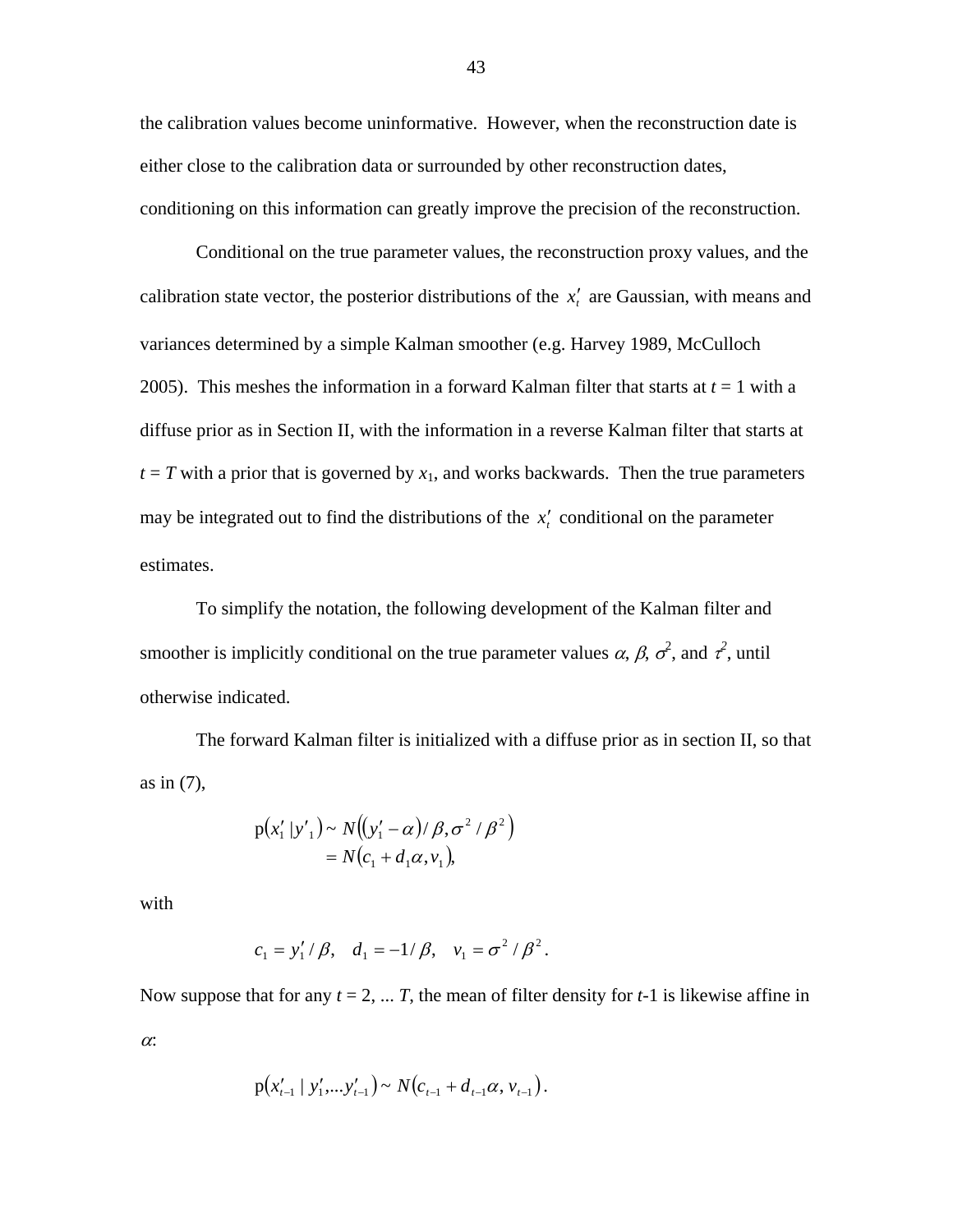the calibration values become uninformative. However, when the reconstruction date is either close to the calibration data or surrounded by other reconstruction dates, conditioning on this information can greatly improve the precision of the reconstruction.

Conditional on the true parameter values, the reconstruction proxy values, and the calibration state vector, the posterior distributions of the $x'_t$ are Gaussian, with means and variances determined by a simple Kalman smoother (e.g. Harvey 1989, McCulloch 2005). This meshes the information in a forward Kalman filter that starts at $t = 1$ with a diffuse prior as in Section II, with the information in a reverse Kalman filter that starts at $t = T$ with a prior that is governed by $x_1$, and works backwards. Then the true parameters may be integrated out to find the distributions of the $x'_t$ conditional on the parameter estimates.

To simplify the notation, the following development of the Kalman filter and smoother is implicitly conditional on the true parameter values $\alpha$, $\beta$, $\sigma^2$, and $\tau^2$, until otherwise indicated.

The forward Kalman filter is initialized with a diffuse prior as in section II, so that as in (7),

$$\begin{aligned} \mathrm{p}(x'_1 \,|\, y'_1) &\sim N\left((y'_1 - \alpha)/\beta, \sigma^2/\beta^2\right) \\ &= N(c_1 + d_1\alpha, v_1), \end{aligned}$$

with

$$c_1 = y'_1/\beta, \quad d_1 = -1/\beta, \quad v_1 = \sigma^2/\beta^2.$$

Now suppose that for any $t = 2, \ldots T$, the mean of filter density for $t$-1 is likewise affine in $\alpha$:

$$\mathrm{p}(x'_{t-1} \mid y'_1, \ldots y'_{t-1}) \sim N(c_{t-1} + d_{t-1}\alpha, v_{t-1}).$$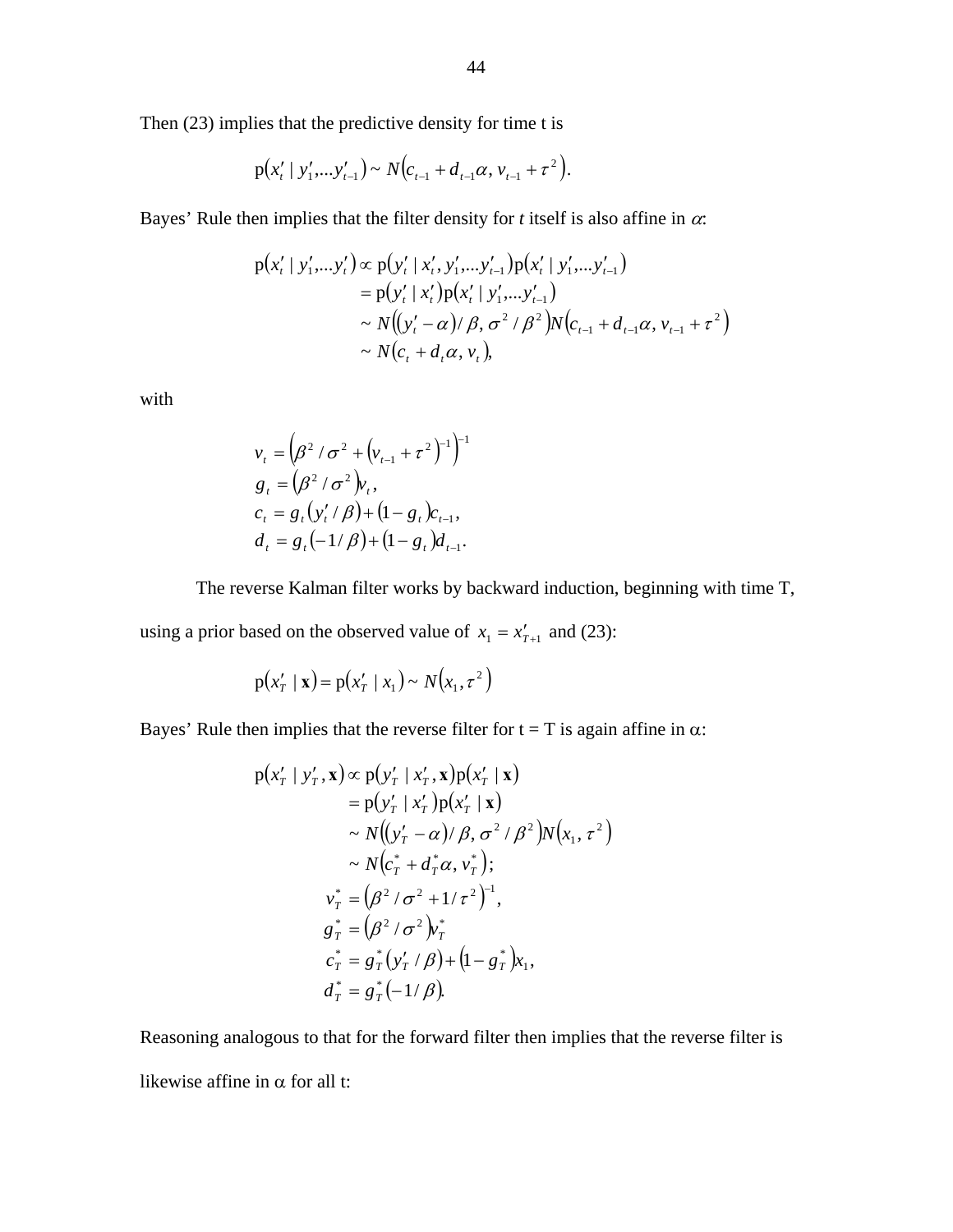Then (23) implies that the predictive density for time t is

$$\mathrm{p}(x'_t \mid y'_1,...y'_{t-1}) \sim N(c_{t-1} + d_{t-1}\alpha,\, v_{t-1} + \tau^2).$$

Bayes' Rule then implies that the filter density for *t* itself is also affine in $\alpha$:

$$\begin{aligned}
\mathrm{p}(x'_t \mid y'_1,...y'_t) &\propto \mathrm{p}(y'_t \mid x'_t, y'_1,...y'_{t-1})\mathrm{p}(x'_t \mid y'_1,...y'_{t-1}) \\
&= \mathrm{p}(y'_t \mid x'_t)\mathrm{p}(x'_t \mid y'_1,...y'_{t-1}) \\
&\sim N((y'_t - \alpha)/\beta,\, \sigma^2/\beta^2)N(c_{t-1} + d_{t-1}\alpha,\, v_{t-1} + \tau^2) \\
&\sim N(c_t + d_t\alpha,\, v_t),
\end{aligned}$$

with

$$\begin{aligned}
v_t &= \left(\beta^2/\sigma^2 + (v_{t-1} + \tau^2)^{-1}\right)^{-1} \\
g_t &= (\beta^2/\sigma^2)v_t, \\
c_t &= g_t(y'_t/\beta) + (1 - g_t)c_{t-1}, \\
d_t &= g_t(-1/\beta) + (1 - g_t)d_{t-1}.
\end{aligned}$$

The reverse Kalman filter works by backward induction, beginning with time T, using a prior based on the observed value of $x_1 = x'_{T+1}$ and (23):

$$\mathrm{p}(x'_T \mid \mathbf{x}) = \mathrm{p}(x'_T \mid x_1) \sim N(x_1, \tau^2)$$

Bayes' Rule then implies that the reverse filter for t = T is again affine in $\alpha$:

$$\begin{aligned}
\mathrm{p}(x'_T \mid y'_T, \mathbf{x}) &\propto \mathrm{p}(y'_T \mid x'_T, \mathbf{x})\mathrm{p}(x'_T \mid \mathbf{x}) \\
&= \mathrm{p}(y'_T \mid x'_T)\mathrm{p}(x'_T \mid \mathbf{x}) \\
&\sim N((y'_T - \alpha)/\beta,\, \sigma^2/\beta^2)N(x_1, \tau^2) \\
&\sim N(c_T^* + d_T^*\alpha,\, v_T^*); \\
v_T^* &= (\beta^2/\sigma^2 + 1/\tau^2)^{-1}, \\
g_T^* &= (\beta^2/\sigma^2)v_T^* \\
c_T^* &= g_T^*(y'_T/\beta) + (1 - g_T^*)x_1, \\
d_T^* &= g_T^*(-1/\beta).
\end{aligned}$$

Reasoning analogous to that for the forward filter then implies that the reverse filter is likewise affine in $\alpha$ for all t: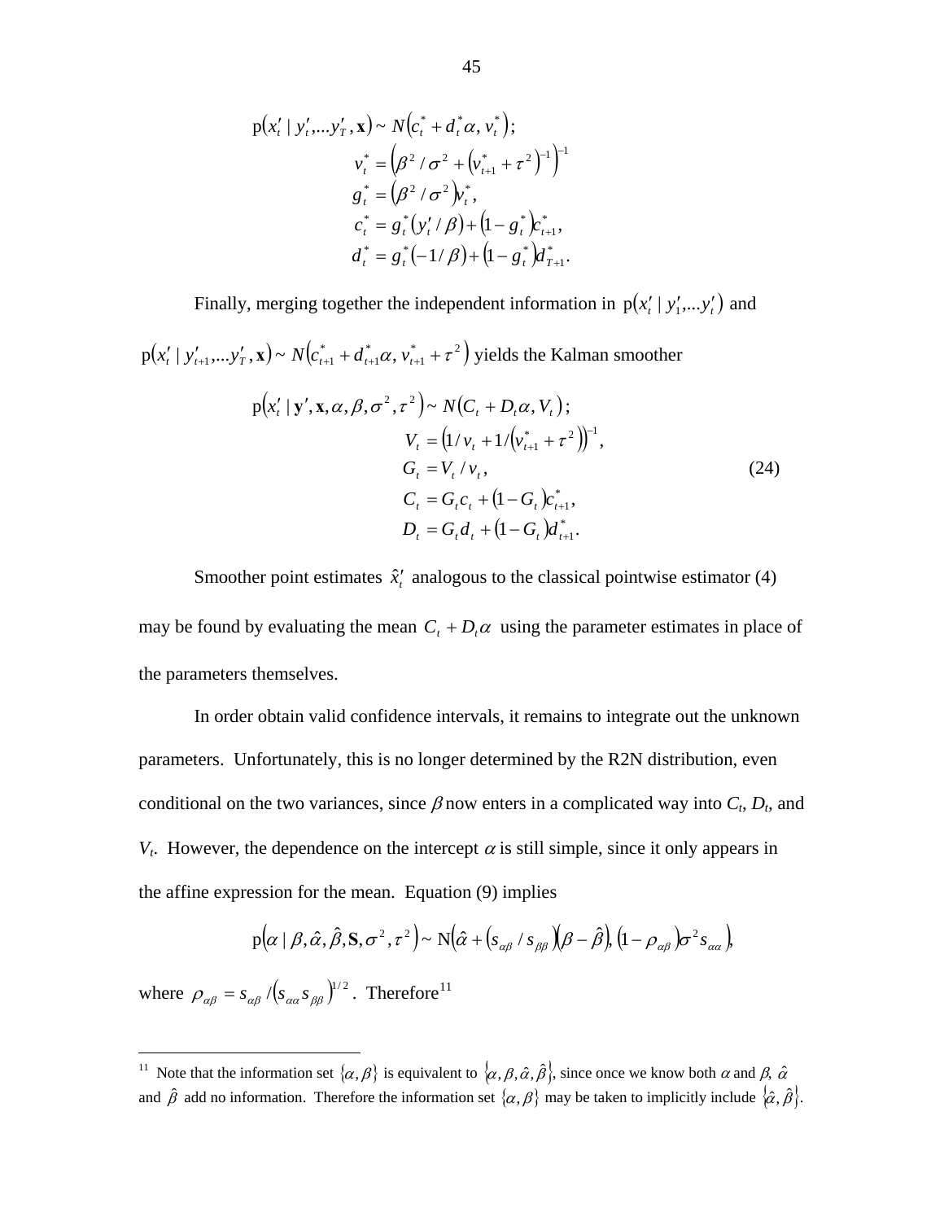$$
\begin{aligned}
\mathrm{p}\left(x_t' \mid y_t',...y_T', \mathbf{x}\right) &\sim N\left(c_t^* + d_t^*\alpha, v_t^*\right); \\
v_t^* &= \left(\beta^2/\sigma^2 + \left(v_{t+1}^* + \tau^2\right)^{-1}\right)^{-1} \\
g_t^* &= \left(\beta^2/\sigma^2\right)v_t^*, \\
c_t^* &= g_t^*\left(y_t'/\beta\right) + \left(1 - g_t^*\right)c_{t+1}^*, \\
d_t^* &= g_t^*\left(-1/\beta\right) + \left(1 - g_t^*\right)d_{T+1}^*.
\end{aligned}
$$

Finally, merging together the independent information in $\mathrm{p}\left(x_t' \mid y_1',...y_t'\right)$ and $\mathrm{p}\left(x_t' \mid y_{t+1}',...y_T', \mathbf{x}\right) \sim N\left(c_{t+1}^* + d_{t+1}^*\alpha, v_{t+1}^* + \tau^2\right)$ yields the Kalman smoother

$$
\begin{aligned}
\mathrm{p}\left(x_t' \mid \mathbf{y}', \mathbf{x}, \alpha, \beta, \sigma^2, \tau^2\right) &\sim N\left(C_t + D_t\alpha, V_t\right); \\
V_t &= \left(1/v_t + 1/\left(v_{t+1}^* + \tau^2\right)\right)^{-1}, \\
G_t &= V_t / v_t, \\
C_t &= G_t c_t + \left(1 - G_t\right)c_{t+1}^*, \\
D_t &= G_t d_t + \left(1 - G_t\right)d_{t+1}^*.
\end{aligned} \tag{24}
$$

Smoother point estimates $\hat{x}_t'$ analogous to the classical pointwise estimator (4) may be found by evaluating the mean $C_t + D_t\alpha$ using the parameter estimates in place of the parameters themselves.

In order obtain valid confidence intervals, it remains to integrate out the unknown parameters. Unfortunately, this is no longer determined by the R2N distribution, even conditional on the two variances, since $\beta$ now enters in a complicated way into $C_t$, $D_t$, and $V_t$. However, the dependence on the intercept $\alpha$ is still simple, since it only appears in the affine expression for the mean. Equation (9) implies

$$
\mathrm{p}\left(\alpha \mid \beta, \hat{\alpha}, \hat{\beta}, \mathbf{S}, \sigma^2, \tau^2\right) \sim \mathrm{N}\left(\hat{\alpha} + \left(s_{\alpha\beta}/s_{\beta\beta}\right)\left(\beta - \hat{\beta}\right), \left(1 - \rho_{\alpha\beta}\right)\sigma^2 s_{\alpha\alpha}\right),
$$

where $\rho_{\alpha\beta} = s_{\alpha\beta} / \left(s_{\alpha\alpha}s_{\beta\beta}\right)^{1/2}$. Therefore[11]

[11] Note that the information set $\{\alpha, \beta\}$ is equivalent to $\{\alpha, \beta, \hat{\alpha}, \hat{\beta}\}$, since once we know both $\alpha$ and $\beta$, $\hat{\alpha}$ and $\hat{\beta}$ add no information. Therefore the information set $\{\alpha, \beta\}$ may be taken to implicitly include $\{\hat{\alpha}, \hat{\beta}\}$.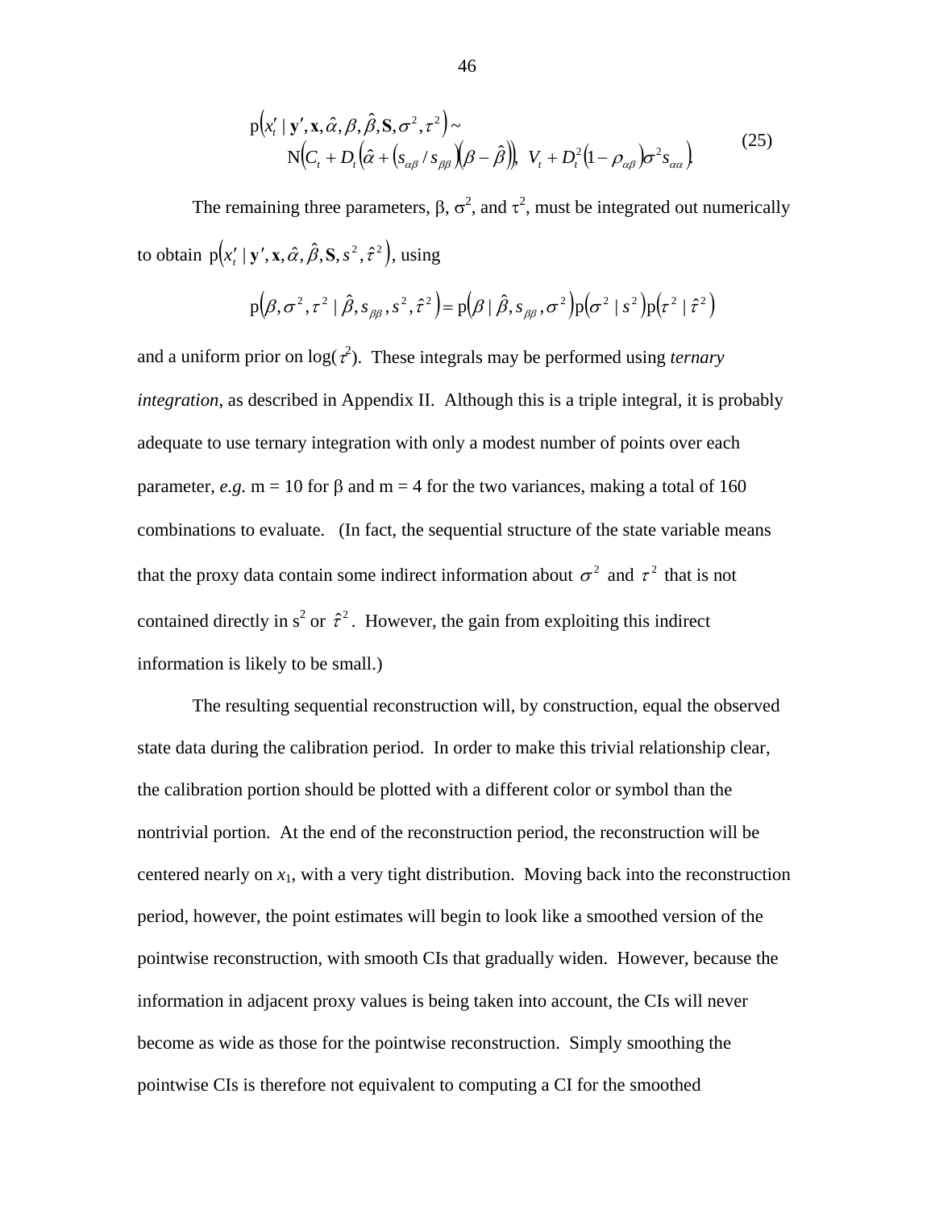$$
\begin{aligned}
&\mathrm{p}\left(x_t' \mid \mathbf{y}', \mathbf{x}, \hat{\alpha}, \beta, \hat{\beta}, \mathbf{S}, \sigma^2, \tau^2\right) \sim \\
&\qquad \mathrm{N}\left(C_t + D_t\left(\hat{\alpha} + \left(s_{\alpha\beta} / s_{\beta\beta}\right)\left(\beta - \hat{\beta}\right)\right),\ V_t + D_t^2\left(1 - \rho_{\alpha\beta}\right)\sigma^2 s_{\alpha\alpha}\right).
\end{aligned}
\tag{25}
$$

The remaining three parameters, $\beta$, $\sigma^2$, and $\tau^2$, must be integrated out numerically to obtain $\mathrm{p}\left(x_t' \mid \mathbf{y}', \mathbf{x}, \hat{\alpha}, \hat{\beta}, \mathbf{S}, s^2, \hat{\tau}^2\right)$, using

$$
\mathrm{p}\left(\beta, \sigma^2, \tau^2 \mid \hat{\beta}, s_{\beta\beta}, s^2, \hat{\tau}^2\right) = \mathrm{p}\left(\beta \mid \hat{\beta}, s_{\beta\beta}, \sigma^2\right)\mathrm{p}\left(\sigma^2 \mid s^2\right)\mathrm{p}\left(\tau^2 \mid \hat{\tau}^2\right)
$$

and a uniform prior on $\log(\tau^2)$. These integrals may be performed using *ternary integration*, as described in Appendix II. Although this is a triple integral, it is probably adequate to use ternary integration with only a modest number of points over each parameter, *e.g.* m = 10 for $\beta$ and m = 4 for the two variances, making a total of 160 combinations to evaluate. (In fact, the sequential structure of the state variable means that the proxy data contain some indirect information about $\sigma^2$ and $\tau^2$ that is not contained directly in $s^2$ or $\hat{\tau}^2$. However, the gain from exploiting this indirect information is likely to be small.)

The resulting sequential reconstruction will, by construction, equal the observed state data during the calibration period. In order to make this trivial relationship clear, the calibration portion should be plotted with a different color or symbol than the nontrivial portion. At the end of the reconstruction period, the reconstruction will be centered nearly on $x_1$, with a very tight distribution. Moving back into the reconstruction period, however, the point estimates will begin to look like a smoothed version of the pointwise reconstruction, with smooth CIs that gradually widen. However, because the information in adjacent proxy values is being taken into account, the CIs will never become as wide as those for the pointwise reconstruction. Simply smoothing the pointwise CIs is therefore not equivalent to computing a CI for the smoothed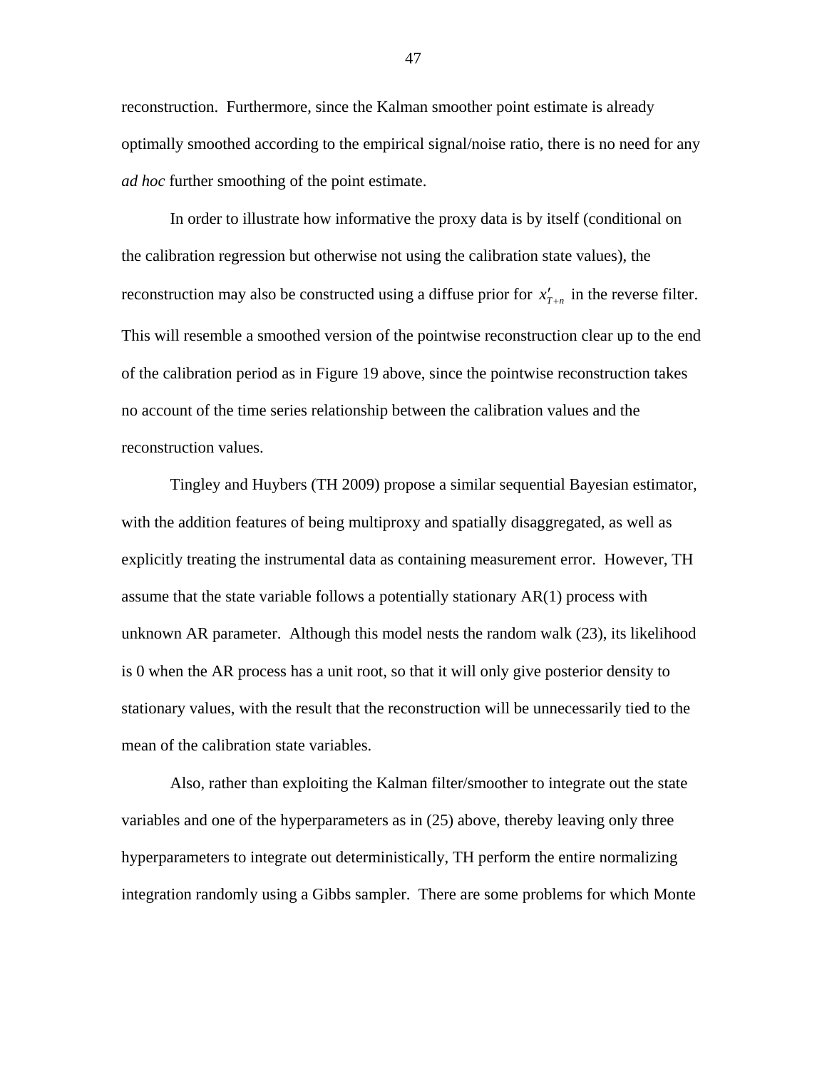reconstruction. Furthermore, since the Kalman smoother point estimate is already optimally smoothed according to the empirical signal/noise ratio, there is no need for any *ad hoc* further smoothing of the point estimate.

In order to illustrate how informative the proxy data is by itself (conditional on the calibration regression but otherwise not using the calibration state values), the reconstruction may also be constructed using a diffuse prior for $x'_{T+n}$ in the reverse filter. This will resemble a smoothed version of the pointwise reconstruction clear up to the end of the calibration period as in Figure 19 above, since the pointwise reconstruction takes no account of the time series relationship between the calibration values and the reconstruction values.

Tingley and Huybers (TH 2009) propose a similar sequential Bayesian estimator, with the addition features of being multiproxy and spatially disaggregated, as well as explicitly treating the instrumental data as containing measurement error. However, TH assume that the state variable follows a potentially stationary AR(1) process with unknown AR parameter. Although this model nests the random walk (23), its likelihood is 0 when the AR process has a unit root, so that it will only give posterior density to stationary values, with the result that the reconstruction will be unnecessarily tied to the mean of the calibration state variables.

Also, rather than exploiting the Kalman filter/smoother to integrate out the state variables and one of the hyperparameters as in (25) above, thereby leaving only three hyperparameters to integrate out deterministically, TH perform the entire normalizing integration randomly using a Gibbs sampler. There are some problems for which Monte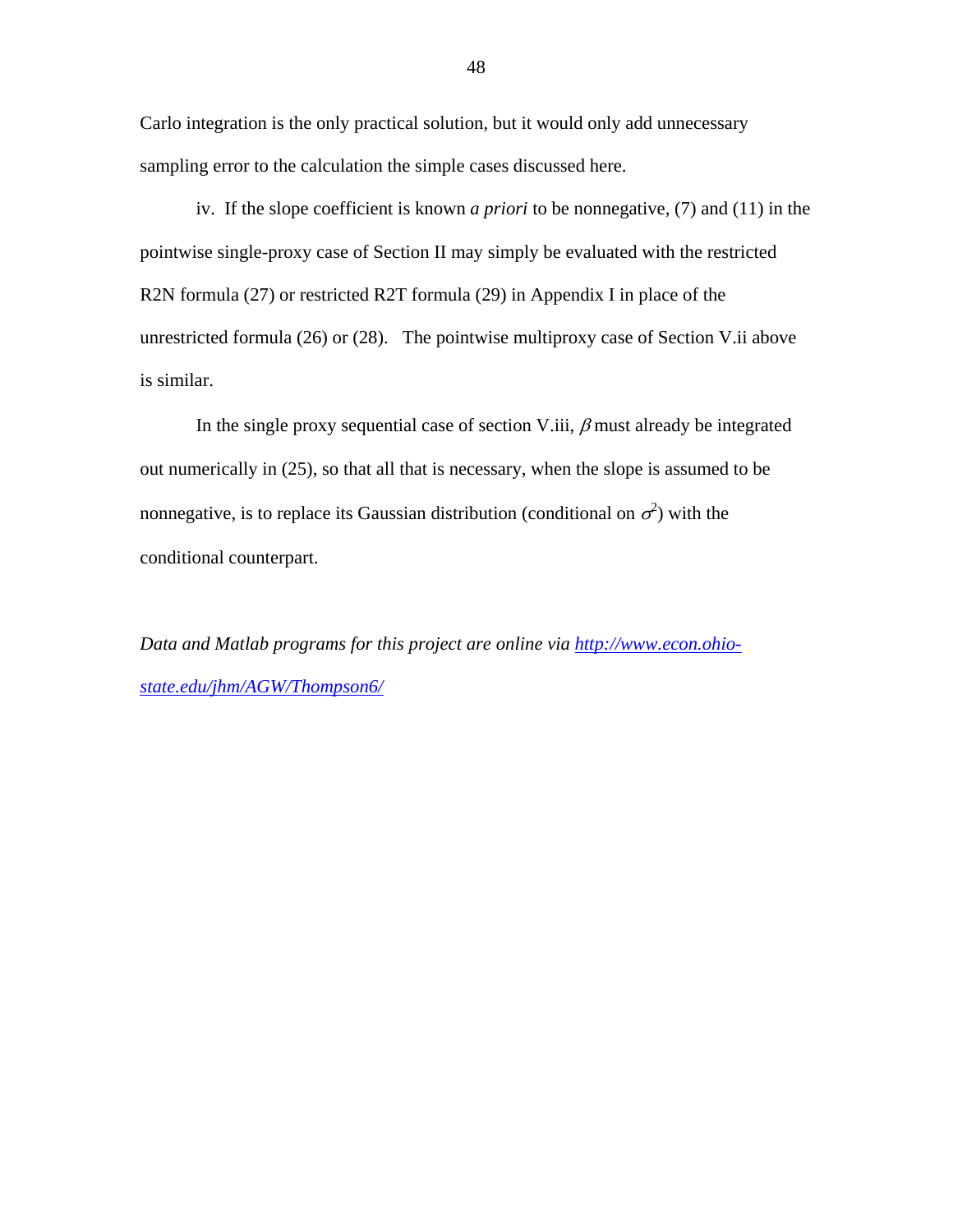Carlo integration is the only practical solution, but it would only add unnecessary sampling error to the calculation the simple cases discussed here.

iv. If the slope coefficient is known *a priori* to be nonnegative, (7) and (11) in the pointwise single-proxy case of Section II may simply be evaluated with the restricted R2N formula (27) or restricted R2T formula (29) in Appendix I in place of the unrestricted formula (26) or (28). The pointwise multiproxy case of Section V.ii above is similar.

In the single proxy sequential case of section V.iii, $\beta$ must already be integrated out numerically in (25), so that all that is necessary, when the slope is assumed to be nonnegative, is to replace its Gaussian distribution (conditional on $\sigma^2$) with the conditional counterpart.

*Data and Matlab programs for this project are online via [http://www.econ.ohio-state.edu/jhm/AGW/Thompson6/](http://www.econ.ohio-state.edu/jhm/AGW/Thompson6/)*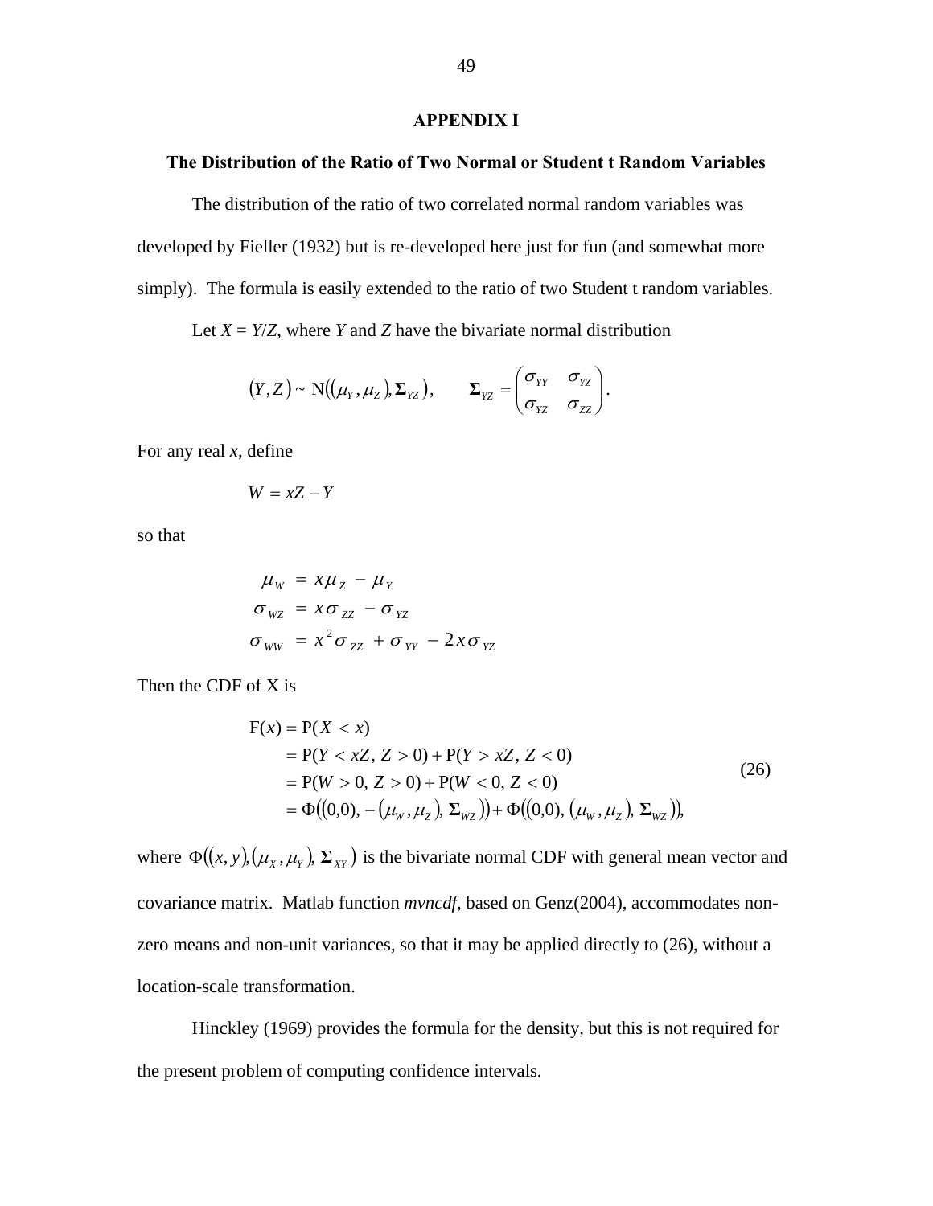# APPENDIX I

## The Distribution of the Ratio of Two Normal or Student t Random Variables

The distribution of the ratio of two correlated normal random variables was developed by Fieller (1932) but is re-developed here just for fun (and somewhat more simply). The formula is easily extended to the ratio of two Student t random variables.

Let $X = Y/Z$, where $Y$ and $Z$ have the bivariate normal distribution

$$(Y, Z) \sim \mathrm{N}((\mu_Y, \mu_Z), \mathbf{\Sigma}_{YZ}), \qquad \mathbf{\Sigma}_{YZ} = \begin{pmatrix} \sigma_{YY} & \sigma_{YZ} \\ \sigma_{YZ} & \sigma_{ZZ} \end{pmatrix}.$$

For any real $x$, define

$$W = xZ - Y$$

so that

$$\begin{aligned} \mu_W &= x\mu_Z - \mu_Y \\ \sigma_{WZ} &= x\sigma_{ZZ} - \sigma_{YZ} \\ \sigma_{WW} &= x^2\sigma_{ZZ} + \sigma_{YY} - 2x\sigma_{YZ} \end{aligned}$$

Then the CDF of X is

$$\begin{aligned} \mathrm{F}(x) &= \mathrm{P}(X < x) \\ &= \mathrm{P}(Y < xZ,\ Z > 0) + \mathrm{P}(Y > xZ,\ Z < 0) \\ &= \mathrm{P}(W > 0,\ Z > 0) + \mathrm{P}(W < 0,\ Z < 0) \\ &= \Phi((0,0),\ -(\mu_W, \mu_Z),\ \mathbf{\Sigma}_{WZ}) + \Phi((0,0),\ (\mu_W, \mu_Z),\ \mathbf{\Sigma}_{WZ}), \end{aligned} \tag{26}$$

where $\Phi((x, y), (\mu_X, \mu_Y), \mathbf{\Sigma}_{XY})$ is the bivariate normal CDF with general mean vector and covariance matrix. Matlab function *mvncdf*, based on Genz(2004), accommodates non-zero means and non-unit variances, so that it may be applied directly to (26), without a location-scale transformation.

Hinckley (1969) provides the formula for the density, but this is not required for the present problem of computing confidence intervals.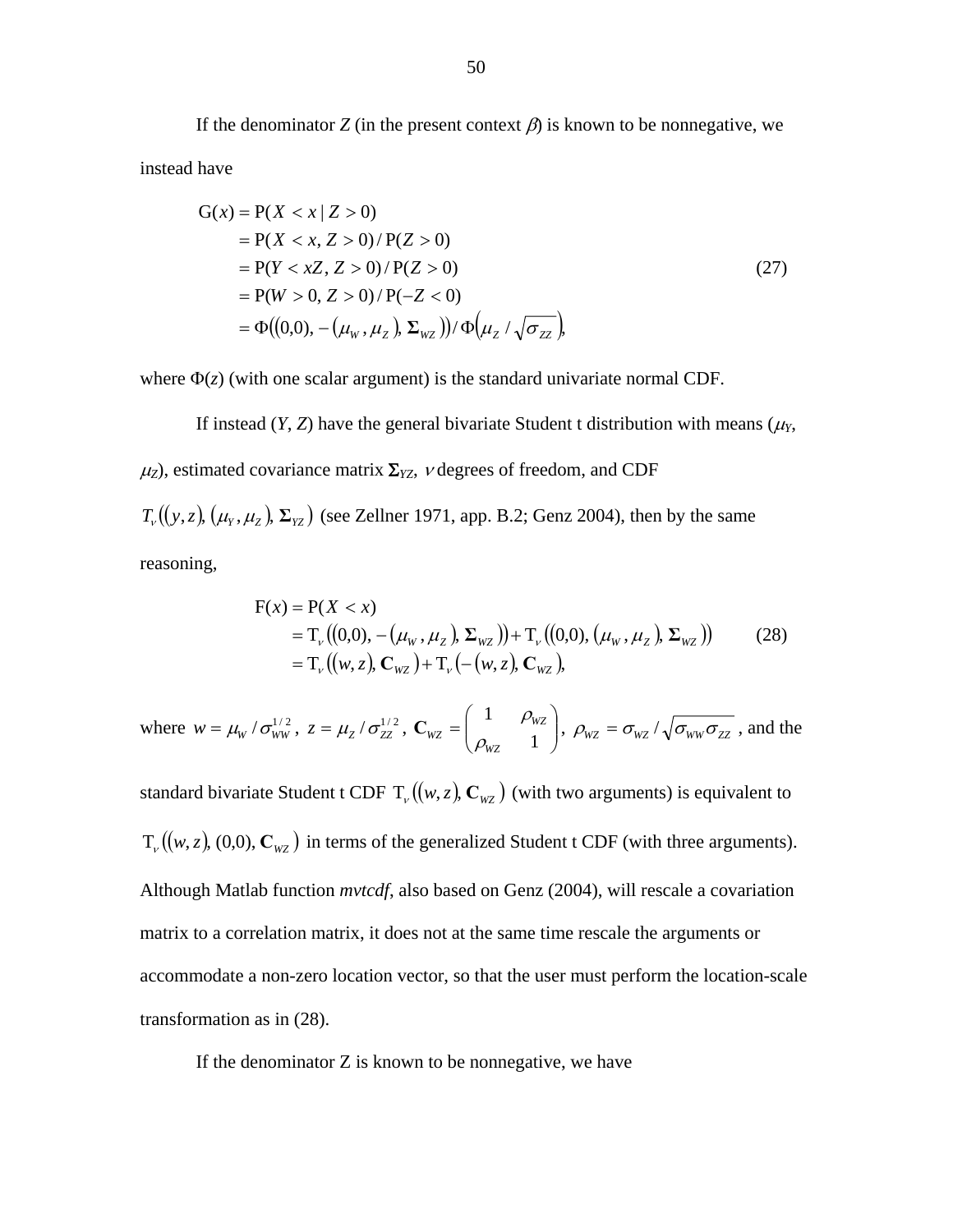If the denominator $Z$ (in the present context $\beta$) is known to be nonnegative, we instead have

$$
\begin{aligned}
\mathrm{G}(x) &= \mathrm{P}(X < x \mid Z > 0) \\
&= \mathrm{P}(X < x,\, Z > 0) / \mathrm{P}(Z > 0) \\
&= \mathrm{P}(Y < xZ,\, Z > 0) / \mathrm{P}(Z > 0) \\
&= \mathrm{P}(W > 0,\, Z > 0) / \mathrm{P}(-Z < 0) \\
&= \Phi\left((0,0),\, -(\mu_W, \mu_Z),\, \mathbf{\Sigma}_{WZ}\right) / \Phi\left(\mu_Z / \sqrt{\sigma_{ZZ}}\right),
\end{aligned}
\tag{27}
$$

where $\Phi(z)$ (with one scalar argument) is the standard univariate normal CDF.

If instead $(Y, Z)$ have the general bivariate Student t distribution with means $(\mu_Y, \mu_Z)$, estimated covariance matrix $\mathbf{\Sigma}_{YZ}$, $\nu$ degrees of freedom, and CDF $T_\nu\left((y,z),\, (\mu_Y, \mu_Z),\, \mathbf{\Sigma}_{YZ}\right)$ (see Zellner 1971, app. B.2; Genz 2004), then by the same reasoning,

$$
\begin{aligned}
\mathrm{F}(x) &= \mathrm{P}(X < x) \\
&= \mathrm{T}_\nu\left((0,0),\, -(\mu_W, \mu_Z),\, \mathbf{\Sigma}_{WZ}\right) + \mathrm{T}_\nu\left((0,0),\, (\mu_W, \mu_Z),\, \mathbf{\Sigma}_{WZ}\right) \\
&= \mathrm{T}_\nu\left((w,z),\, \mathbf{C}_{WZ}\right) + \mathrm{T}_\nu\left(-(w,z),\, \mathbf{C}_{WZ}\right),
\end{aligned}
\tag{28}
$$

where $w = \mu_W / \sigma_{WW}^{1/2}$, $z = \mu_Z / \sigma_{ZZ}^{1/2}$, $\mathbf{C}_{WZ} = \begin{pmatrix} 1 & \rho_{WZ} \\ \rho_{WZ} & 1 \end{pmatrix}$, $\rho_{WZ} = \sigma_{WZ} / \sqrt{\sigma_{WW}\sigma_{ZZ}}$, and the standard bivariate Student t CDF $\mathrm{T}_\nu\left((w,z),\, \mathbf{C}_{WZ}\right)$ (with two arguments) is equivalent to $\mathrm{T}_\nu\left((w,z),\, (0,0),\, \mathbf{C}_{WZ}\right)$ in terms of the generalized Student t CDF (with three arguments). Although Matlab function *mvtcdf*, also based on Genz (2004), will rescale a covariation matrix to a correlation matrix, it does not at the same time rescale the arguments or accommodate a non-zero location vector, so that the user must perform the location-scale transformation as in (28).

If the denominator Z is known to be nonnegative, we have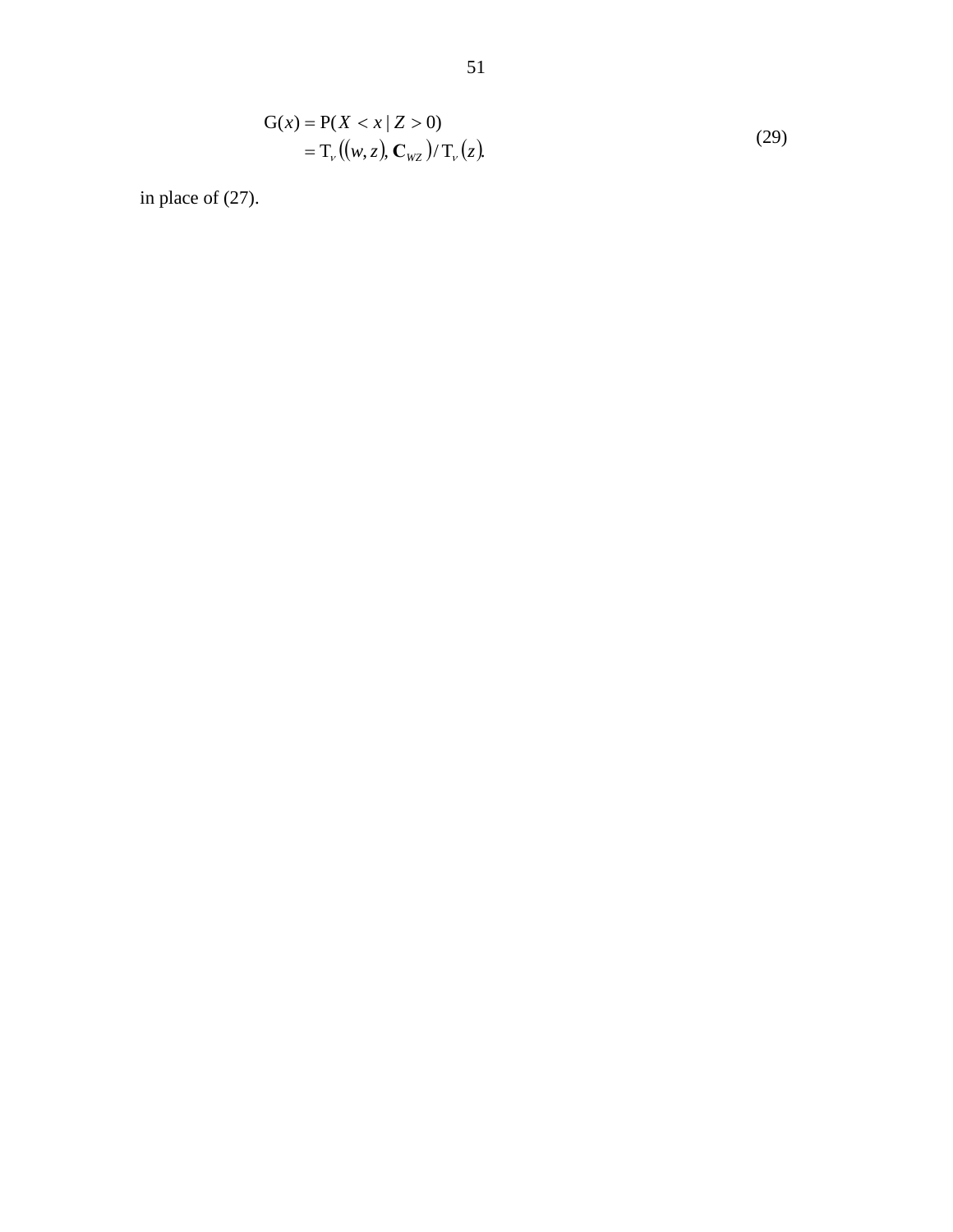$$
\begin{aligned}
\mathrm{G}(x) &= \mathrm{P}(X < x \mid Z > 0) \\
&= \mathrm{T}_{\nu}\left((w, z), \mathbf{C}_{WZ}\right) / \mathrm{T}_{\nu}(z).
\end{aligned}
\tag{29}
$$

in place of (27).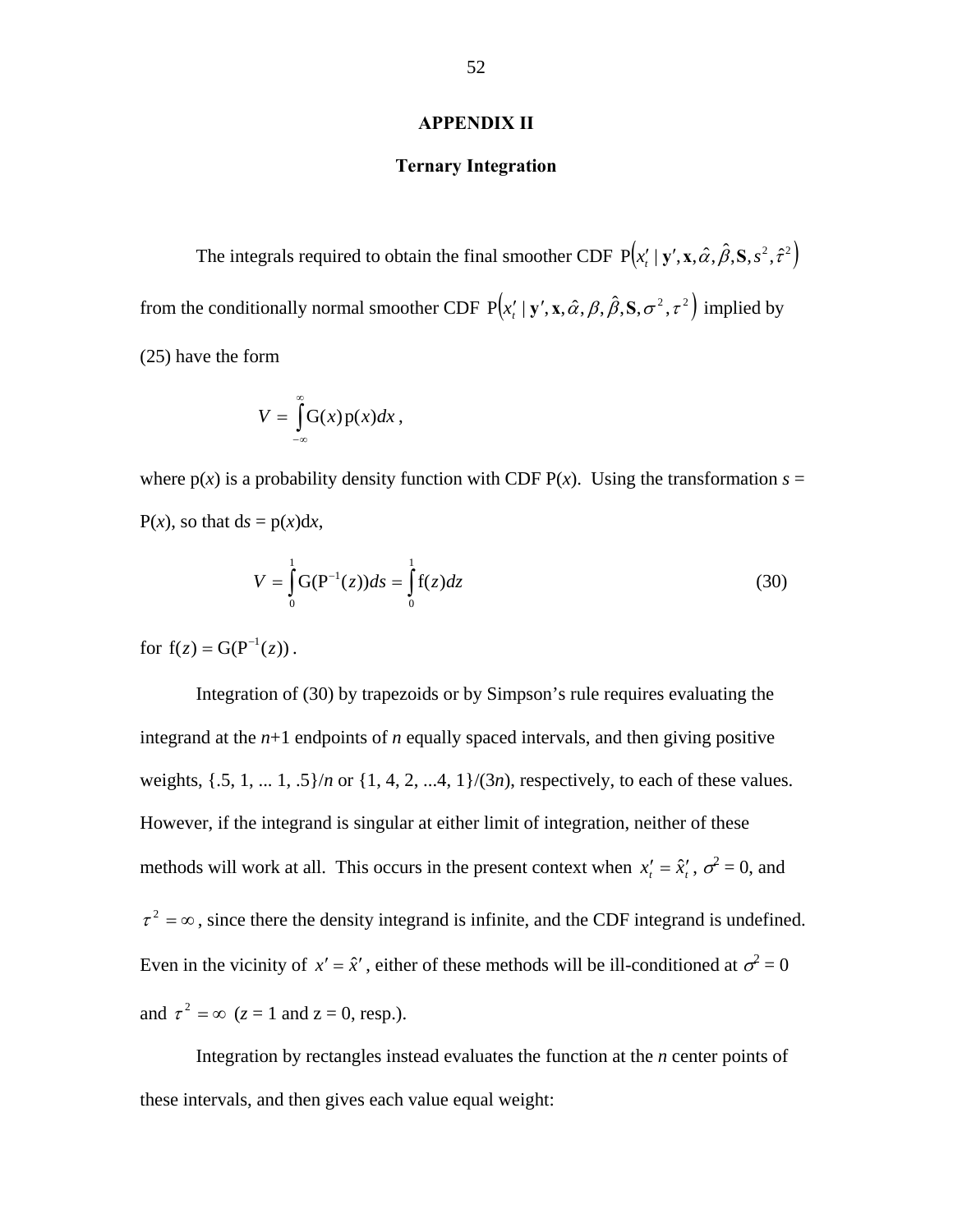# APPENDIX II

## Ternary Integration

The integrals required to obtain the final smoother CDF $\mathrm{P}\left(x_t' \mid \mathbf{y}', \mathbf{x}, \hat{\alpha}, \hat{\beta}, \mathbf{S}, s^2, \hat{\tau}^2\right)$ from the conditionally normal smoother CDF $\mathrm{P}\left(x_t' \mid \mathbf{y}', \mathbf{x}, \hat{\alpha}, \beta, \hat{\beta}, \mathbf{S}, \sigma^2, \tau^2\right)$ implied by (25) have the form

$$V = \int_{-\infty}^{\infty} \mathrm{G}(x)\,\mathrm{p}(x)dx\,,$$

where p(*x*) is a probability density function with CDF P(*x*). Using the transformation *s* = P(*x*), so that d*s* = p(*x*)d*x*,

$$V = \int_0^1 \mathrm{G}(\mathrm{P}^{-1}(z))ds = \int_0^1 \mathrm{f}(z)dz \tag{30}$$

for $\mathrm{f}(z) = \mathrm{G}(\mathrm{P}^{-1}(z))$.

Integration of (30) by trapezoids or by Simpson's rule requires evaluating the integrand at the *n*+1 endpoints of *n* equally spaced intervals, and then giving positive weights, {.5, 1, ... 1, .5}/*n* or {1, 4, 2, ...4, 1}/(3*n*), respectively, to each of these values. However, if the integrand is singular at either limit of integration, neither of these methods will work at all. This occurs in the present context when $x_t' = \hat{x}_t'$, $\sigma^2 = 0$, and $\tau^2 = \infty$, since there the density integrand is infinite, and the CDF integrand is undefined. Even in the vicinity of $x' = \hat{x}'$, either of these methods will be ill-conditioned at $\sigma^2 = 0$ and $\tau^2 = \infty$ (z = 1 and z = 0, resp.).

Integration by rectangles instead evaluates the function at the *n* center points of these intervals, and then gives each value equal weight: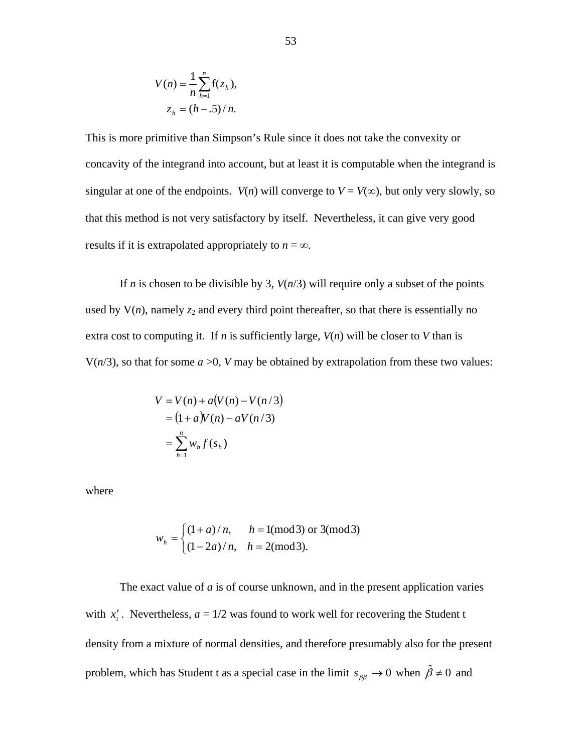$$V(n) = \frac{1}{n}\sum_{h=1}^{n} \mathrm{f}(z_h),$$
$$z_h = (h - .5)/n.$$

This is more primitive than Simpson's Rule since it does not take the convexity or concavity of the integrand into account, but at least it is computable when the integrand is singular at one of the endpoints. $V(n)$ will converge to $V = V(\infty)$, but only very slowly, so that this method is not very satisfactory by itself. Nevertheless, it can give very good results if it is extrapolated appropriately to $n = \infty$.

If $n$ is chosen to be divisible by 3, $V(n/3)$ will require only a subset of the points used by $V(n)$, namely $z_2$ and every third point thereafter, so that there is essentially no extra cost to computing it. If $n$ is sufficiently large, $V(n)$ will be closer to $V$ than is $V(n/3)$, so that for some $a > 0$, $V$ may be obtained by extrapolation from these two values:

$$\begin{aligned} V &= V(n) + a\left(V(n) - V(n/3)\right) \\ &= (1+a)V(n) - aV(n/3) \\ &= \sum_{h=1}^{n} w_h f(s_h) \end{aligned}$$

where

$$w_h = \begin{cases} (1+a)/n, & h = 1(\bmod 3) \text{ or } 3(\bmod 3) \\ (1-2a)/n, & h = 2(\bmod 3). \end{cases}$$

The exact value of $a$ is of course unknown, and in the present application varies with $x_t'$. Nevertheless, $a = 1/2$ was found to work well for recovering the Student t density from a mixture of normal densities, and therefore presumably also for the present problem, which has Student t as a special case in the limit $s_{\beta\beta} \to 0$ when $\hat{\beta} \neq 0$ and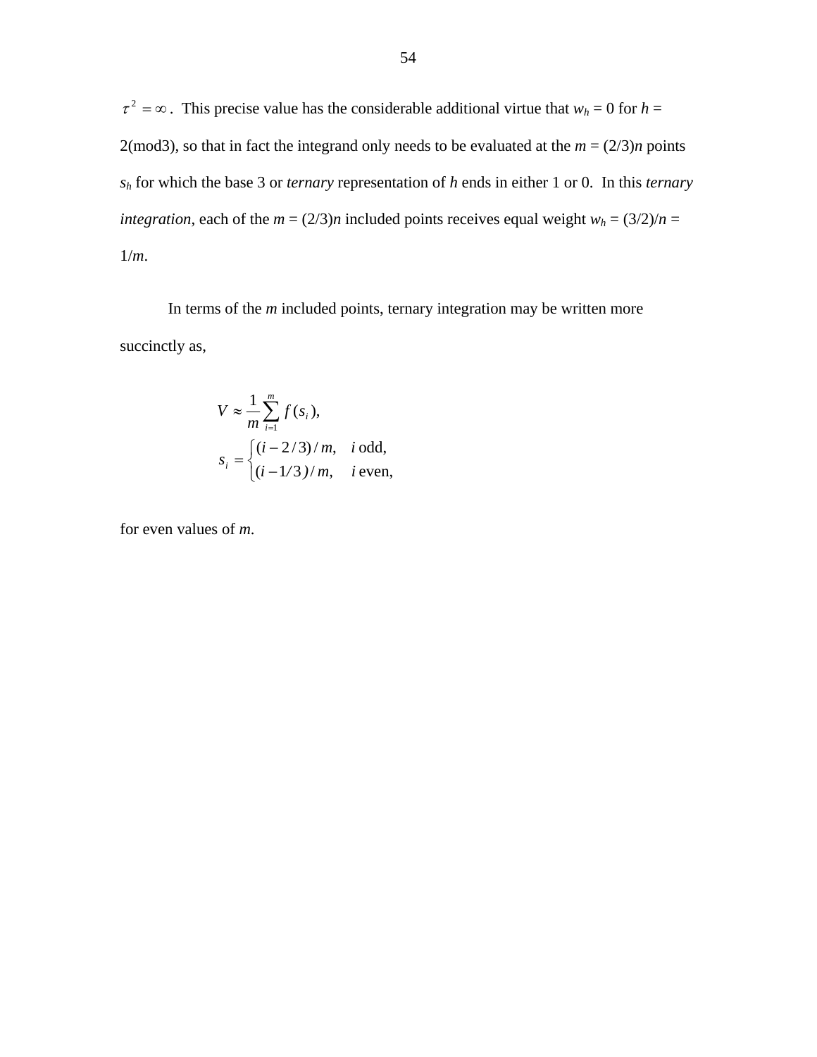$\tau^2 = \infty$. This precise value has the considerable additional virtue that $w_h = 0$ for $h = 2(\text{mod}3)$, so that in fact the integrand only needs to be evaluated at the $m = (2/3)n$ points $s_h$ for which the base 3 or *ternary* representation of $h$ ends in either 1 or 0. In this *ternary integration*, each of the $m = (2/3)n$ included points receives equal weight $w_h = (3/2)/n = 1/m$.

In terms of the $m$ included points, ternary integration may be written more succinctly as,

$$
\begin{aligned}
V &\approx \frac{1}{m}\sum_{i=1}^{m} f(s_i), \\
s_i &= \begin{cases} (i-2/3)/m, & i \text{ odd}, \\ (i-1/3)/m, & i \text{ even}, \end{cases}
\end{aligned}
$$

for even values of $m$.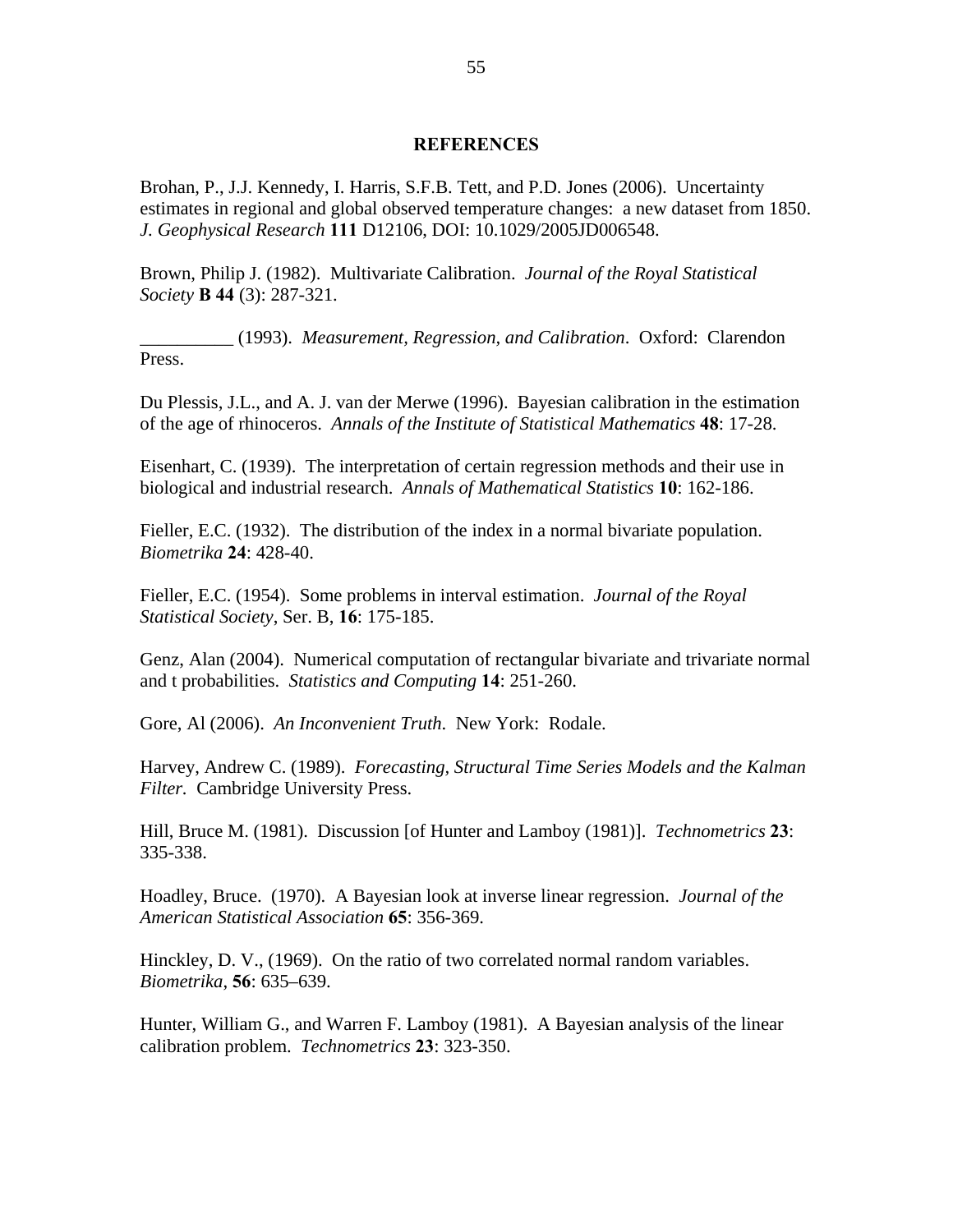## REFERENCES

Brohan, P., J.J. Kennedy, I. Harris, S.F.B. Tett, and P.D. Jones (2006). Uncertainty estimates in regional and global observed temperature changes: a new dataset from 1850. *J. Geophysical Research* **111** D12106, DOI: 10.1029/2005JD006548.

Brown, Philip J. (1982). Multivariate Calibration. *Journal of the Royal Statistical Society* **B 44** (3): 287-321.

__________ (1993). *Measurement, Regression, and Calibration*. Oxford: Clarendon Press.

Du Plessis, J.L., and A. J. van der Merwe (1996). Bayesian calibration in the estimation of the age of rhinoceros. *Annals of the Institute of Statistical Mathematics* **48**: 17-28.

Eisenhart, C. (1939). The interpretation of certain regression methods and their use in biological and industrial research. *Annals of Mathematical Statistics* **10**: 162-186.

Fieller, E.C. (1932). The distribution of the index in a normal bivariate population. *Biometrika* **24**: 428-40.

Fieller, E.C. (1954). Some problems in interval estimation. *Journal of the Royal Statistical Society*, Ser. B, **16**: 175-185.

Genz, Alan (2004). Numerical computation of rectangular bivariate and trivariate normal and t probabilities. *Statistics and Computing* **14**: 251-260.

Gore, Al (2006). *An Inconvenient Truth*. New York: Rodale.

Harvey, Andrew C. (1989). *Forecasting, Structural Time Series Models and the Kalman Filter*. Cambridge University Press.

Hill, Bruce M. (1981). Discussion [of Hunter and Lamboy (1981)]. *Technometrics* **23**: 335-338.

Hoadley, Bruce. (1970). A Bayesian look at inverse linear regression. *Journal of the American Statistical Association* **65**: 356-369.

Hinckley, D. V., (1969). On the ratio of two correlated normal random variables. *Biometrika*, **56**: 635–639.

Hunter, William G., and Warren F. Lamboy (1981). A Bayesian analysis of the linear calibration problem. *Technometrics* **23**: 323-350.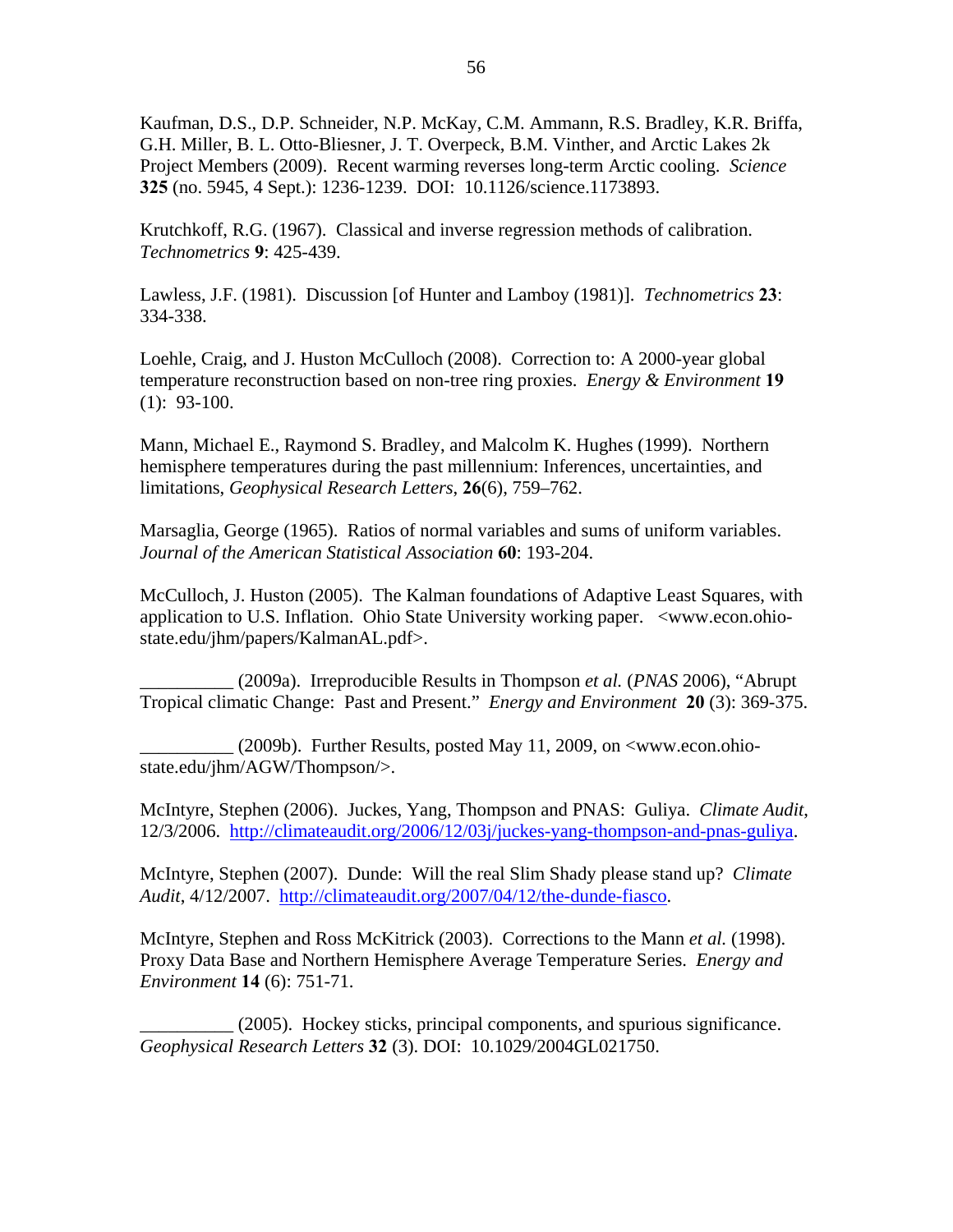Kaufman, D.S., D.P. Schneider, N.P. McKay, C.M. Ammann, R.S. Bradley, K.R. Briffa, G.H. Miller, B. L. Otto-Bliesner, J. T. Overpeck, B.M. Vinther, and Arctic Lakes 2k Project Members (2009). Recent warming reverses long-term Arctic cooling. *Science* **325** (no. 5945, 4 Sept.): 1236-1239. DOI: 10.1126/science.1173893.

Krutchkoff, R.G. (1967). Classical and inverse regression methods of calibration. *Technometrics* **9**: 425-439.

Lawless, J.F. (1981). Discussion [of Hunter and Lamboy (1981)]. *Technometrics* **23**: 334-338.

Loehle, Craig, and J. Huston McCulloch (2008). Correction to: A 2000-year global temperature reconstruction based on non-tree ring proxies. *Energy & Environment* **19** (1): 93-100.

Mann, Michael E., Raymond S. Bradley, and Malcolm K. Hughes (1999). Northern hemisphere temperatures during the past millennium: Inferences, uncertainties, and limitations, *Geophysical Research Letters*, **26**(6), 759–762.

Marsaglia, George (1965). Ratios of normal variables and sums of uniform variables. *Journal of the American Statistical Association* **60**: 193-204.

McCulloch, J. Huston (2005). The Kalman foundations of Adaptive Least Squares, with application to U.S. Inflation. Ohio State University working paper. <www.econ.ohio-state.edu/jhm/papers/KalmanAL.pdf>.

__________ (2009a). Irreproducible Results in Thompson *et al.* (*PNAS* 2006), "Abrupt Tropical climatic Change: Past and Present." *Energy and Environment* **20** (3): 369-375.

__________ (2009b). Further Results, posted May 11, 2009, on <www.econ.ohio-state.edu/jhm/AGW/Thompson/>.

McIntyre, Stephen (2006). Juckes, Yang, Thompson and PNAS: Guliya. *Climate Audit*, 12/3/2006. http://climateaudit.org/2006/12/03j/juckes-yang-thompson-and-pnas-guliya.

McIntyre, Stephen (2007). Dunde: Will the real Slim Shady please stand up? *Climate Audit*, 4/12/2007. http://climateaudit.org/2007/04/12/the-dunde-fiasco.

McIntyre, Stephen and Ross McKitrick (2003). Corrections to the Mann *et al.* (1998). Proxy Data Base and Northern Hemisphere Average Temperature Series. *Energy and Environment* **14** (6): 751-71.

__________ (2005). Hockey sticks, principal components, and spurious significance. *Geophysical Research Letters* **32** (3). DOI: 10.1029/2004GL021750.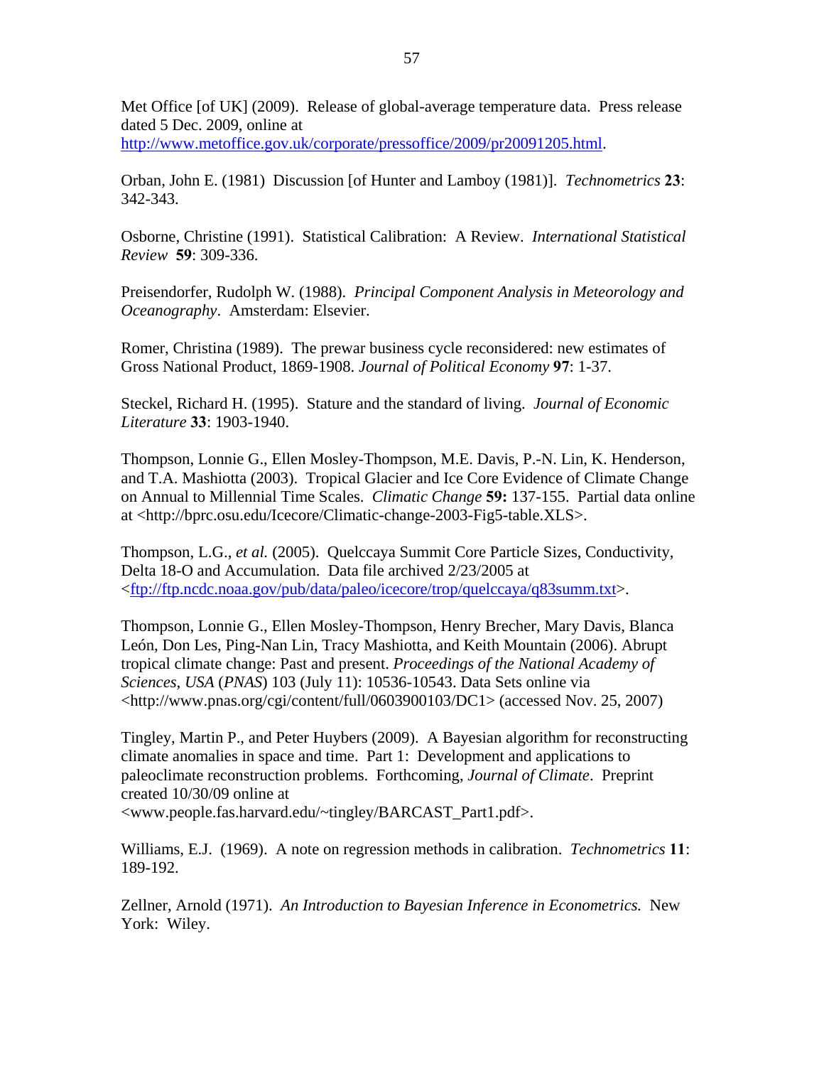Met Office [of UK] (2009). Release of global-average temperature data. Press release dated 5 Dec. 2009, online at http://www.metoffice.gov.uk/corporate/pressoffice/2009/pr20091205.html.

Orban, John E. (1981) Discussion [of Hunter and Lamboy (1981)]. *Technometrics* **23**: 342-343.

Osborne, Christine (1991). Statistical Calibration: A Review. *International Statistical Review* **59**: 309-336.

Preisendorfer, Rudolph W. (1988). *Principal Component Analysis in Meteorology and Oceanography*. Amsterdam: Elsevier.

Romer, Christina (1989). The prewar business cycle reconsidered: new estimates of Gross National Product, 1869-1908. *Journal of Political Economy* **97**: 1-37.

Steckel, Richard H. (1995). Stature and the standard of living. *Journal of Economic Literature* **33**: 1903-1940.

Thompson, Lonnie G., Ellen Mosley-Thompson, M.E. Davis, P.-N. Lin, K. Henderson, and T.A. Mashiotta (2003). Tropical Glacier and Ice Core Evidence of Climate Change on Annual to Millennial Time Scales. *Climatic Change* **59:** 137-155. Partial data online at <http://bprc.osu.edu/Icecore/Climatic-change-2003-Fig5-table.XLS>.

Thompson, L.G., *et al.* (2005). Quelccaya Summit Core Particle Sizes, Conductivity, Delta 18-O and Accumulation. Data file archived 2/23/2005 at <ftp://ftp.ncdc.noaa.gov/pub/data/paleo/icecore/trop/quelccaya/q83summ.txt>.

Thompson, Lonnie G., Ellen Mosley-Thompson, Henry Brecher, Mary Davis, Blanca León, Don Les, Ping-Nan Lin, Tracy Mashiotta, and Keith Mountain (2006). Abrupt tropical climate change: Past and present. *Proceedings of the National Academy of Sciences, USA* (*PNAS*) 103 (July 11): 10536-10543. Data Sets online via <http://www.pnas.org/cgi/content/full/0603900103/DC1> (accessed Nov. 25, 2007)

Tingley, Martin P., and Peter Huybers (2009). A Bayesian algorithm for reconstructing climate anomalies in space and time. Part 1: Development and applications to paleoclimate reconstruction problems. Forthcoming, *Journal of Climate*. Preprint created 10/30/09 online at <www.people.fas.harvard.edu/~tingley/BARCAST_Part1.pdf>.

Williams, E.J. (1969). A note on regression methods in calibration. *Technometrics* **11**: 189-192.

Zellner, Arnold (1971). *An Introduction to Bayesian Inference in Econometrics.* New York: Wiley.